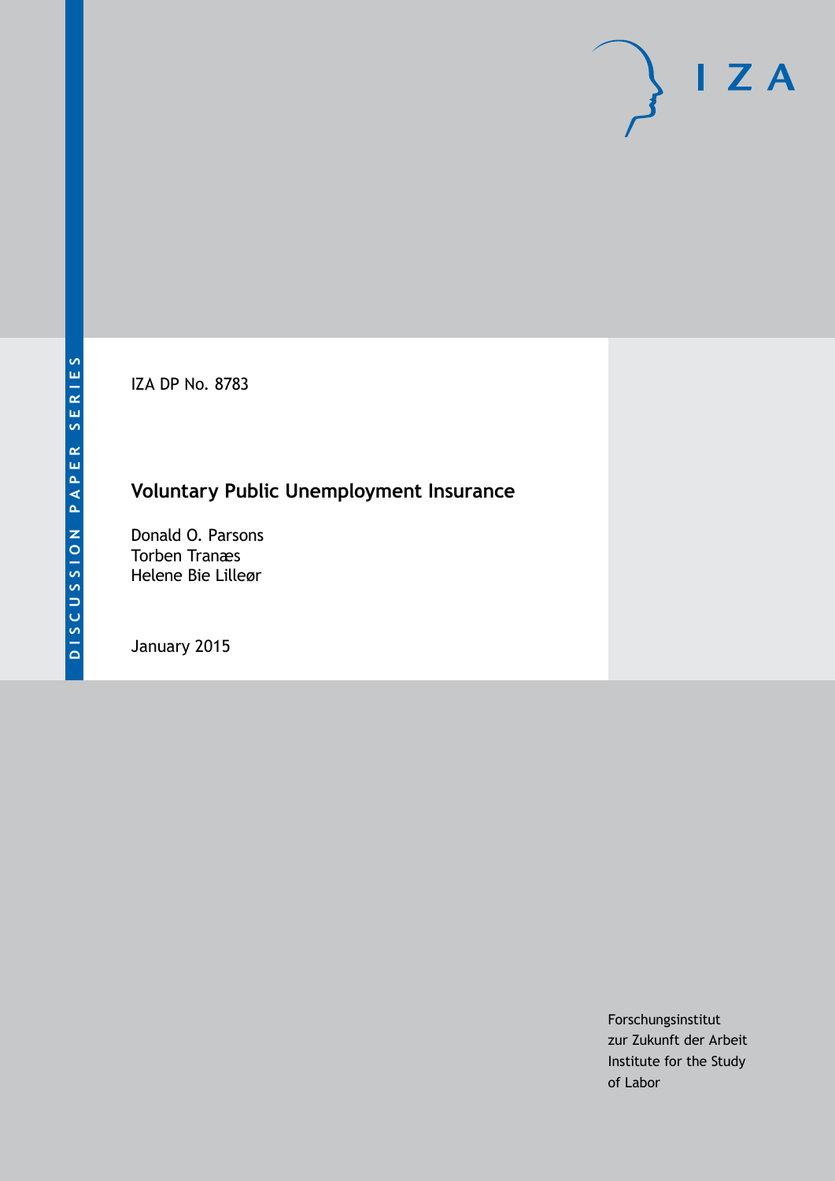DISCUSSION PAPER SERIES

IZA

IZA DP No. 8783

# Voluntary Public Unemployment Insurance

Donald O. Parsons
Torben Tranæs
Helene Bie Lilleør

January 2015

Forschungsinstitut
zur Zukunft der Arbeit
Institute for the Study
of Labor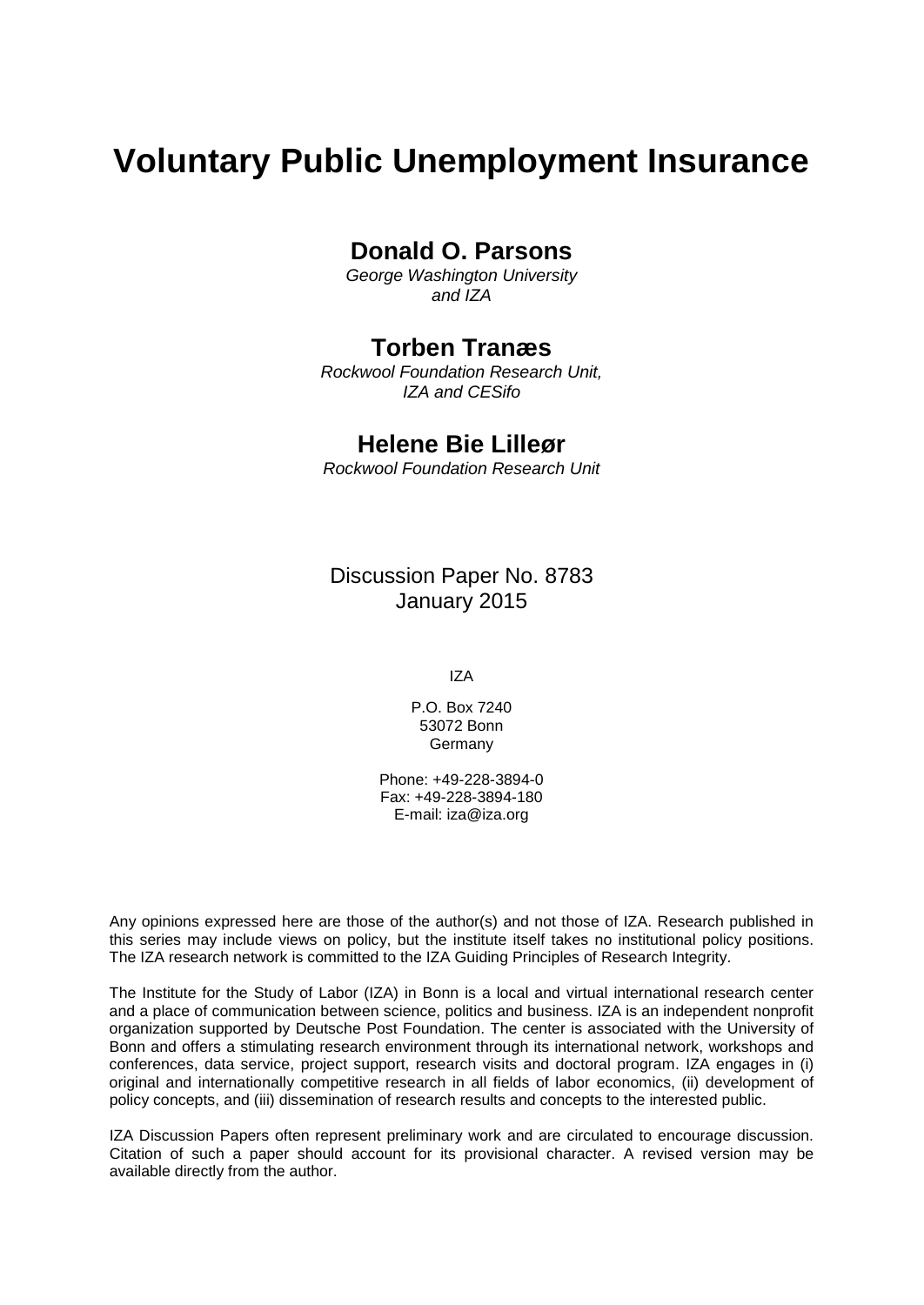# Voluntary Public Unemployment Insurance

## Donald O. Parsons

*George Washington University and IZA*

## Torben Tranæs

*Rockwool Foundation Research Unit, IZA and CESifo*

## Helene Bie Lilleør

*Rockwool Foundation Research Unit*

Discussion Paper No. 8783
January 2015

IZA

P.O. Box 7240
53072 Bonn
Germany

Phone: +49-228-3894-0
Fax: +49-228-3894-180
E-mail: iza@iza.org

Any opinions expressed here are those of the author(s) and not those of IZA. Research published in this series may include views on policy, but the institute itself takes no institutional policy positions. The IZA research network is committed to the IZA Guiding Principles of Research Integrity.

The Institute for the Study of Labor (IZA) in Bonn is a local and virtual international research center and a place of communication between science, politics and business. IZA is an independent nonprofit organization supported by Deutsche Post Foundation. The center is associated with the University of Bonn and offers a stimulating research environment through its international network, workshops and conferences, data service, project support, research visits and doctoral program. IZA engages in (i) original and internationally competitive research in all fields of labor economics, (ii) development of policy concepts, and (iii) dissemination of research results and concepts to the interested public.

IZA Discussion Papers often represent preliminary work and are circulated to encourage discussion. Citation of such a paper should account for its provisional character. A revised version may be available directly from the author.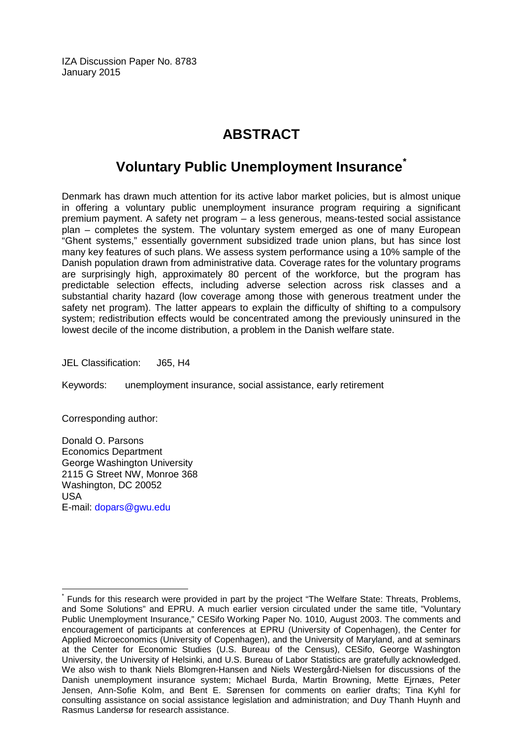IZA Discussion Paper No. 8783
January 2015

# ABSTRACT

## Voluntary Public Unemployment Insurance[*]

Denmark has drawn much attention for its active labor market policies, but is almost unique in offering a voluntary public unemployment insurance program requiring a significant premium payment. A safety net program – a less generous, means-tested social assistance plan – completes the system. The voluntary system emerged as one of many European "Ghent systems," essentially government subsidized trade union plans, but has since lost many key features of such plans. We assess system performance using a 10% sample of the Danish population drawn from administrative data. Coverage rates for the voluntary programs are surprisingly high, approximately 80 percent of the workforce, but the program has predictable selection effects, including adverse selection across risk classes and a substantial charity hazard (low coverage among those with generous treatment under the safety net program). The latter appears to explain the difficulty of shifting to a compulsory system; redistribution effects would be concentrated among the previously uninsured in the lowest decile of the income distribution, a problem in the Danish welfare state.

JEL Classification: J65, H4

Keywords: unemployment insurance, social assistance, early retirement

Corresponding author:

Donald O. Parsons
Economics Department
George Washington University
2115 G Street NW, Monroe 368
Washington, DC 20052
USA
E-mail: dopars@gwu.edu

---

[*] Funds for this research were provided in part by the project "The Welfare State: Threats, Problems, and Some Solutions" and EPRU. A much earlier version circulated under the same title, "Voluntary Public Unemployment Insurance," CESifo Working Paper No. 1010, August 2003. The comments and encouragement of participants at conferences at EPRU (University of Copenhagen), the Center for Applied Microeconomics (University of Copenhagen), and the University of Maryland, and at seminars at the Center for Economic Studies (U.S. Bureau of the Census), CESifo, George Washington University, the University of Helsinki, and U.S. Bureau of Labor Statistics are gratefully acknowledged. We also wish to thank Niels Blomgren-Hansen and Niels Westergård-Nielsen for discussions of the Danish unemployment insurance system; Michael Burda, Martin Browning, Mette Ejrnæs, Peter Jensen, Ann-Sofie Kolm, and Bent E. Sørensen for comments on earlier drafts; Tina Kyhl for consulting assistance on social assistance legislation and administration; and Duy Thanh Huynh and Rasmus Landersø for research assistance.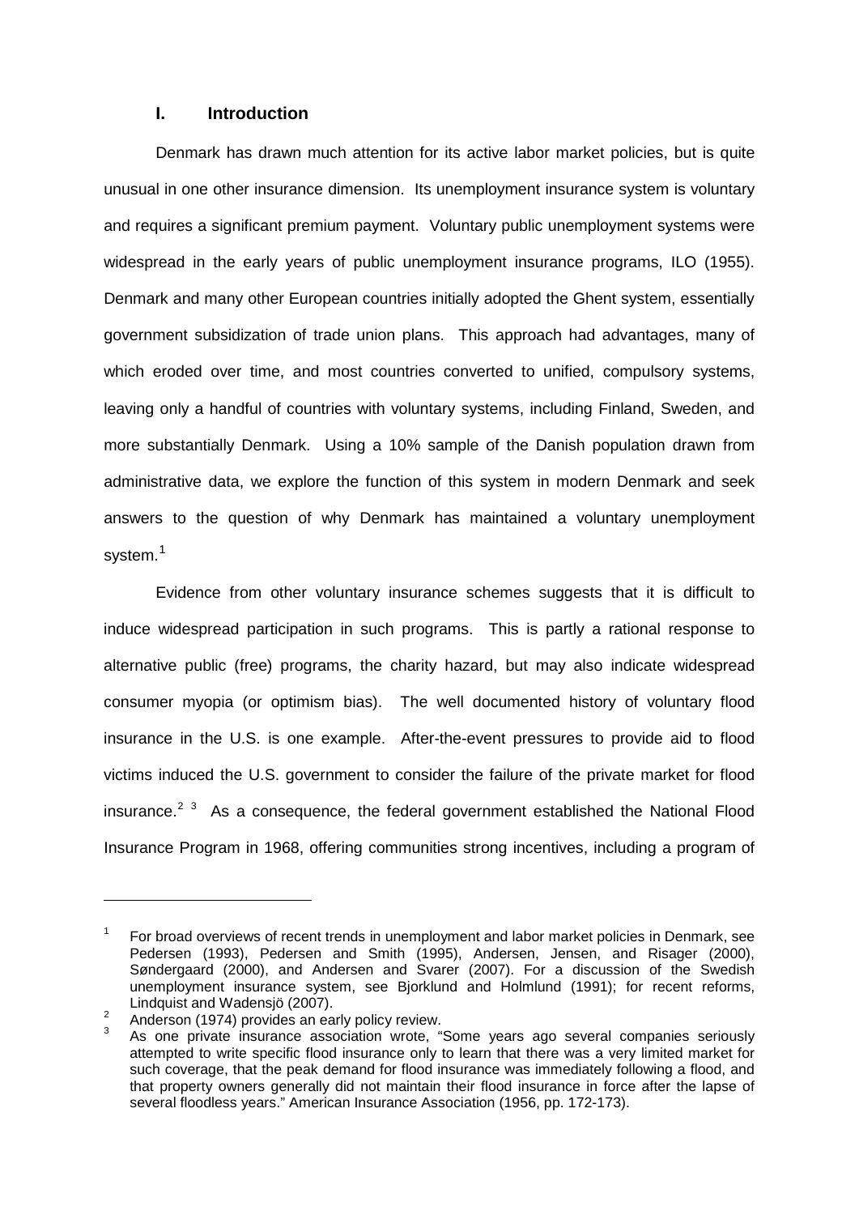## I. Introduction

Denmark has drawn much attention for its active labor market policies, but is quite unusual in one other insurance dimension. Its unemployment insurance system is voluntary and requires a significant premium payment. Voluntary public unemployment systems were widespread in the early years of public unemployment insurance programs, ILO (1955). Denmark and many other European countries initially adopted the Ghent system, essentially government subsidization of trade union plans. This approach had advantages, many of which eroded over time, and most countries converted to unified, compulsory systems, leaving only a handful of countries with voluntary systems, including Finland, Sweden, and more substantially Denmark. Using a 10% sample of the Danish population drawn from administrative data, we explore the function of this system in modern Denmark and seek answers to the question of why Denmark has maintained a voluntary unemployment system.[1]

Evidence from other voluntary insurance schemes suggests that it is difficult to induce widespread participation in such programs. This is partly a rational response to alternative public (free) programs, the charity hazard, but may also indicate widespread consumer myopia (or optimism bias). The well documented history of voluntary flood insurance in the U.S. is one example. After-the-event pressures to provide aid to flood victims induced the U.S. government to consider the failure of the private market for flood insurance.[2] [3] As a consequence, the federal government established the National Flood Insurance Program in 1968, offering communities strong incentives, including a program of

---

[1] For broad overviews of recent trends in unemployment and labor market policies in Denmark, see Pedersen (1993), Pedersen and Smith (1995), Andersen, Jensen, and Risager (2000), Søndergaard (2000), and Andersen and Svarer (2007). For a discussion of the Swedish unemployment insurance system, see Bjorklund and Holmlund (1991); for recent reforms, Lindquist and Wadensjö (2007).

[2] Anderson (1974) provides an early policy review.

[3] As one private insurance association wrote, "Some years ago several companies seriously attempted to write specific flood insurance only to learn that there was a very limited market for such coverage, that the peak demand for flood insurance was immediately following a flood, and that property owners generally did not maintain their flood insurance in force after the lapse of several floodless years." American Insurance Association (1956, pp. 172-173).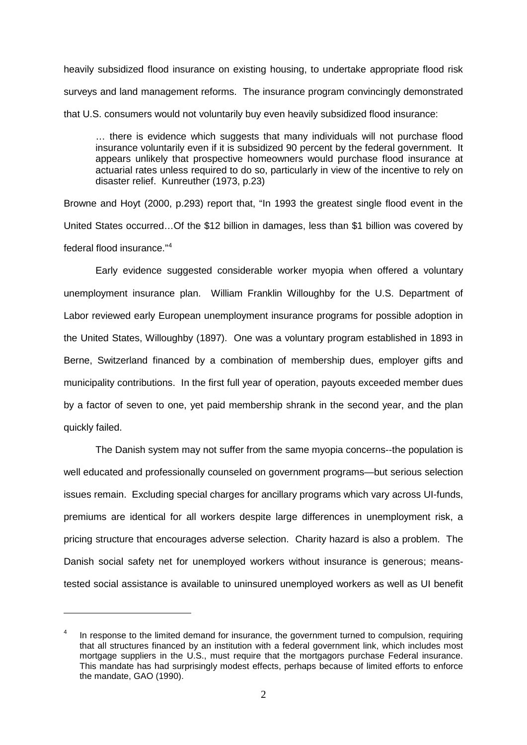heavily subsidized flood insurance on existing housing, to undertake appropriate flood risk surveys and land management reforms. The insurance program convincingly demonstrated that U.S. consumers would not voluntarily buy even heavily subsidized flood insurance:

> … there is evidence which suggests that many individuals will not purchase flood insurance voluntarily even if it is subsidized 90 percent by the federal government. It appears unlikely that prospective homeowners would purchase flood insurance at actuarial rates unless required to do so, particularly in view of the incentive to rely on disaster relief. Kunreuther (1973, p.23)

Browne and Hoyt (2000, p.293) report that, "In 1993 the greatest single flood event in the United States occurred…Of the $12 billion in damages, less than $1 billion was covered by federal flood insurance."[4]

Early evidence suggested considerable worker myopia when offered a voluntary unemployment insurance plan. William Franklin Willoughby for the U.S. Department of Labor reviewed early European unemployment insurance programs for possible adoption in the United States, Willoughby (1897). One was a voluntary program established in 1893 in Berne, Switzerland financed by a combination of membership dues, employer gifts and municipality contributions. In the first full year of operation, payouts exceeded member dues by a factor of seven to one, yet paid membership shrank in the second year, and the plan quickly failed.

The Danish system may not suffer from the same myopia concerns--the population is well educated and professionally counseled on government programs—but serious selection issues remain. Excluding special charges for ancillary programs which vary across UI-funds, premiums are identical for all workers despite large differences in unemployment risk, a pricing structure that encourages adverse selection. Charity hazard is also a problem. The Danish social safety net for unemployed workers without insurance is generous; means-tested social assistance is available to uninsured unemployed workers as well as UI benefit

---

[4] In response to the limited demand for insurance, the government turned to compulsion, requiring that all structures financed by an institution with a federal government link, which includes most mortgage suppliers in the U.S., must require that the mortgagors purchase Federal insurance. This mandate has had surprisingly modest effects, perhaps because of limited efforts to enforce the mandate, GAO (1990).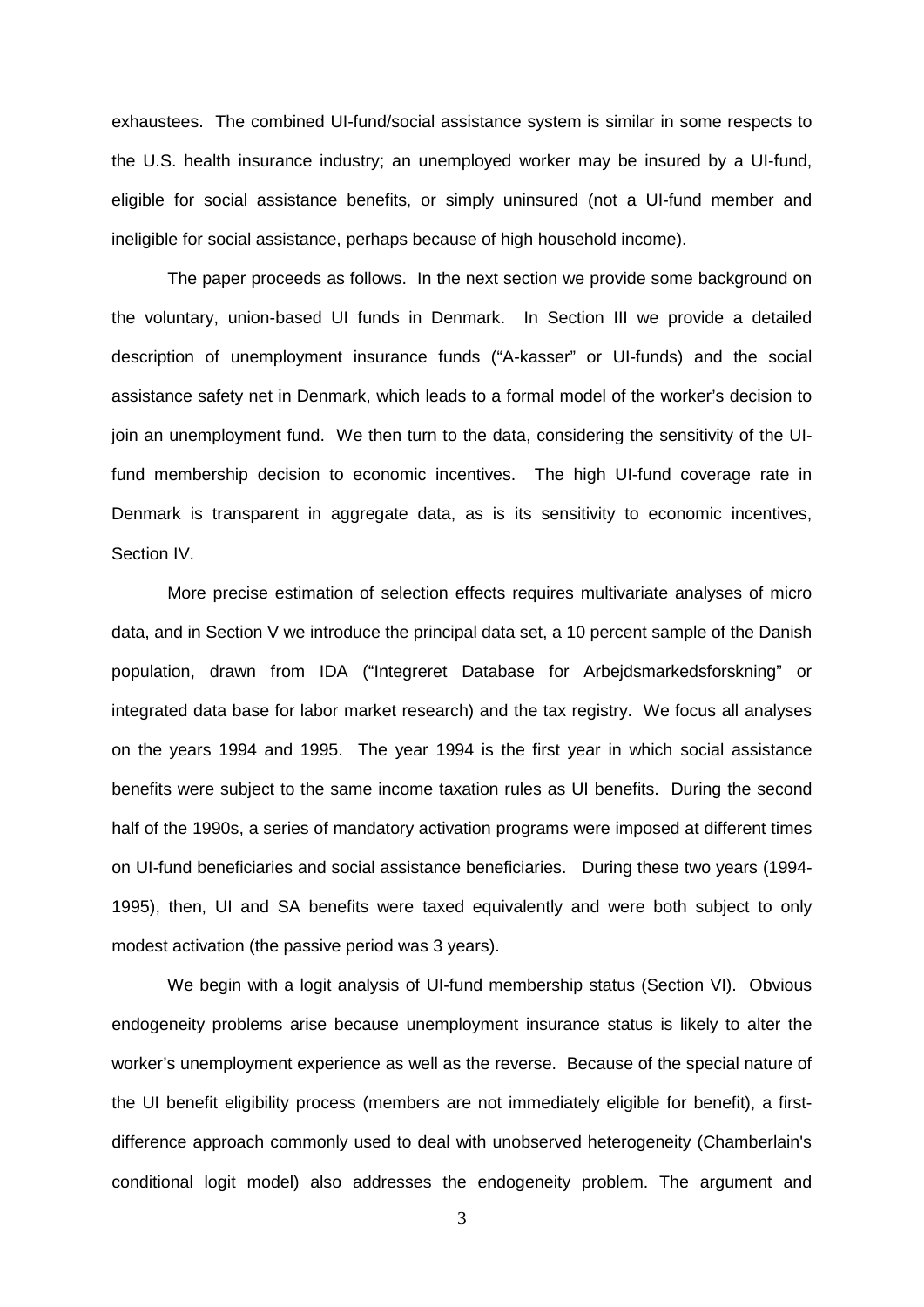exhaustees. The combined UI-fund/social assistance system is similar in some respects to the U.S. health insurance industry; an unemployed worker may be insured by a UI-fund, eligible for social assistance benefits, or simply uninsured (not a UI-fund member and ineligible for social assistance, perhaps because of high household income).

The paper proceeds as follows. In the next section we provide some background on the voluntary, union-based UI funds in Denmark. In Section III we provide a detailed description of unemployment insurance funds ("A-kasser" or UI-funds) and the social assistance safety net in Denmark, which leads to a formal model of the worker's decision to join an unemployment fund. We then turn to the data, considering the sensitivity of the UI-fund membership decision to economic incentives. The high UI-fund coverage rate in Denmark is transparent in aggregate data, as is its sensitivity to economic incentives, Section IV.

More precise estimation of selection effects requires multivariate analyses of micro data, and in Section V we introduce the principal data set, a 10 percent sample of the Danish population, drawn from IDA ("Integreret Database for Arbejdsmarkedsforskning" or integrated data base for labor market research) and the tax registry. We focus all analyses on the years 1994 and 1995. The year 1994 is the first year in which social assistance benefits were subject to the same income taxation rules as UI benefits. During the second half of the 1990s, a series of mandatory activation programs were imposed at different times on UI-fund beneficiaries and social assistance beneficiaries. During these two years (1994-1995), then, UI and SA benefits were taxed equivalently and were both subject to only modest activation (the passive period was 3 years).

We begin with a logit analysis of UI-fund membership status (Section VI). Obvious endogeneity problems arise because unemployment insurance status is likely to alter the worker's unemployment experience as well as the reverse. Because of the special nature of the UI benefit eligibility process (members are not immediately eligible for benefit), a first-difference approach commonly used to deal with unobserved heterogeneity (Chamberlain's conditional logit model) also addresses the endogeneity problem. The argument and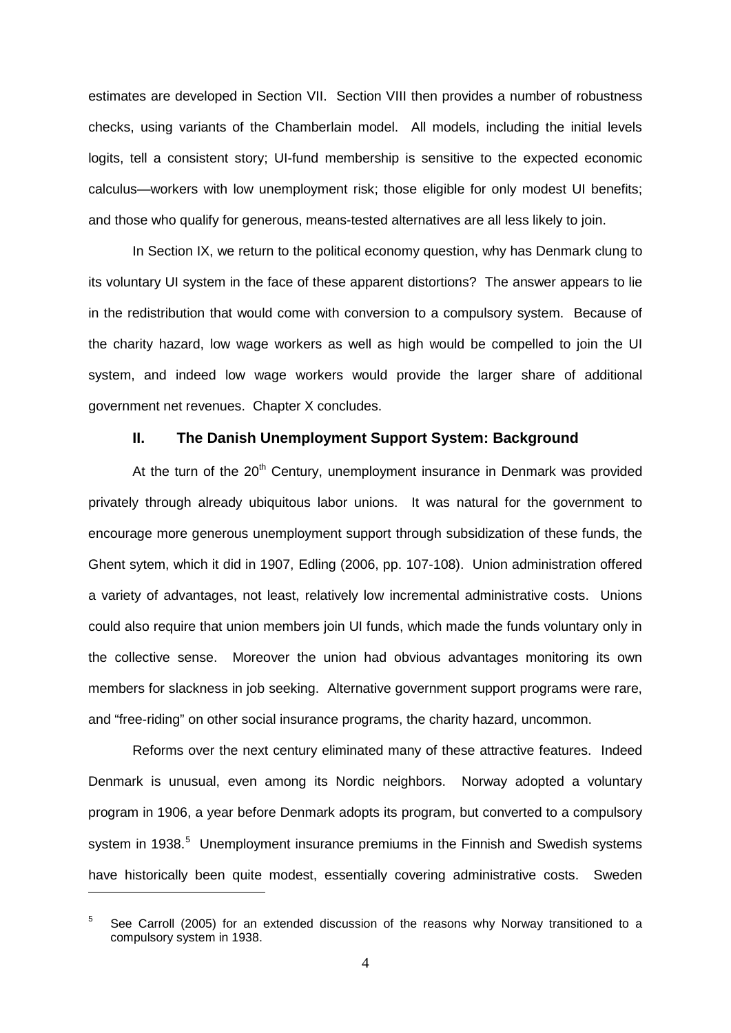estimates are developed in Section VII. Section VIII then provides a number of robustness checks, using variants of the Chamberlain model. All models, including the initial levels logits, tell a consistent story; UI-fund membership is sensitive to the expected economic calculus—workers with low unemployment risk; those eligible for only modest UI benefits; and those who qualify for generous, means-tested alternatives are all less likely to join.

In Section IX, we return to the political economy question, why has Denmark clung to its voluntary UI system in the face of these apparent distortions? The answer appears to lie in the redistribution that would come with conversion to a compulsory system. Because of the charity hazard, low wage workers as well as high would be compelled to join the UI system, and indeed low wage workers would provide the larger share of additional government net revenues. Chapter X concludes.

## II. The Danish Unemployment Support System: Background

At the turn of the 20th Century, unemployment insurance in Denmark was provided privately through already ubiquitous labor unions. It was natural for the government to encourage more generous unemployment support through subsidization of these funds, the Ghent sytem, which it did in 1907, Edling (2006, pp. 107-108). Union administration offered a variety of advantages, not least, relatively low incremental administrative costs. Unions could also require that union members join UI funds, which made the funds voluntary only in the collective sense. Moreover the union had obvious advantages monitoring its own members for slackness in job seeking. Alternative government support programs were rare, and "free-riding" on other social insurance programs, the charity hazard, uncommon.

Reforms over the next century eliminated many of these attractive features. Indeed Denmark is unusual, even among its Nordic neighbors. Norway adopted a voluntary program in 1906, a year before Denmark adopts its program, but converted to a compulsory system in 1938.[5] Unemployment insurance premiums in the Finnish and Swedish systems have historically been quite modest, essentially covering administrative costs. Sweden

[5] See Carroll (2005) for an extended discussion of the reasons why Norway transitioned to a compulsory system in 1938.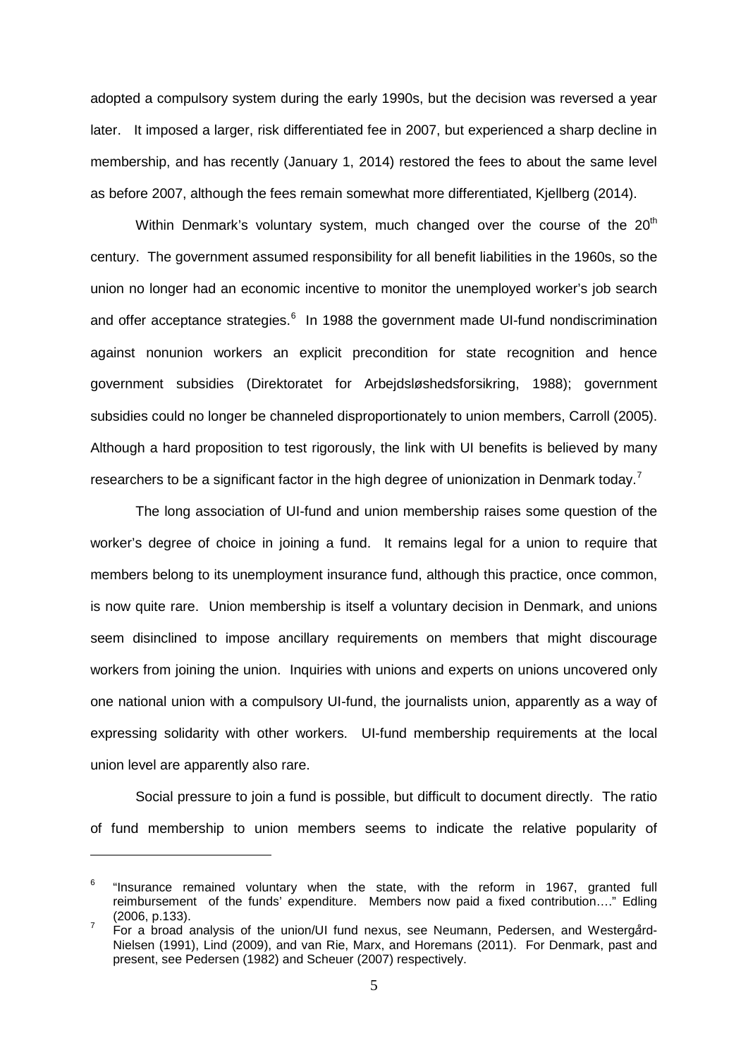adopted a compulsory system during the early 1990s, but the decision was reversed a year later. It imposed a larger, risk differentiated fee in 2007, but experienced a sharp decline in membership, and has recently (January 1, 2014) restored the fees to about the same level as before 2007, although the fees remain somewhat more differentiated, Kjellberg (2014).

Within Denmark's voluntary system, much changed over the course of the 20th century. The government assumed responsibility for all benefit liabilities in the 1960s, so the union no longer had an economic incentive to monitor the unemployed worker's job search and offer acceptance strategies.[6] In 1988 the government made UI-fund nondiscrimination against nonunion workers an explicit precondition for state recognition and hence government subsidies (Direktoratet for Arbejdsløshedsforsikring, 1988); government subsidies could no longer be channeled disproportionately to union members, Carroll (2005). Although a hard proposition to test rigorously, the link with UI benefits is believed by many researchers to be a significant factor in the high degree of unionization in Denmark today.[7]

The long association of UI-fund and union membership raises some question of the worker's degree of choice in joining a fund. It remains legal for a union to require that members belong to its unemployment insurance fund, although this practice, once common, is now quite rare. Union membership is itself a voluntary decision in Denmark, and unions seem disinclined to impose ancillary requirements on members that might discourage workers from joining the union. Inquiries with unions and experts on unions uncovered only one national union with a compulsory UI-fund, the journalists union, apparently as a way of expressing solidarity with other workers. UI-fund membership requirements at the local union level are apparently also rare.

Social pressure to join a fund is possible, but difficult to document directly. The ratio of fund membership to union members seems to indicate the relative popularity of

---

[6] "Insurance remained voluntary when the state, with the reform in 1967, granted full reimbursement of the funds' expenditure. Members now paid a fixed contribution…." Edling (2006, p.133).

[7] For a broad analysis of the union/UI fund nexus, see Neumann, Pedersen, and Westergård-Nielsen (1991), Lind (2009), and van Rie, Marx, and Horemans (2011). For Denmark, past and present, see Pedersen (1982) and Scheuer (2007) respectively.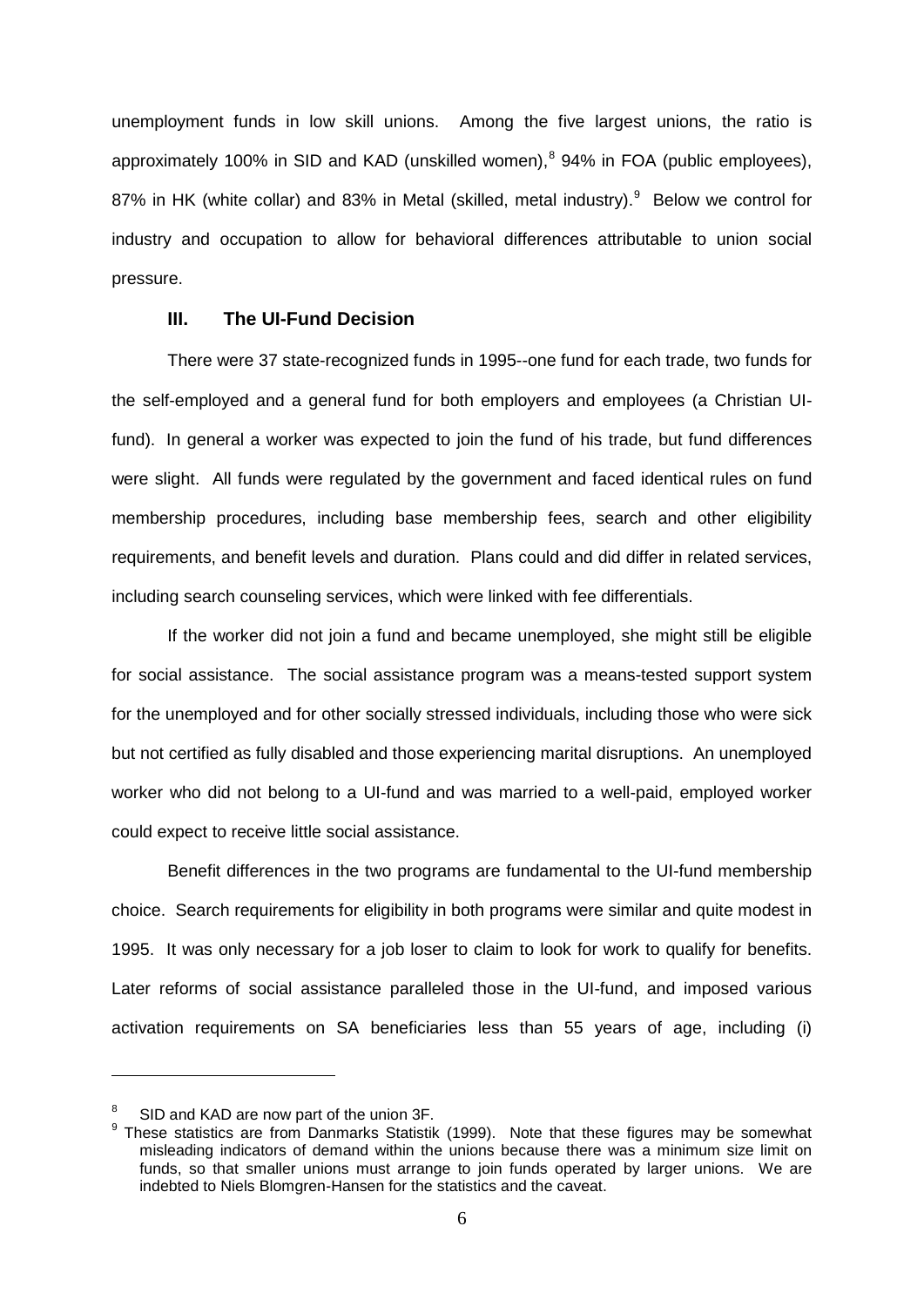unemployment funds in low skill unions. Among the five largest unions, the ratio is approximately 100% in SID and KAD (unskilled women),[8] 94% in FOA (public employees), 87% in HK (white collar) and 83% in Metal (skilled, metal industry).[9] Below we control for industry and occupation to allow for behavioral differences attributable to union social pressure.

## III. The UI-Fund Decision

There were 37 state-recognized funds in 1995--one fund for each trade, two funds for the self-employed and a general fund for both employers and employees (a Christian UI-fund). In general a worker was expected to join the fund of his trade, but fund differences were slight. All funds were regulated by the government and faced identical rules on fund membership procedures, including base membership fees, search and other eligibility requirements, and benefit levels and duration. Plans could and did differ in related services, including search counseling services, which were linked with fee differentials.

If the worker did not join a fund and became unemployed, she might still be eligible for social assistance. The social assistance program was a means-tested support system for the unemployed and for other socially stressed individuals, including those who were sick but not certified as fully disabled and those experiencing marital disruptions. An unemployed worker who did not belong to a UI-fund and was married to a well-paid, employed worker could expect to receive little social assistance.

Benefit differences in the two programs are fundamental to the UI-fund membership choice. Search requirements for eligibility in both programs were similar and quite modest in 1995. It was only necessary for a job loser to claim to look for work to qualify for benefits. Later reforms of social assistance paralleled those in the UI-fund, and imposed various activation requirements on SA beneficiaries less than 55 years of age, including (i)

---

[8] SID and KAD are now part of the union 3F.

[9] These statistics are from Danmarks Statistik (1999). Note that these figures may be somewhat misleading indicators of demand within the unions because there was a minimum size limit on funds, so that smaller unions must arrange to join funds operated by larger unions. We are indebted to Niels Blomgren-Hansen for the statistics and the caveat.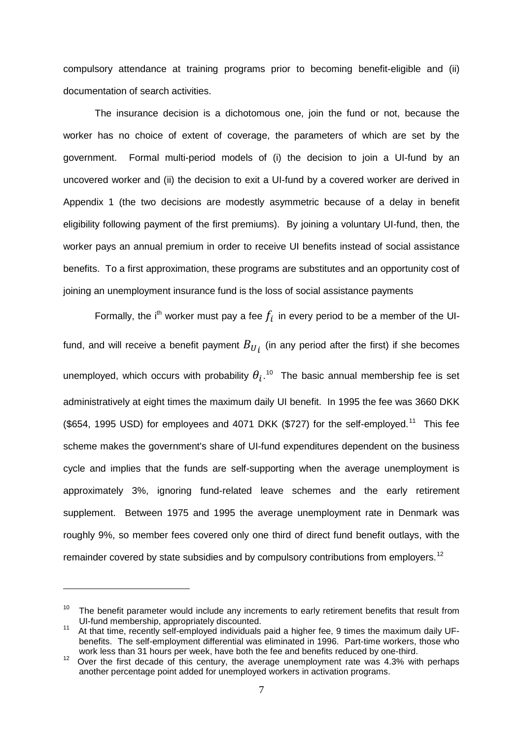compulsory attendance at training programs prior to becoming benefit-eligible and (ii) documentation of search activities.

The insurance decision is a dichotomous one, join the fund or not, because the worker has no choice of extent of coverage, the parameters of which are set by the government. Formal multi-period models of (i) the decision to join a UI-fund by an uncovered worker and (ii) the decision to exit a UI-fund by a covered worker are derived in Appendix 1 (the two decisions are modestly asymmetric because of a delay in benefit eligibility following payment of the first premiums). By joining a voluntary UI-fund, then, the worker pays an annual premium in order to receive UI benefits instead of social assistance benefits. To a first approximation, these programs are substitutes and an opportunity cost of joining an unemployment insurance fund is the loss of social assistance payments

Formally, the i[th] worker must pay a fee $f_i$ in every period to be a member of the UI-fund, and will receive a benefit payment $B_{U_i}$ (in any period after the first) if she becomes unemployed, which occurs with probability $\theta_i$.[10] The basic annual membership fee is set administratively at eight times the maximum daily UI benefit. In 1995 the fee was 3660 DKK ($654, 1995 USD) for employees and 4071 DKK ($727) for the self-employed.[11] This fee scheme makes the government's share of UI-fund expenditures dependent on the business cycle and implies that the funds are self-supporting when the average unemployment is approximately 3%, ignoring fund-related leave schemes and the early retirement supplement. Between 1975 and 1995 the average unemployment rate in Denmark was roughly 9%, so member fees covered only one third of direct fund benefit outlays, with the remainder covered by state subsidies and by compulsory contributions from employers.[12]

---

[10] The benefit parameter would include any increments to early retirement benefits that result from UI-fund membership, appropriately discounted.

[11] At that time, recently self-employed individuals paid a higher fee, 9 times the maximum daily UF-benefits. The self-employment differential was eliminated in 1996. Part-time workers, those who work less than 31 hours per week, have both the fee and benefits reduced by one-third.

[12] Over the first decade of this century, the average unemployment rate was 4.3% with perhaps another percentage point added for unemployed workers in activation programs.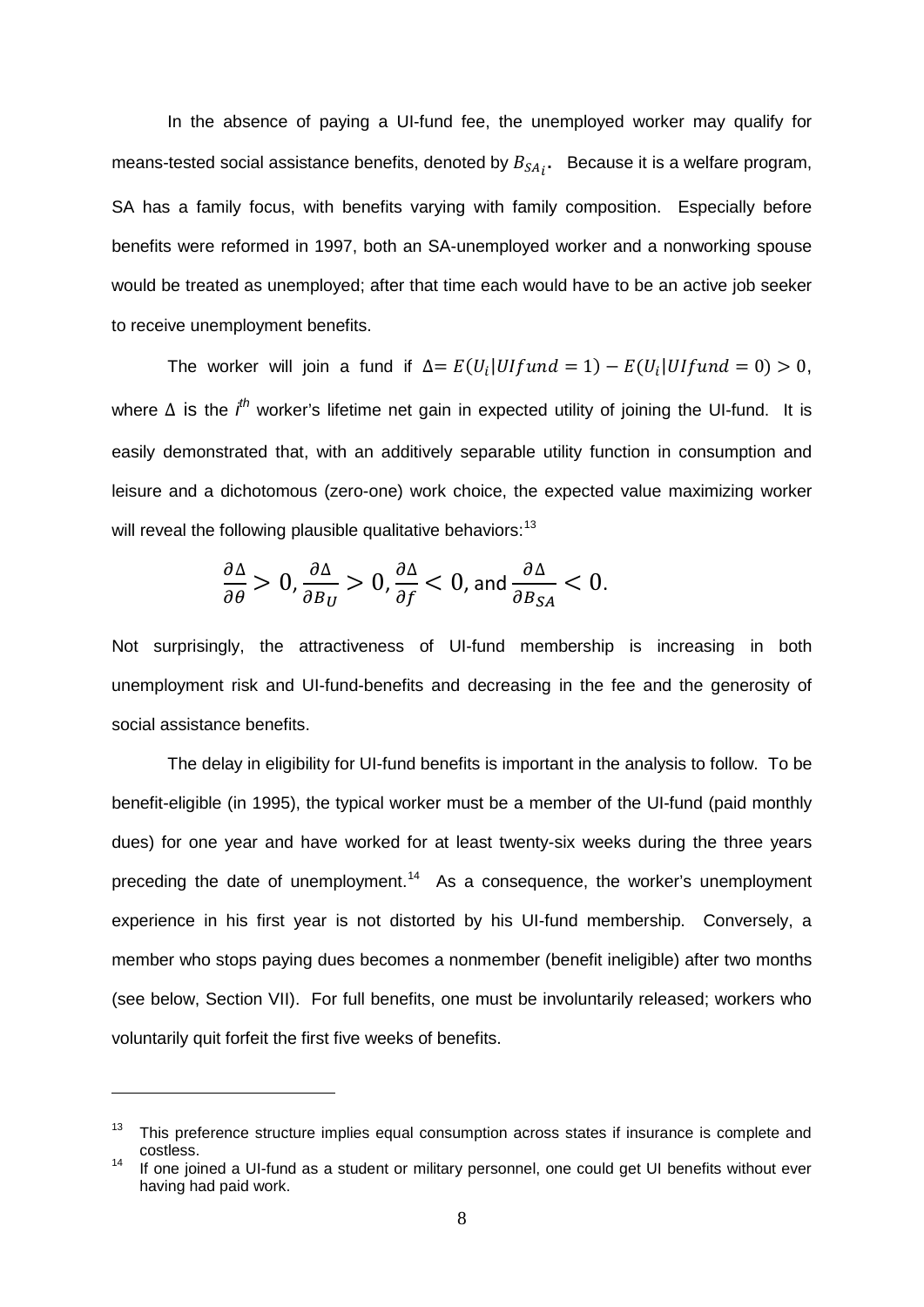In the absence of paying a UI-fund fee, the unemployed worker may qualify for means-tested social assistance benefits, denoted by $B_{SA_i}$. Because it is a welfare program, SA has a family focus, with benefits varying with family composition. Especially before benefits were reformed in 1997, both an SA-unemployed worker and a nonworking spouse would be treated as unemployed; after that time each would have to be an active job seeker to receive unemployment benefits.

The worker will join a fund if $\Delta = E(U_i|UIfund = 1) - E(U_i|UIfund = 0) > 0$, where $\Delta$ is the $i^{th}$ worker's lifetime net gain in expected utility of joining the UI-fund. It is easily demonstrated that, with an additively separable utility function in consumption and leisure and a dichotomous (zero-one) work choice, the expected value maximizing worker will reveal the following plausible qualitative behaviors:[13]

$$\frac{\partial \Delta}{\partial \theta} > 0, \frac{\partial \Delta}{\partial B_U} > 0, \frac{\partial \Delta}{\partial f} < 0, \text{ and } \frac{\partial \Delta}{\partial B_{SA}} < 0.$$

Not surprisingly, the attractiveness of UI-fund membership is increasing in both unemployment risk and UI-fund-benefits and decreasing in the fee and the generosity of social assistance benefits.

The delay in eligibility for UI-fund benefits is important in the analysis to follow. To be benefit-eligible (in 1995), the typical worker must be a member of the UI-fund (paid monthly dues) for one year and have worked for at least twenty-six weeks during the three years preceding the date of unemployment.[14] As a consequence, the worker's unemployment experience in his first year is not distorted by his UI-fund membership. Conversely, a member who stops paying dues becomes a nonmember (benefit ineligible) after two months (see below, Section VII). For full benefits, one must be involuntarily released; workers who voluntarily quit forfeit the first five weeks of benefits.

---

[13] This preference structure implies equal consumption across states if insurance is complete and costless.

[14] If one joined a UI-fund as a student or military personnel, one could get UI benefits without ever having had paid work.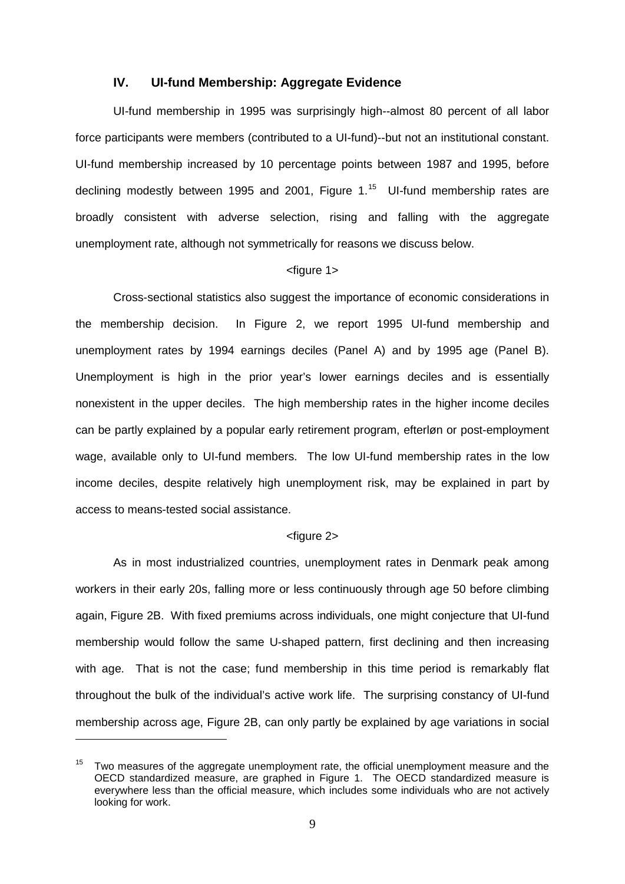## IV. UI-fund Membership: Aggregate Evidence

UI-fund membership in 1995 was surprisingly high--almost 80 percent of all labor force participants were members (contributed to a UI-fund)--but not an institutional constant. UI-fund membership increased by 10 percentage points between 1987 and 1995, before declining modestly between 1995 and 2001, Figure 1.[15] UI-fund membership rates are broadly consistent with adverse selection, rising and falling with the aggregate unemployment rate, although not symmetrically for reasons we discuss below.

<figure 1>

Cross-sectional statistics also suggest the importance of economic considerations in the membership decision. In Figure 2, we report 1995 UI-fund membership and unemployment rates by 1994 earnings deciles (Panel A) and by 1995 age (Panel B). Unemployment is high in the prior year's lower earnings deciles and is essentially nonexistent in the upper deciles. The high membership rates in the higher income deciles can be partly explained by a popular early retirement program, efterløn or post-employment wage, available only to UI-fund members. The low UI-fund membership rates in the low income deciles, despite relatively high unemployment risk, may be explained in part by access to means-tested social assistance.

<figure 2>

As in most industrialized countries, unemployment rates in Denmark peak among workers in their early 20s, falling more or less continuously through age 50 before climbing again, Figure 2B. With fixed premiums across individuals, one might conjecture that UI-fund membership would follow the same U-shaped pattern, first declining and then increasing with age. That is not the case; fund membership in this time period is remarkably flat throughout the bulk of the individual's active work life. The surprising constancy of UI-fund membership across age, Figure 2B, can only partly be explained by age variations in social

---

[15] Two measures of the aggregate unemployment rate, the official unemployment measure and the OECD standardized measure, are graphed in Figure 1. The OECD standardized measure is everywhere less than the official measure, which includes some individuals who are not actively looking for work.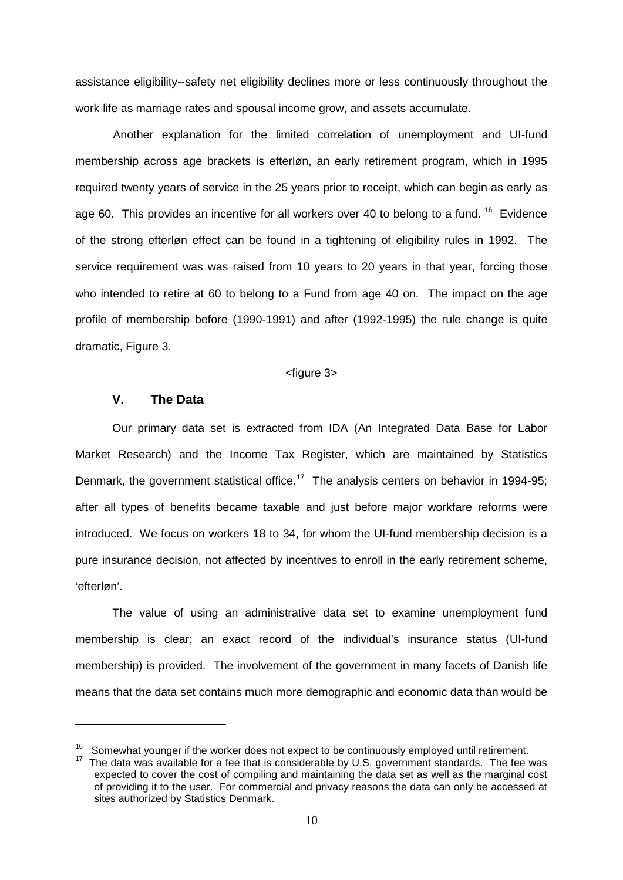assistance eligibility--safety net eligibility declines more or less continuously throughout the work life as marriage rates and spousal income grow, and assets accumulate.

Another explanation for the limited correlation of unemployment and UI-fund membership across age brackets is efterløn, an early retirement program, which in 1995 required twenty years of service in the 25 years prior to receipt, which can begin as early as age 60. This provides an incentive for all workers over 40 to belong to a fund. [16] Evidence of the strong efterløn effect can be found in a tightening of eligibility rules in 1992. The service requirement was was raised from 10 years to 20 years in that year, forcing those who intended to retire at 60 to belong to a Fund from age 40 on. The impact on the age profile of membership before (1990-1991) and after (1992-1995) the rule change is quite dramatic, Figure 3.

<figure 3>

## V. The Data

Our primary data set is extracted from IDA (An Integrated Data Base for Labor Market Research) and the Income Tax Register, which are maintained by Statistics Denmark, the government statistical office.[17] The analysis centers on behavior in 1994-95; after all types of benefits became taxable and just before major workfare reforms were introduced. We focus on workers 18 to 34, for whom the UI-fund membership decision is a pure insurance decision, not affected by incentives to enroll in the early retirement scheme, 'efterløn'.

The value of using an administrative data set to examine unemployment fund membership is clear; an exact record of the individual's insurance status (UI-fund membership) is provided. The involvement of the government in many facets of Danish life means that the data set contains much more demographic and economic data than would be

---

[16] Somewhat younger if the worker does not expect to be continuously employed until retirement.

[17] The data was available for a fee that is considerable by U.S. government standards. The fee was expected to cover the cost of compiling and maintaining the data set as well as the marginal cost of providing it to the user. For commercial and privacy reasons the data can only be accessed at sites authorized by Statistics Denmark.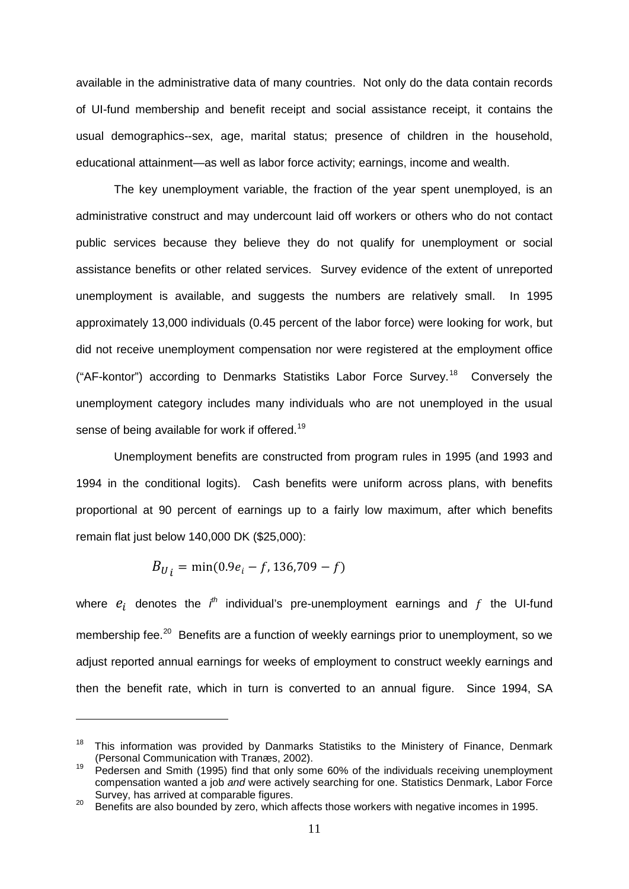available in the administrative data of many countries. Not only do the data contain records of UI-fund membership and benefit receipt and social assistance receipt, it contains the usual demographics--sex, age, marital status; presence of children in the household, educational attainment—as well as labor force activity; earnings, income and wealth.

The key unemployment variable, the fraction of the year spent unemployed, is an administrative construct and may undercount laid off workers or others who do not contact public services because they believe they do not qualify for unemployment or social assistance benefits or other related services. Survey evidence of the extent of unreported unemployment is available, and suggests the numbers are relatively small. In 1995 approximately 13,000 individuals (0.45 percent of the labor force) were looking for work, but did not receive unemployment compensation nor were registered at the employment office ("AF-kontor") according to Denmarks Statistiks Labor Force Survey.[18] Conversely the unemployment category includes many individuals who are not unemployed in the usual sense of being available for work if offered.[19]

Unemployment benefits are constructed from program rules in 1995 (and 1993 and 1994 in the conditional logits). Cash benefits were uniform across plans, with benefits proportional at 90 percent of earnings up to a fairly low maximum, after which benefits remain flat just below 140,000 DK ($25,000):

$$B_{U_i} = \min(0.9e_i - f, 136{,}709 - f)$$

where $e_i$ denotes the $i^{th}$ individual's pre-unemployment earnings and $f$ the UI-fund membership fee.[20] Benefits are a function of weekly earnings prior to unemployment, so we adjust reported annual earnings for weeks of employment to construct weekly earnings and then the benefit rate, which in turn is converted to an annual figure. Since 1994, SA

---

[18] This information was provided by Danmarks Statistiks to the Ministery of Finance, Denmark (Personal Communication with Tranæs, 2002).

[19] Pedersen and Smith (1995) find that only some 60% of the individuals receiving unemployment compensation wanted a job *and* were actively searching for one. Statistics Denmark, Labor Force Survey, has arrived at comparable figures.

[20] Benefits are also bounded by zero, which affects those workers with negative incomes in 1995.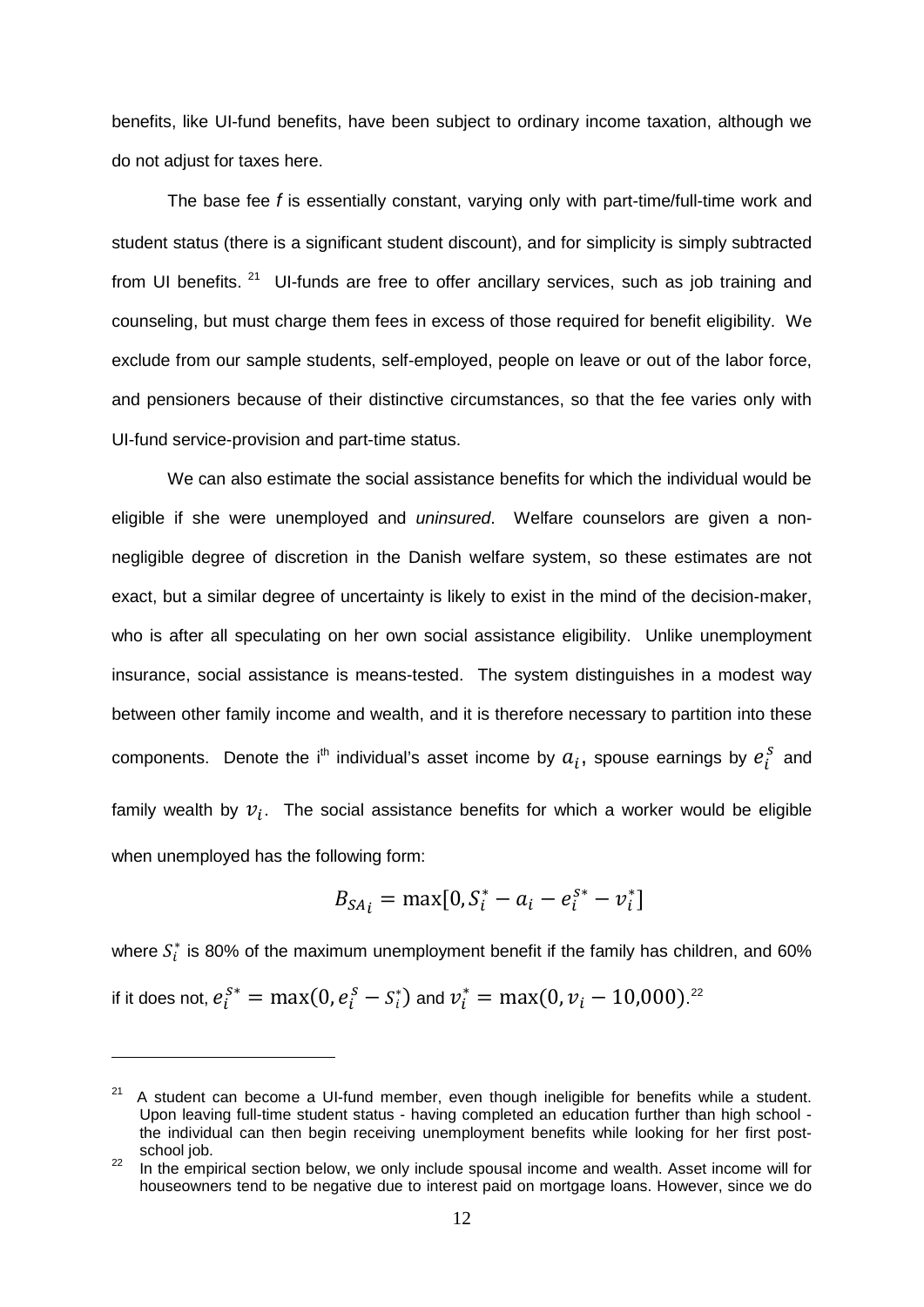benefits, like UI-fund benefits, have been subject to ordinary income taxation, although we do not adjust for taxes here.

The base fee *f* is essentially constant, varying only with part-time/full-time work and student status (there is a significant student discount), and for simplicity is simply subtracted from UI benefits. [21] UI-funds are free to offer ancillary services, such as job training and counseling, but must charge them fees in excess of those required for benefit eligibility. We exclude from our sample students, self-employed, people on leave or out of the labor force, and pensioners because of their distinctive circumstances, so that the fee varies only with UI-fund service-provision and part-time status.

We can also estimate the social assistance benefits for which the individual would be eligible if she were unemployed and *uninsured*. Welfare counselors are given a non-negligible degree of discretion in the Danish welfare system, so these estimates are not exact, but a similar degree of uncertainty is likely to exist in the mind of the decision-maker, who is after all speculating on her own social assistance eligibility. Unlike unemployment insurance, social assistance is means-tested. The system distinguishes in a modest way between other family income and wealth, and it is therefore necessary to partition into these components. Denote the i<sup>th</sup> individual's asset income by $a_i$, spouse earnings by $e_i^s$ and family wealth by $v_i$. The social assistance benefits for which a worker would be eligible when unemployed has the following form:

$$B_{SA_i} = \max[0, S_i^* - a_i - e_i^{s*} - v_i^*]$$

where $S_i^*$ is 80% of the maximum unemployment benefit if the family has children, and 60% if it does not, $e_i^{s*} = \max(0, e_i^s - S_i^*)$ and $v_i^* = \max(0, v_i - 10{,}000)$.[22]

---

[21] A student can become a UI-fund member, even though ineligible for benefits while a student. Upon leaving full-time student status - having completed an education further than high school - the individual can then begin receiving unemployment benefits while looking for her first post-school job.

[22] In the empirical section below, we only include spousal income and wealth. Asset income will for houseowners tend to be negative due to interest paid on mortgage loans. However, since we do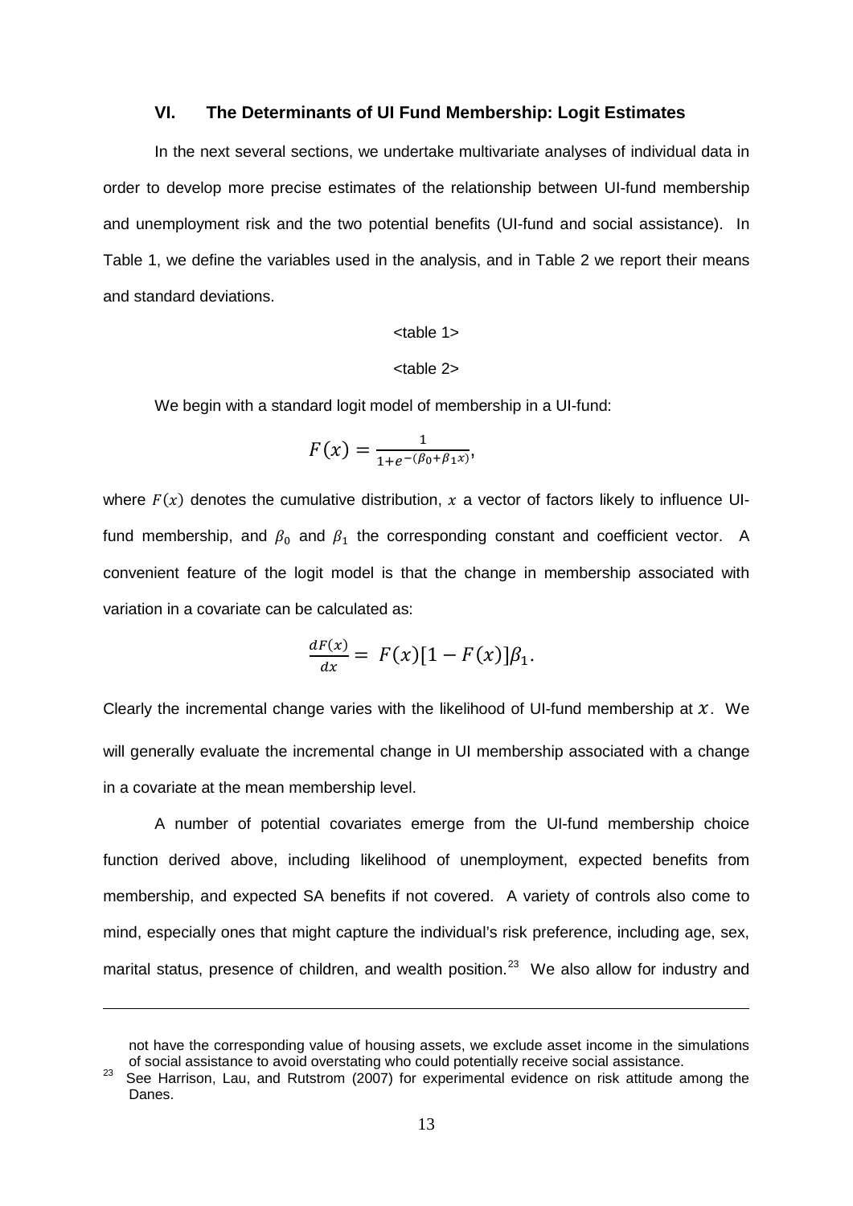## VI. The Determinants of UI Fund Membership: Logit Estimates

In the next several sections, we undertake multivariate analyses of individual data in order to develop more precise estimates of the relationship between UI-fund membership and unemployment risk and the two potential benefits (UI-fund and social assistance). In Table 1, we define the variables used in the analysis, and in Table 2 we report their means and standard deviations.

<table 1>

<table 2>

We begin with a standard logit model of membership in a UI-fund:

$$F(x) = \frac{1}{1+e^{-(\beta_0+\beta_1 x)}},$$

where $F(x)$ denotes the cumulative distribution, $x$ a vector of factors likely to influence UI-fund membership, and $\beta_0$ and $\beta_1$ the corresponding constant and coefficient vector. A convenient feature of the logit model is that the change in membership associated with variation in a covariate can be calculated as:

$$\frac{dF(x)}{dx} = F(x)[1-F(x)]\beta_1.$$

Clearly the incremental change varies with the likelihood of UI-fund membership at $x$. We will generally evaluate the incremental change in UI membership associated with a change in a covariate at the mean membership level.

A number of potential covariates emerge from the UI-fund membership choice function derived above, including likelihood of unemployment, expected benefits from membership, and expected SA benefits if not covered. A variety of controls also come to mind, especially ones that might capture the individual's risk preference, including age, sex, marital status, presence of children, and wealth position.[23] We also allow for industry and

---

not have the corresponding value of housing assets, we exclude asset income in the simulations of social assistance to avoid overstating who could potentially receive social assistance.

[23] See Harrison, Lau, and Rutstrom (2007) for experimental evidence on risk attitude among the Danes.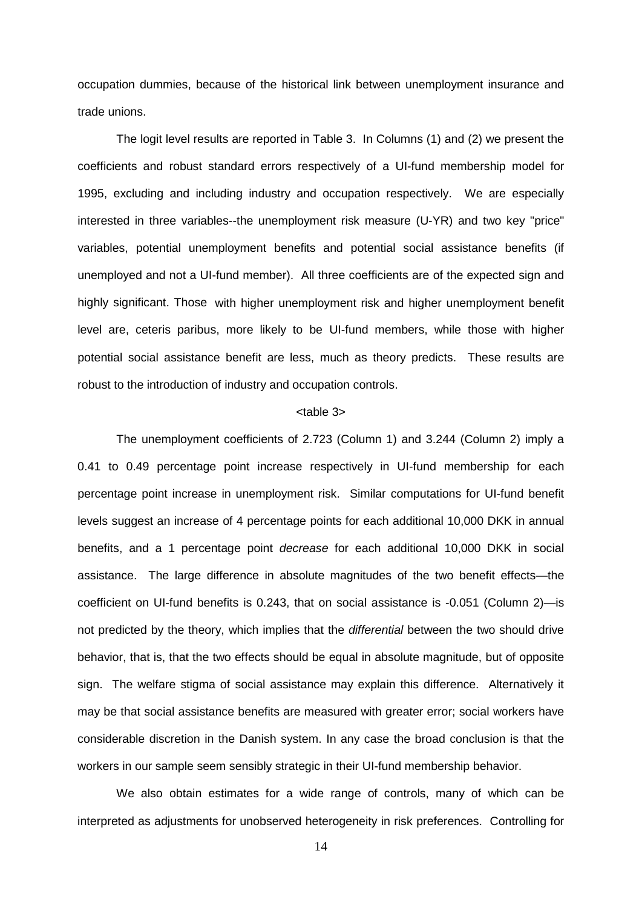occupation dummies, because of the historical link between unemployment insurance and trade unions.

The logit level results are reported in Table 3. In Columns (1) and (2) we present the coefficients and robust standard errors respectively of a UI-fund membership model for 1995, excluding and including industry and occupation respectively. We are especially interested in three variables--the unemployment risk measure (U-YR) and two key "price" variables, potential unemployment benefits and potential social assistance benefits (if unemployed and not a UI-fund member). All three coefficients are of the expected sign and highly significant. Those with higher unemployment risk and higher unemployment benefit level are, ceteris paribus, more likely to be UI-fund members, while those with higher potential social assistance benefit are less, much as theory predicts. These results are robust to the introduction of industry and occupation controls.

<table 3>

The unemployment coefficients of 2.723 (Column 1) and 3.244 (Column 2) imply a 0.41 to 0.49 percentage point increase respectively in UI-fund membership for each percentage point increase in unemployment risk. Similar computations for UI-fund benefit levels suggest an increase of 4 percentage points for each additional 10,000 DKK in annual benefits, and a 1 percentage point *decrease* for each additional 10,000 DKK in social assistance. The large difference in absolute magnitudes of the two benefit effects—the coefficient on UI-fund benefits is 0.243, that on social assistance is -0.051 (Column 2)—is not predicted by the theory, which implies that the *differential* between the two should drive behavior, that is, that the two effects should be equal in absolute magnitude, but of opposite sign. The welfare stigma of social assistance may explain this difference. Alternatively it may be that social assistance benefits are measured with greater error; social workers have considerable discretion in the Danish system. In any case the broad conclusion is that the workers in our sample seem sensibly strategic in their UI-fund membership behavior.

We also obtain estimates for a wide range of controls, many of which can be interpreted as adjustments for unobserved heterogeneity in risk preferences. Controlling for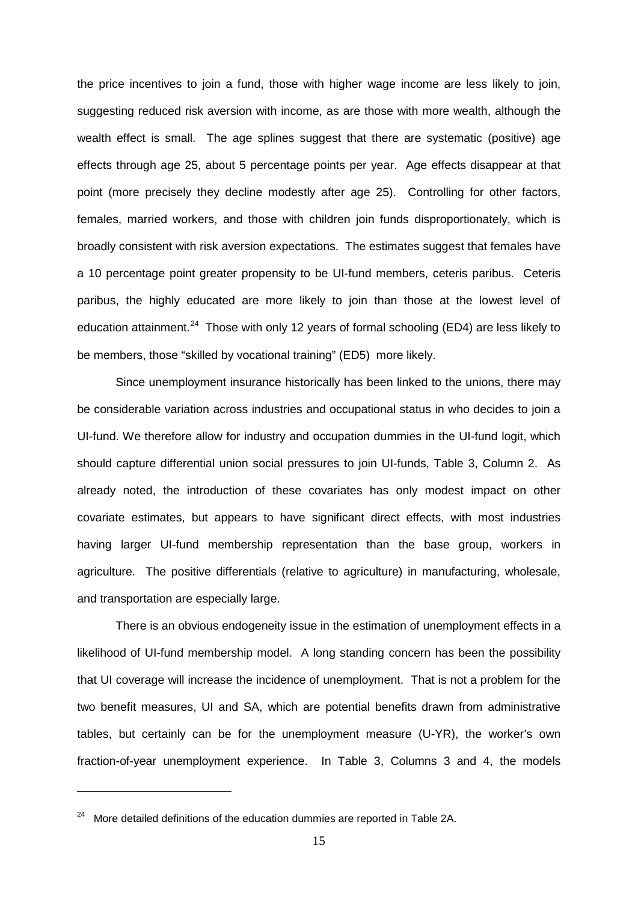the price incentives to join a fund, those with higher wage income are less likely to join, suggesting reduced risk aversion with income, as are those with more wealth, although the wealth effect is small. The age splines suggest that there are systematic (positive) age effects through age 25, about 5 percentage points per year. Age effects disappear at that point (more precisely they decline modestly after age 25). Controlling for other factors, females, married workers, and those with children join funds disproportionately, which is broadly consistent with risk aversion expectations. The estimates suggest that females have a 10 percentage point greater propensity to be UI-fund members, ceteris paribus. Ceteris paribus, the highly educated are more likely to join than those at the lowest level of education attainment.[24] Those with only 12 years of formal schooling (ED4) are less likely to be members, those "skilled by vocational training" (ED5) more likely.

Since unemployment insurance historically has been linked to the unions, there may be considerable variation across industries and occupational status in who decides to join a UI-fund. We therefore allow for industry and occupation dummies in the UI-fund logit, which should capture differential union social pressures to join UI-funds, Table 3, Column 2. As already noted, the introduction of these covariates has only modest impact on other covariate estimates, but appears to have significant direct effects, with most industries having larger UI-fund membership representation than the base group, workers in agriculture. The positive differentials (relative to agriculture) in manufacturing, wholesale, and transportation are especially large.

There is an obvious endogeneity issue in the estimation of unemployment effects in a likelihood of UI-fund membership model. A long standing concern has been the possibility that UI coverage will increase the incidence of unemployment. That is not a problem for the two benefit measures, UI and SA, which are potential benefits drawn from administrative tables, but certainly can be for the unemployment measure (U-YR), the worker's own fraction-of-year unemployment experience. In Table 3, Columns 3 and 4, the models

[24] More detailed definitions of the education dummies are reported in Table 2A.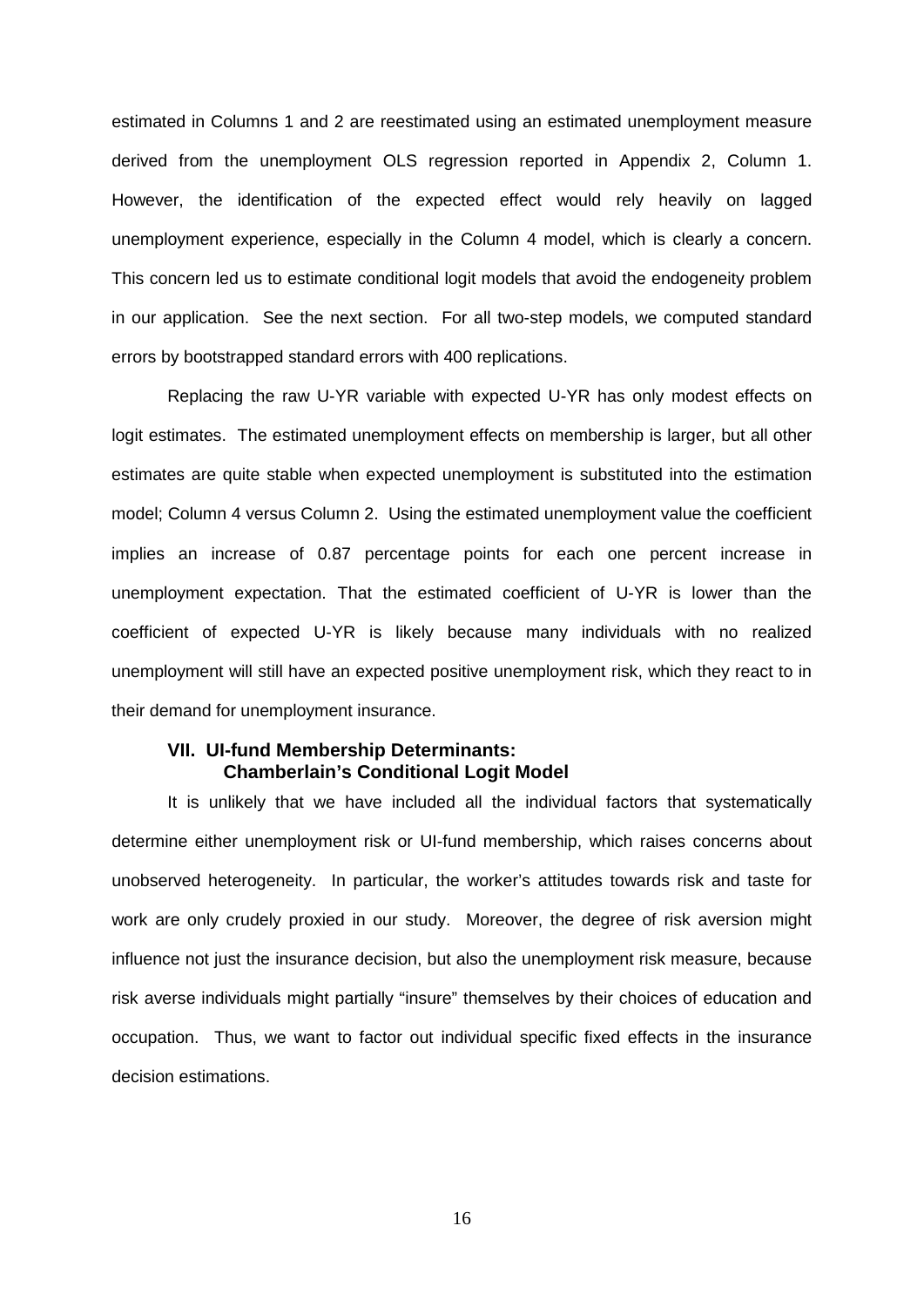estimated in Columns 1 and 2 are reestimated using an estimated unemployment measure derived from the unemployment OLS regression reported in Appendix 2, Column 1. However, the identification of the expected effect would rely heavily on lagged unemployment experience, especially in the Column 4 model, which is clearly a concern. This concern led us to estimate conditional logit models that avoid the endogeneity problem in our application. See the next section. For all two-step models, we computed standard errors by bootstrapped standard errors with 400 replications.

Replacing the raw U-YR variable with expected U-YR has only modest effects on logit estimates. The estimated unemployment effects on membership is larger, but all other estimates are quite stable when expected unemployment is substituted into the estimation model; Column 4 versus Column 2. Using the estimated unemployment value the coefficient implies an increase of 0.87 percentage points for each one percent increase in unemployment expectation. That the estimated coefficient of U-YR is lower than the coefficient of expected U-YR is likely because many individuals with no realized unemployment will still have an expected positive unemployment risk, which they react to in their demand for unemployment insurance.

## VII. UI-fund Membership Determinants: Chamberlain's Conditional Logit Model

It is unlikely that we have included all the individual factors that systematically determine either unemployment risk or UI-fund membership, which raises concerns about unobserved heterogeneity. In particular, the worker's attitudes towards risk and taste for work are only crudely proxied in our study. Moreover, the degree of risk aversion might influence not just the insurance decision, but also the unemployment risk measure, because risk averse individuals might partially "insure" themselves by their choices of education and occupation. Thus, we want to factor out individual specific fixed effects in the insurance decision estimations.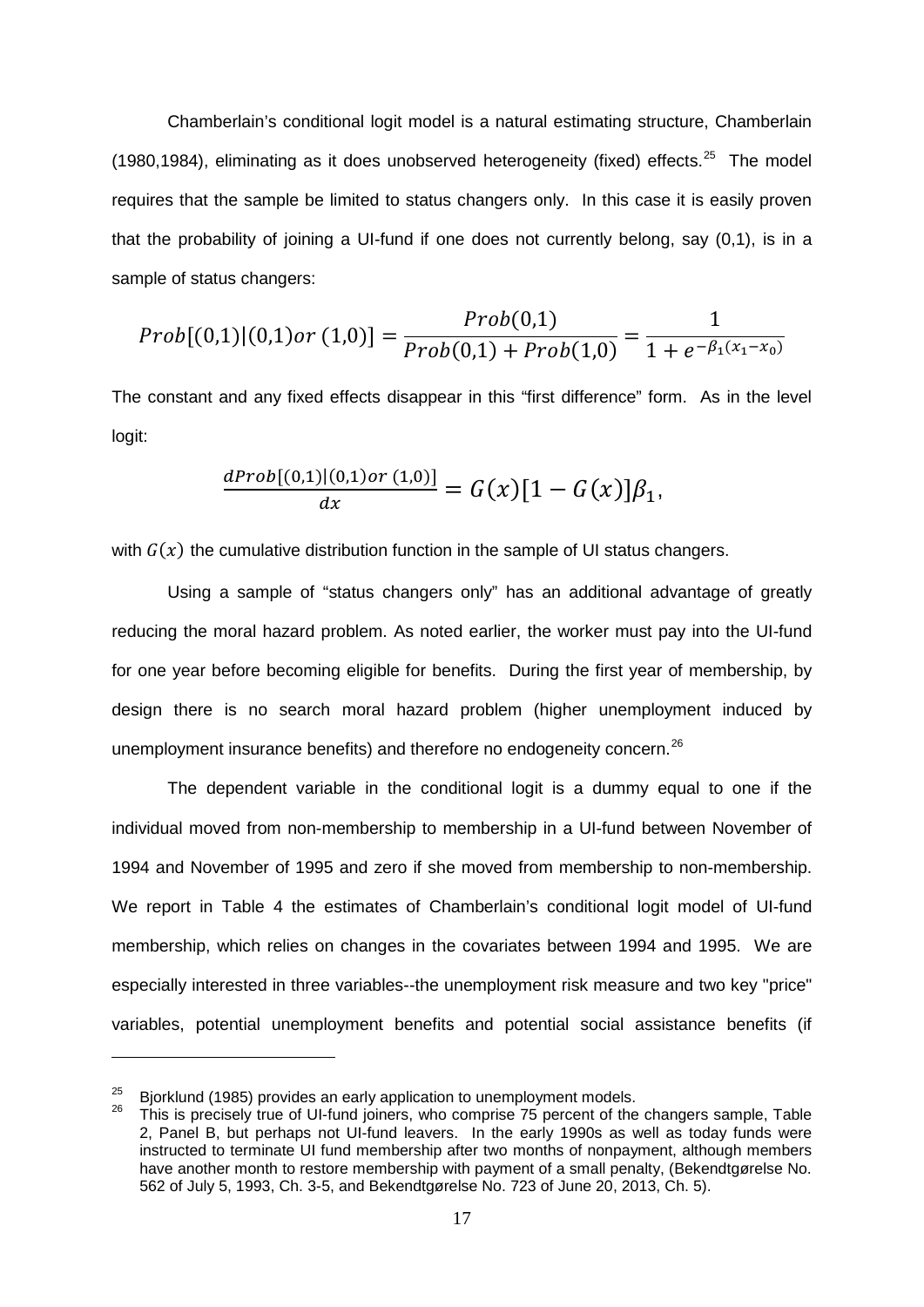Chamberlain's conditional logit model is a natural estimating structure, Chamberlain (1980,1984), eliminating as it does unobserved heterogeneity (fixed) effects.[25] The model requires that the sample be limited to status changers only. In this case it is easily proven that the probability of joining a UI-fund if one does not currently belong, say (0,1), is in a sample of status changers:

$$Prob[(0,1)|(0,1) or\ (1,0)] = \frac{Prob(0,1)}{Prob(0,1) + Prob(1,0)} = \frac{1}{1 + e^{-\beta_1(x_1 - x_0)}}$$

The constant and any fixed effects disappear in this "first difference" form. As in the level logit:

$$\frac{dProb[(0,1)|(0,1) or\ (1,0)]}{dx} = G(x)[1 - G(x)]\beta_1,$$

with $G(x)$ the cumulative distribution function in the sample of UI status changers.

Using a sample of "status changers only" has an additional advantage of greatly reducing the moral hazard problem. As noted earlier, the worker must pay into the UI-fund for one year before becoming eligible for benefits. During the first year of membership, by design there is no search moral hazard problem (higher unemployment induced by unemployment insurance benefits) and therefore no endogeneity concern.[26]

The dependent variable in the conditional logit is a dummy equal to one if the individual moved from non-membership to membership in a UI-fund between November of 1994 and November of 1995 and zero if she moved from membership to non-membership. We report in Table 4 the estimates of Chamberlain's conditional logit model of UI-fund membership, which relies on changes in the covariates between 1994 and 1995. We are especially interested in three variables--the unemployment risk measure and two key "price" variables, potential unemployment benefits and potential social assistance benefits (if

---

[25] Bjorklund (1985) provides an early application to unemployment models.

[26] This is precisely true of UI-fund joiners, who comprise 75 percent of the changers sample, Table 2, Panel B, but perhaps not UI-fund leavers. In the early 1990s as well as today funds were instructed to terminate UI fund membership after two months of nonpayment, although members have another month to restore membership with payment of a small penalty, (Bekendtgørelse No. 562 of July 5, 1993, Ch. 3-5, and Bekendtgørelse No. 723 of June 20, 2013, Ch. 5).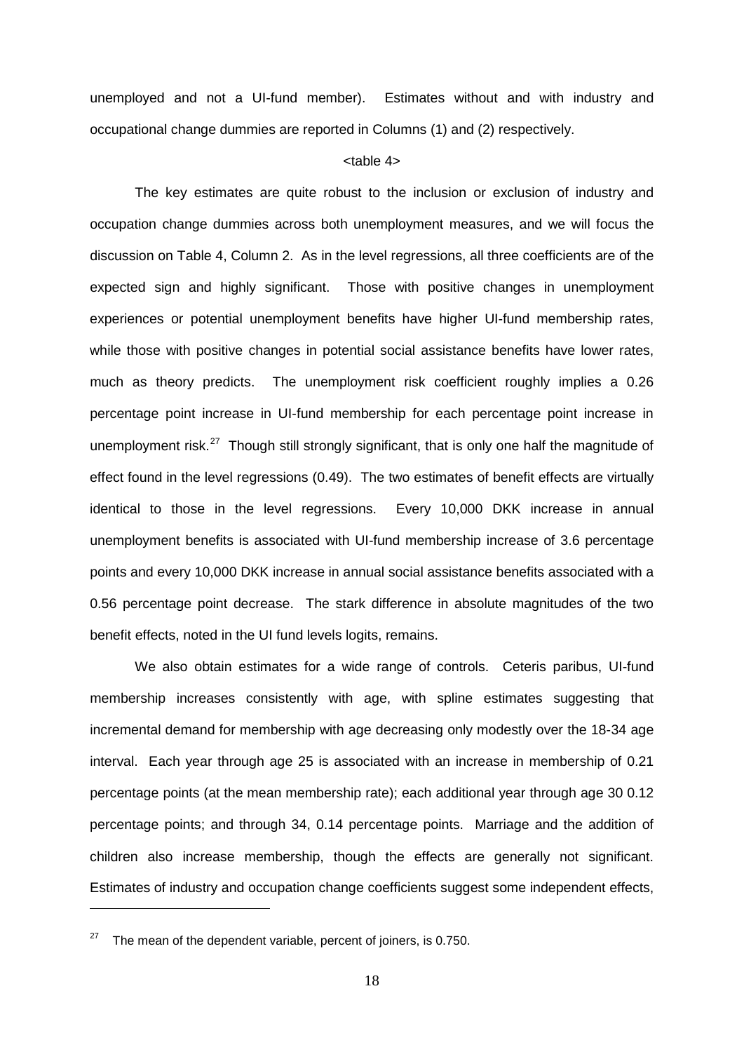unemployed and not a UI-fund member). Estimates without and with industry and occupational change dummies are reported in Columns (1) and (2) respectively.

<table 4>

The key estimates are quite robust to the inclusion or exclusion of industry and occupation change dummies across both unemployment measures, and we will focus the discussion on Table 4, Column 2. As in the level regressions, all three coefficients are of the expected sign and highly significant. Those with positive changes in unemployment experiences or potential unemployment benefits have higher UI-fund membership rates, while those with positive changes in potential social assistance benefits have lower rates, much as theory predicts. The unemployment risk coefficient roughly implies a 0.26 percentage point increase in UI-fund membership for each percentage point increase in unemployment risk.[27] Though still strongly significant, that is only one half the magnitude of effect found in the level regressions (0.49). The two estimates of benefit effects are virtually identical to those in the level regressions. Every 10,000 DKK increase in annual unemployment benefits is associated with UI-fund membership increase of 3.6 percentage points and every 10,000 DKK increase in annual social assistance benefits associated with a 0.56 percentage point decrease. The stark difference in absolute magnitudes of the two benefit effects, noted in the UI fund levels logits, remains.

We also obtain estimates for a wide range of controls. Ceteris paribus, UI-fund membership increases consistently with age, with spline estimates suggesting that incremental demand for membership with age decreasing only modestly over the 18-34 age interval. Each year through age 25 is associated with an increase in membership of 0.21 percentage points (at the mean membership rate); each additional year through age 30 0.12 percentage points; and through 34, 0.14 percentage points. Marriage and the addition of children also increase membership, though the effects are generally not significant. Estimates of industry and occupation change coefficients suggest some independent effects,

---

[27] The mean of the dependent variable, percent of joiners, is 0.750.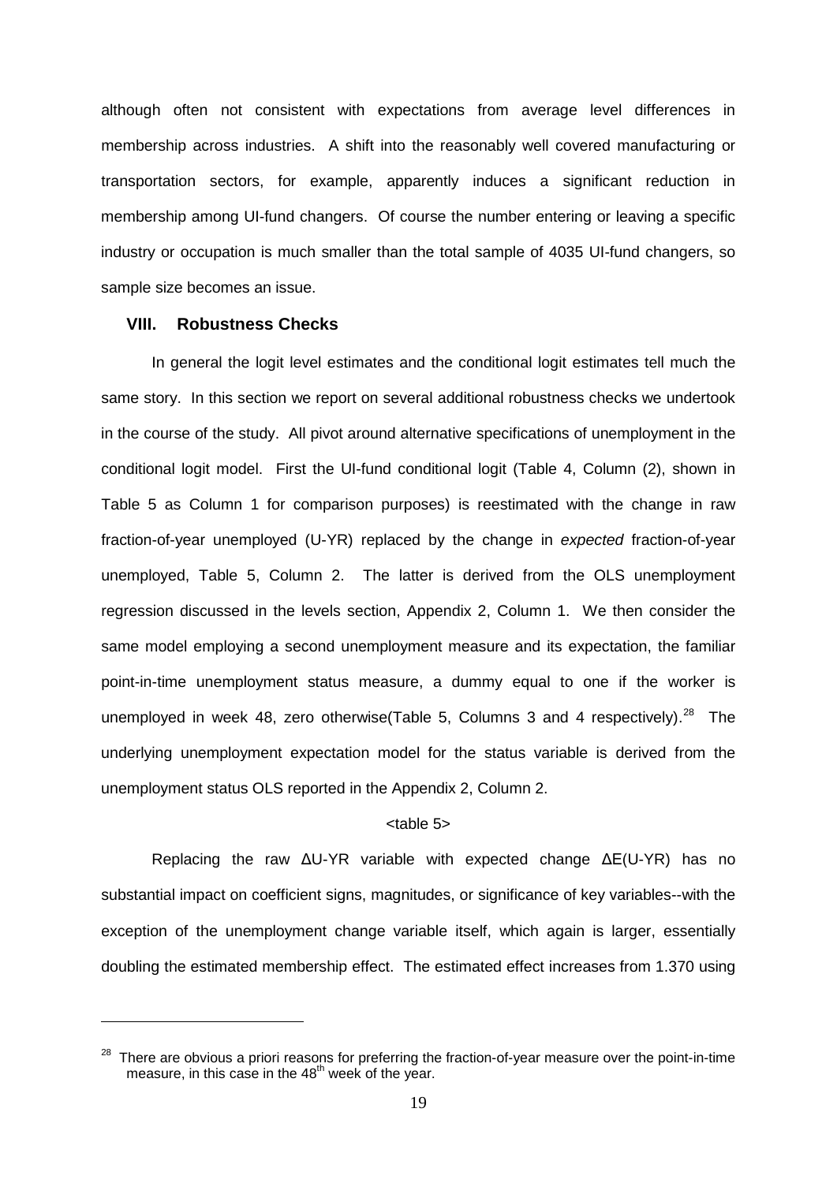although often not consistent with expectations from average level differences in membership across industries. A shift into the reasonably well covered manufacturing or transportation sectors, for example, apparently induces a significant reduction in membership among UI-fund changers. Of course the number entering or leaving a specific industry or occupation is much smaller than the total sample of 4035 UI-fund changers, so sample size becomes an issue.

## VIII. Robustness Checks

In general the logit level estimates and the conditional logit estimates tell much the same story. In this section we report on several additional robustness checks we undertook in the course of the study. All pivot around alternative specifications of unemployment in the conditional logit model. First the UI-fund conditional logit (Table 4, Column (2), shown in Table 5 as Column 1 for comparison purposes) is reestimated with the change in raw fraction-of-year unemployed (U-YR) replaced by the change in *expected* fraction-of-year unemployed, Table 5, Column 2. The latter is derived from the OLS unemployment regression discussed in the levels section, Appendix 2, Column 1. We then consider the same model employing a second unemployment measure and its expectation, the familiar point-in-time unemployment status measure, a dummy equal to one if the worker is unemployed in week 48, zero otherwise(Table 5, Columns 3 and 4 respectively).[28] The underlying unemployment expectation model for the status variable is derived from the unemployment status OLS reported in the Appendix 2, Column 2.

<table 5>

Replacing the raw ΔU-YR variable with expected change ΔE(U-YR) has no substantial impact on coefficient signs, magnitudes, or significance of key variables--with the exception of the unemployment change variable itself, which again is larger, essentially doubling the estimated membership effect. The estimated effect increases from 1.370 using

---

[28] There are obvious a priori reasons for preferring the fraction-of-year measure over the point-in-time measure, in this case in the 48th week of the year.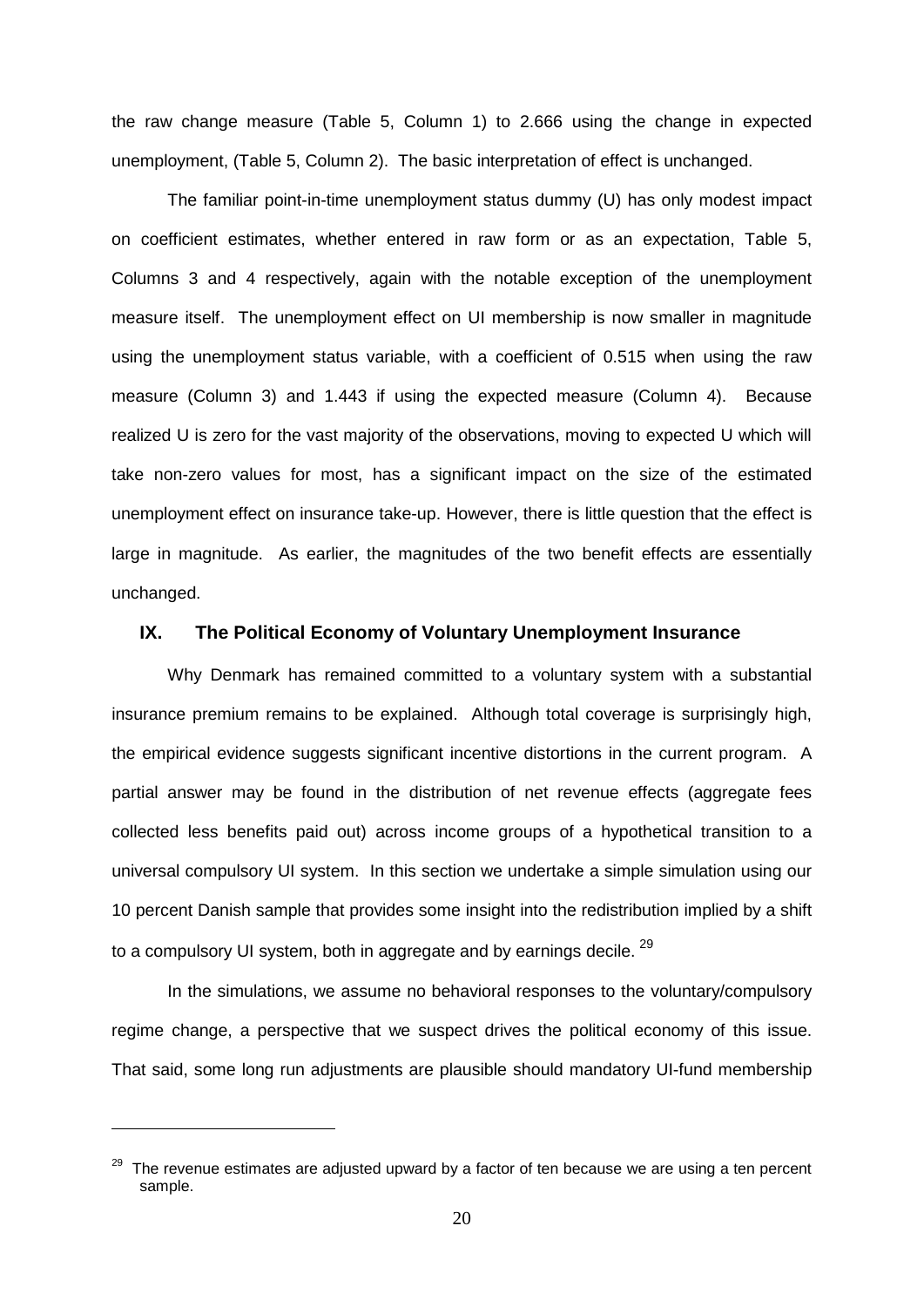the raw change measure (Table 5, Column 1) to 2.666 using the change in expected unemployment, (Table 5, Column 2). The basic interpretation of effect is unchanged.

The familiar point-in-time unemployment status dummy (U) has only modest impact on coefficient estimates, whether entered in raw form or as an expectation, Table 5, Columns 3 and 4 respectively, again with the notable exception of the unemployment measure itself. The unemployment effect on UI membership is now smaller in magnitude using the unemployment status variable, with a coefficient of 0.515 when using the raw measure (Column 3) and 1.443 if using the expected measure (Column 4). Because realized U is zero for the vast majority of the observations, moving to expected U which will take non-zero values for most, has a significant impact on the size of the estimated unemployment effect on insurance take-up. However, there is little question that the effect is large in magnitude. As earlier, the magnitudes of the two benefit effects are essentially unchanged.

## IX. The Political Economy of Voluntary Unemployment Insurance

Why Denmark has remained committed to a voluntary system with a substantial insurance premium remains to be explained. Although total coverage is surprisingly high, the empirical evidence suggests significant incentive distortions in the current program. A partial answer may be found in the distribution of net revenue effects (aggregate fees collected less benefits paid out) across income groups of a hypothetical transition to a universal compulsory UI system. In this section we undertake a simple simulation using our 10 percent Danish sample that provides some insight into the redistribution implied by a shift to a compulsory UI system, both in aggregate and by earnings decile. [29]

In the simulations, we assume no behavioral responses to the voluntary/compulsory regime change, a perspective that we suspect drives the political economy of this issue. That said, some long run adjustments are plausible should mandatory UI-fund membership

---

[29] The revenue estimates are adjusted upward by a factor of ten because we are using a ten percent sample.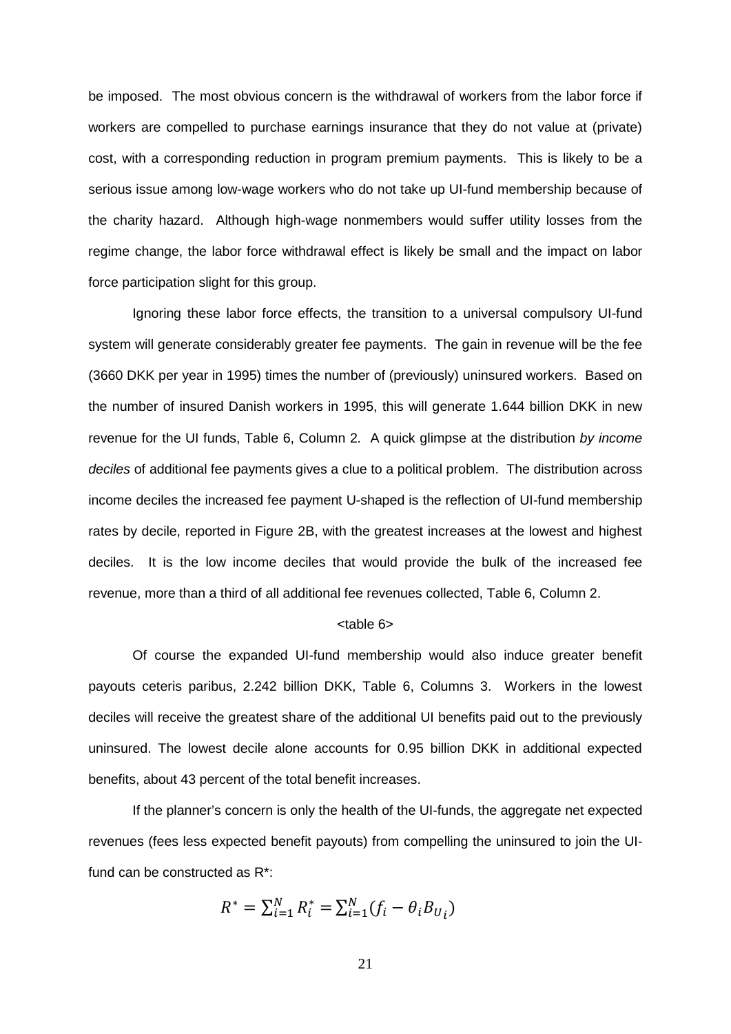be imposed. The most obvious concern is the withdrawal of workers from the labor force if workers are compelled to purchase earnings insurance that they do not value at (private) cost, with a corresponding reduction in program premium payments. This is likely to be a serious issue among low-wage workers who do not take up UI-fund membership because of the charity hazard. Although high-wage nonmembers would suffer utility losses from the regime change, the labor force withdrawal effect is likely be small and the impact on labor force participation slight for this group.

Ignoring these labor force effects, the transition to a universal compulsory UI-fund system will generate considerably greater fee payments. The gain in revenue will be the fee (3660 DKK per year in 1995) times the number of (previously) uninsured workers. Based on the number of insured Danish workers in 1995, this will generate 1.644 billion DKK in new revenue for the UI funds, Table 6, Column 2. A quick glimpse at the distribution *by income deciles* of additional fee payments gives a clue to a political problem. The distribution across income deciles the increased fee payment U-shaped is the reflection of UI-fund membership rates by decile, reported in Figure 2B, with the greatest increases at the lowest and highest deciles. It is the low income deciles that would provide the bulk of the increased fee revenue, more than a third of all additional fee revenues collected, Table 6, Column 2.

<table 6>

Of course the expanded UI-fund membership would also induce greater benefit payouts ceteris paribus, 2.242 billion DKK, Table 6, Columns 3. Workers in the lowest deciles will receive the greatest share of the additional UI benefits paid out to the previously uninsured. The lowest decile alone accounts for 0.95 billion DKK in additional expected benefits, about 43 percent of the total benefit increases.

If the planner's concern is only the health of the UI-funds, the aggregate net expected revenues (fees less expected benefit payouts) from compelling the uninsured to join the UI-fund can be constructed as R*:

$$R^* = \sum_{i=1}^{N} R_i^* = \sum_{i=1}^{N} (f_i - \theta_i B_{U_i})$$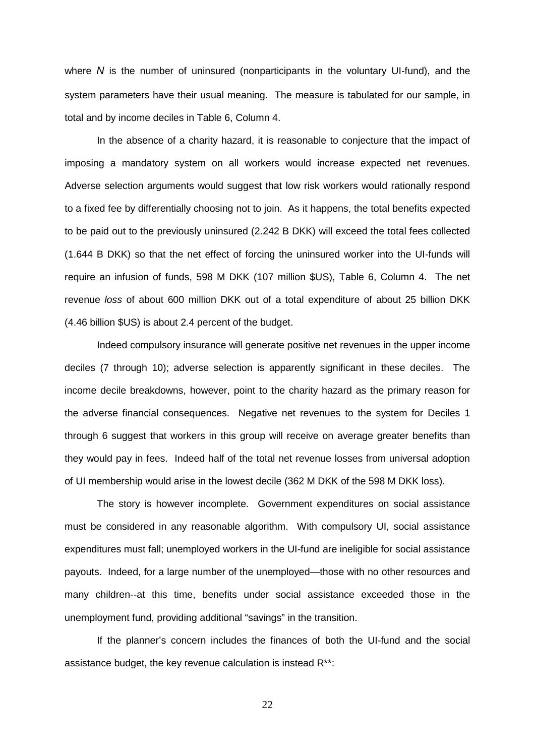where $N$ is the number of uninsured (nonparticipants in the voluntary UI-fund), and the system parameters have their usual meaning. The measure is tabulated for our sample, in total and by income deciles in Table 6, Column 4.

In the absence of a charity hazard, it is reasonable to conjecture that the impact of imposing a mandatory system on all workers would increase expected net revenues. Adverse selection arguments would suggest that low risk workers would rationally respond to a fixed fee by differentially choosing not to join. As it happens, the total benefits expected to be paid out to the previously uninsured (2.242 B DKK) will exceed the total fees collected (1.644 B DKK) so that the net effect of forcing the uninsured worker into the UI-funds will require an infusion of funds, 598 M DKK (107 million \$US), Table 6, Column 4. The net revenue *loss* of about 600 million DKK out of a total expenditure of about 25 billion DKK (4.46 billion \$US) is about 2.4 percent of the budget.

Indeed compulsory insurance will generate positive net revenues in the upper income deciles (7 through 10); adverse selection is apparently significant in these deciles. The income decile breakdowns, however, point to the charity hazard as the primary reason for the adverse financial consequences. Negative net revenues to the system for Deciles 1 through 6 suggest that workers in this group will receive on average greater benefits than they would pay in fees. Indeed half of the total net revenue losses from universal adoption of UI membership would arise in the lowest decile (362 M DKK of the 598 M DKK loss).

The story is however incomplete. Government expenditures on social assistance must be considered in any reasonable algorithm. With compulsory UI, social assistance expenditures must fall; unemployed workers in the UI-fund are ineligible for social assistance payouts. Indeed, for a large number of the unemployed—those with no other resources and many children--at this time, benefits under social assistance exceeded those in the unemployment fund, providing additional "savings" in the transition.

If the planner's concern includes the finances of both the UI-fund and the social assistance budget, the key revenue calculation is instead $R^{**}$: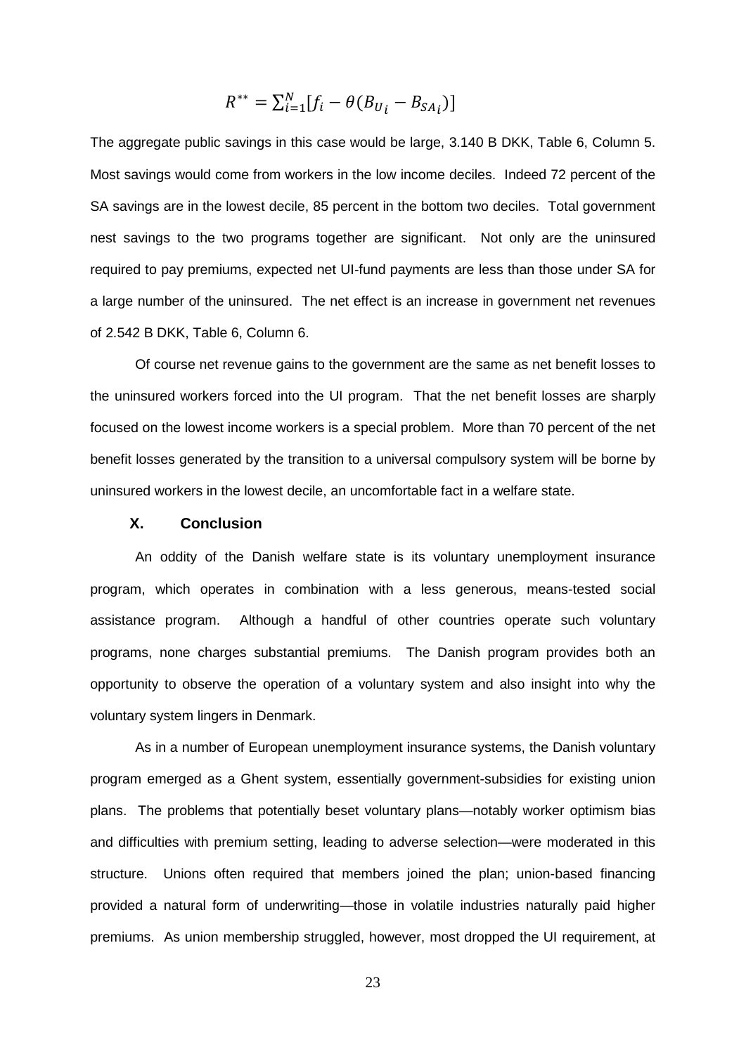$$R^{**} = \sum_{i=1}^{N}[f_i - \theta(B_{U_i} - B_{SA_i})]$$

The aggregate public savings in this case would be large, 3.140 B DKK, Table 6, Column 5. Most savings would come from workers in the low income deciles. Indeed 72 percent of the SA savings are in the lowest decile, 85 percent in the bottom two deciles. Total government nest savings to the two programs together are significant. Not only are the uninsured required to pay premiums, expected net UI-fund payments are less than those under SA for a large number of the uninsured. The net effect is an increase in government net revenues of 2.542 B DKK, Table 6, Column 6.

Of course net revenue gains to the government are the same as net benefit losses to the uninsured workers forced into the UI program. That the net benefit losses are sharply focused on the lowest income workers is a special problem. More than 70 percent of the net benefit losses generated by the transition to a universal compulsory system will be borne by uninsured workers in the lowest decile, an uncomfortable fact in a welfare state.

## X. Conclusion

An oddity of the Danish welfare state is its voluntary unemployment insurance program, which operates in combination with a less generous, means-tested social assistance program. Although a handful of other countries operate such voluntary programs, none charges substantial premiums. The Danish program provides both an opportunity to observe the operation of a voluntary system and also insight into why the voluntary system lingers in Denmark.

As in a number of European unemployment insurance systems, the Danish voluntary program emerged as a Ghent system, essentially government-subsidies for existing union plans. The problems that potentially beset voluntary plans—notably worker optimism bias and difficulties with premium setting, leading to adverse selection—were moderated in this structure. Unions often required that members joined the plan; union-based financing provided a natural form of underwriting—those in volatile industries naturally paid higher premiums. As union membership struggled, however, most dropped the UI requirement, at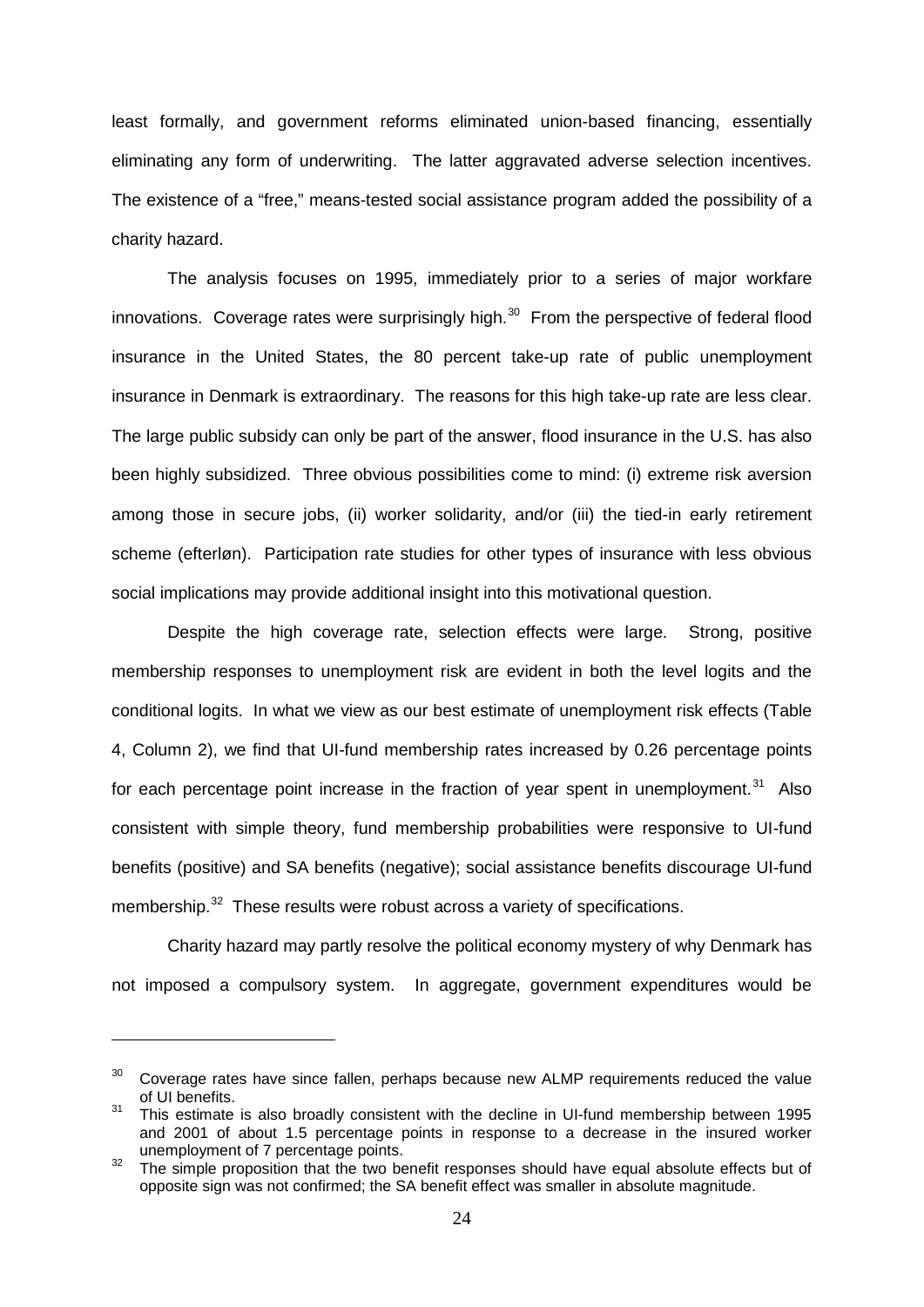least formally, and government reforms eliminated union-based financing, essentially eliminating any form of underwriting. The latter aggravated adverse selection incentives. The existence of a "free," means-tested social assistance program added the possibility of a charity hazard.

The analysis focuses on 1995, immediately prior to a series of major workfare innovations. Coverage rates were surprisingly high.[30] From the perspective of federal flood insurance in the United States, the 80 percent take-up rate of public unemployment insurance in Denmark is extraordinary. The reasons for this high take-up rate are less clear. The large public subsidy can only be part of the answer, flood insurance in the U.S. has also been highly subsidized. Three obvious possibilities come to mind: (i) extreme risk aversion among those in secure jobs, (ii) worker solidarity, and/or (iii) the tied-in early retirement scheme (efterløn). Participation rate studies for other types of insurance with less obvious social implications may provide additional insight into this motivational question.

Despite the high coverage rate, selection effects were large. Strong, positive membership responses to unemployment risk are evident in both the level logits and the conditional logits. In what we view as our best estimate of unemployment risk effects (Table 4, Column 2), we find that UI-fund membership rates increased by 0.26 percentage points for each percentage point increase in the fraction of year spent in unemployment.[31] Also consistent with simple theory, fund membership probabilities were responsive to UI-fund benefits (positive) and SA benefits (negative); social assistance benefits discourage UI-fund membership.[32] These results were robust across a variety of specifications.

Charity hazard may partly resolve the political economy mystery of why Denmark has not imposed a compulsory system. In aggregate, government expenditures would be

---

[30] Coverage rates have since fallen, perhaps because new ALMP requirements reduced the value of UI benefits.

[31] This estimate is also broadly consistent with the decline in UI-fund membership between 1995 and 2001 of about 1.5 percentage points in response to a decrease in the insured worker unemployment of 7 percentage points.

[32] The simple proposition that the two benefit responses should have equal absolute effects but of opposite sign was not confirmed; the SA benefit effect was smaller in absolute magnitude.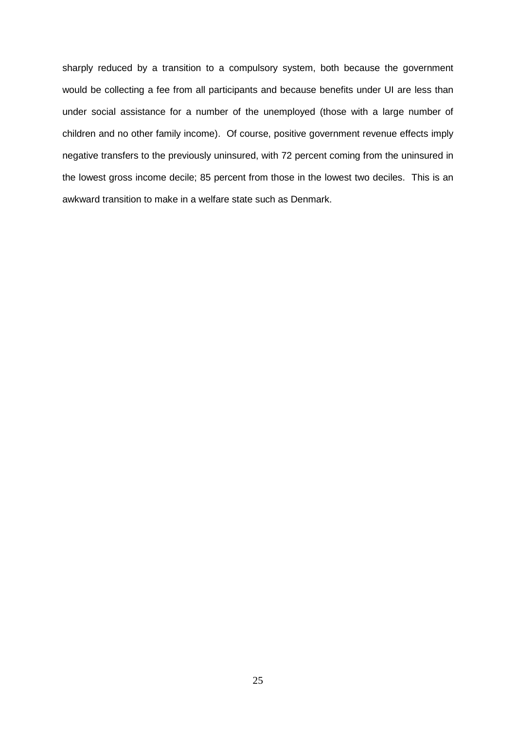sharply reduced by a transition to a compulsory system, both because the government would be collecting a fee from all participants and because benefits under UI are less than under social assistance for a number of the unemployed (those with a large number of children and no other family income). Of course, positive government revenue effects imply negative transfers to the previously uninsured, with 72 percent coming from the uninsured in the lowest gross income decile; 85 percent from those in the lowest two deciles. This is an awkward transition to make in a welfare state such as Denmark.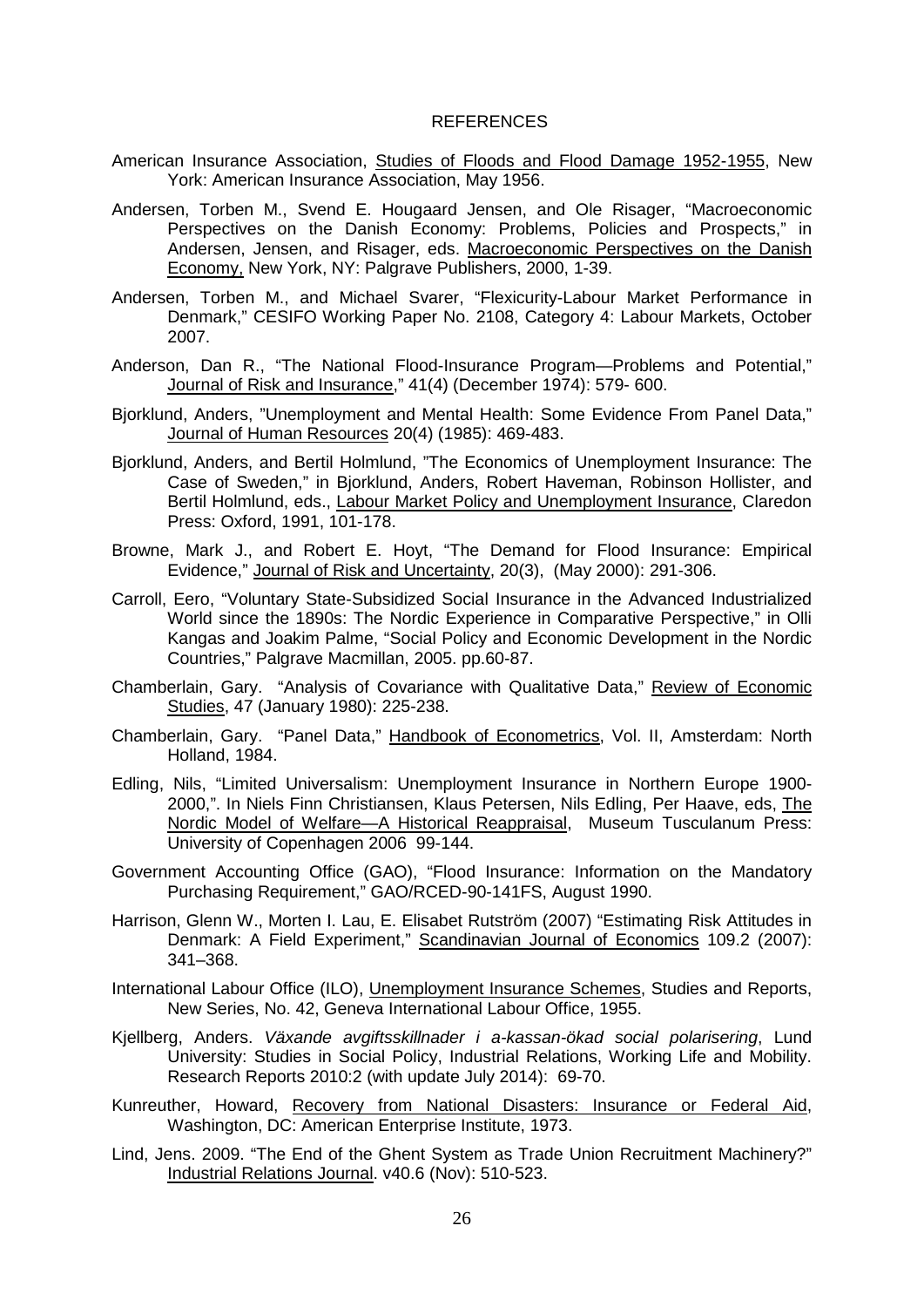# REFERENCES

American Insurance Association, Studies of Floods and Flood Damage 1952-1955, New York: American Insurance Association, May 1956.

Andersen, Torben M., Svend E. Hougaard Jensen, and Ole Risager, "Macroeconomic Perspectives on the Danish Economy: Problems, Policies and Prospects," in Andersen, Jensen, and Risager, eds. Macroeconomic Perspectives on the Danish Economy, New York, NY: Palgrave Publishers, 2000, 1-39.

Andersen, Torben M., and Michael Svarer, "Flexicurity-Labour Market Performance in Denmark," CESIFO Working Paper No. 2108, Category 4: Labour Markets, October 2007.

Anderson, Dan R., "The National Flood-Insurance Program—Problems and Potential," Journal of Risk and Insurance," 41(4) (December 1974): 579- 600.

Bjorklund, Anders, "Unemployment and Mental Health: Some Evidence From Panel Data," Journal of Human Resources 20(4) (1985): 469-483.

Bjorklund, Anders, and Bertil Holmlund, "The Economics of Unemployment Insurance: The Case of Sweden," in Bjorklund, Anders, Robert Haveman, Robinson Hollister, and Bertil Holmlund, eds., Labour Market Policy and Unemployment Insurance, Claredon Press: Oxford, 1991, 101-178.

Browne, Mark J., and Robert E. Hoyt, "The Demand for Flood Insurance: Empirical Evidence," Journal of Risk and Uncertainty, 20(3), (May 2000): 291-306.

Carroll, Eero, "Voluntary State-Subsidized Social Insurance in the Advanced Industrialized World since the 1890s: The Nordic Experience in Comparative Perspective," in Olli Kangas and Joakim Palme, "Social Policy and Economic Development in the Nordic Countries," Palgrave Macmillan, 2005. pp.60-87.

Chamberlain, Gary. "Analysis of Covariance with Qualitative Data," Review of Economic Studies, 47 (January 1980): 225-238.

Chamberlain, Gary. "Panel Data," Handbook of Econometrics, Vol. II, Amsterdam: North Holland, 1984.

Edling, Nils, "Limited Universalism: Unemployment Insurance in Northern Europe 1900-2000,". In Niels Finn Christiansen, Klaus Petersen, Nils Edling, Per Haave, eds, The Nordic Model of Welfare—A Historical Reappraisal, Museum Tusculanum Press: University of Copenhagen 2006 99-144.

Government Accounting Office (GAO), "Flood Insurance: Information on the Mandatory Purchasing Requirement," GAO/RCED-90-141FS, August 1990.

Harrison, Glenn W., Morten I. Lau, E. Elisabet Rutström (2007) "Estimating Risk Attitudes in Denmark: A Field Experiment," Scandinavian Journal of Economics 109.2 (2007): 341–368.

International Labour Office (ILO), Unemployment Insurance Schemes, Studies and Reports, New Series, No. 42, Geneva International Labour Office, 1955.

Kjellberg, Anders. *Växande avgiftsskillnader i a-kassan-ökad social polarisering*, Lund University: Studies in Social Policy, Industrial Relations, Working Life and Mobility. Research Reports 2010:2 (with update July 2014): 69-70.

Kunreuther, Howard, Recovery from National Disasters: Insurance or Federal Aid, Washington, DC: American Enterprise Institute, 1973.

Lind, Jens. 2009. "The End of the Ghent System as Trade Union Recruitment Machinery?" Industrial Relations Journal. v40.6 (Nov): 510-523.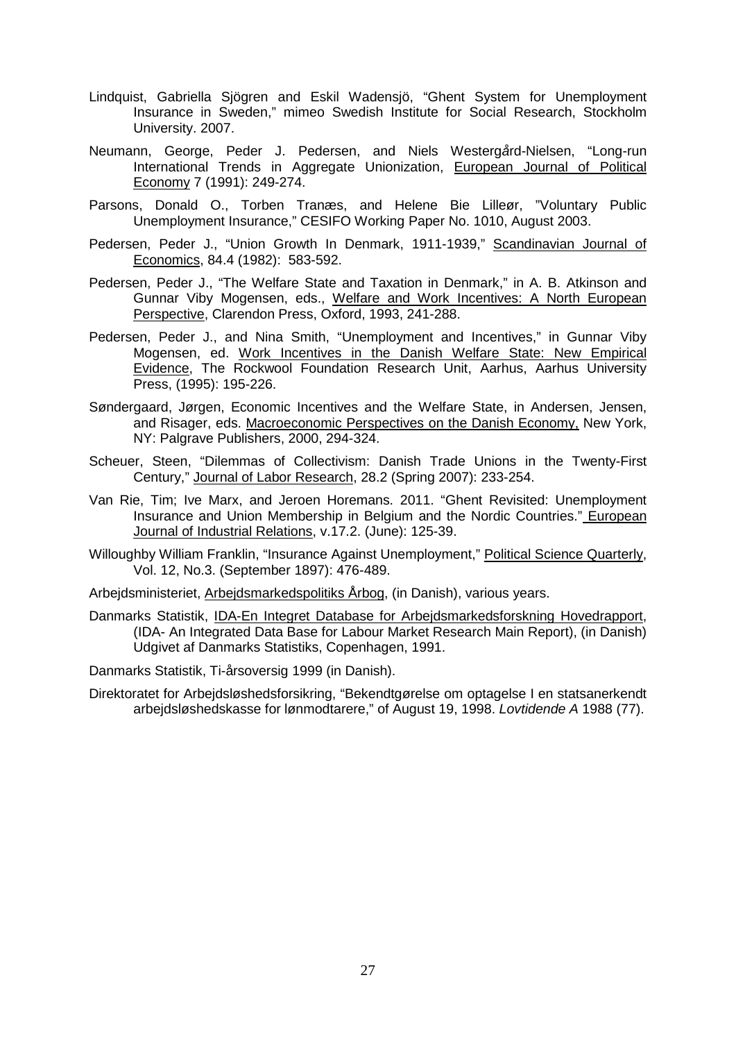Lindquist, Gabriella Sjögren and Eskil Wadensjö, "Ghent System for Unemployment Insurance in Sweden," mimeo Swedish Institute for Social Research, Stockholm University. 2007.

Neumann, George, Peder J. Pedersen, and Niels Westergård-Nielsen, "Long-run International Trends in Aggregate Unionization, European Journal of Political Economy 7 (1991): 249-274.

Parsons, Donald O., Torben Tranæs, and Helene Bie Lilleør, "Voluntary Public Unemployment Insurance," CESIFO Working Paper No. 1010, August 2003.

Pedersen, Peder J., "Union Growth In Denmark, 1911-1939," Scandinavian Journal of Economics, 84.4 (1982): 583-592.

Pedersen, Peder J., "The Welfare State and Taxation in Denmark," in A. B. Atkinson and Gunnar Viby Mogensen, eds., Welfare and Work Incentives: A North European Perspective, Clarendon Press, Oxford, 1993, 241-288.

Pedersen, Peder J., and Nina Smith, "Unemployment and Incentives," in Gunnar Viby Mogensen, ed. Work Incentives in the Danish Welfare State: New Empirical Evidence, The Rockwool Foundation Research Unit, Aarhus, Aarhus University Press, (1995): 195-226.

Søndergaard, Jørgen, Economic Incentives and the Welfare State, in Andersen, Jensen, and Risager, eds. Macroeconomic Perspectives on the Danish Economy, New York, NY: Palgrave Publishers, 2000, 294-324.

Scheuer, Steen, "Dilemmas of Collectivism: Danish Trade Unions in the Twenty-First Century," Journal of Labor Research, 28.2 (Spring 2007): 233-254.

Van Rie, Tim; Ive Marx, and Jeroen Horemans. 2011. "Ghent Revisited: Unemployment Insurance and Union Membership in Belgium and the Nordic Countries." European Journal of Industrial Relations, v.17.2. (June): 125-39.

Willoughby William Franklin, "Insurance Against Unemployment," Political Science Quarterly, Vol. 12, No.3. (September 1897): 476-489.

Arbejdsministeriet, Arbejdsmarkedspolitiks Årbog, (in Danish), various years.

Danmarks Statistik, IDA-En Integret Database for Arbejdsmarkedsforskning Hovedrapport, (IDA- An Integrated Data Base for Labour Market Research Main Report), (in Danish) Udgivet af Danmarks Statistiks, Copenhagen, 1991.

Danmarks Statistik, Ti-årsoversig 1999 (in Danish).

Direktoratet for Arbejdsløshedsforsikring, "Bekendtgørelse om optagelse I en statsanerkendt arbejdsløshedskasse for lønmodtarere," of August 19, 1998. *Lovtidende A* 1988 (77).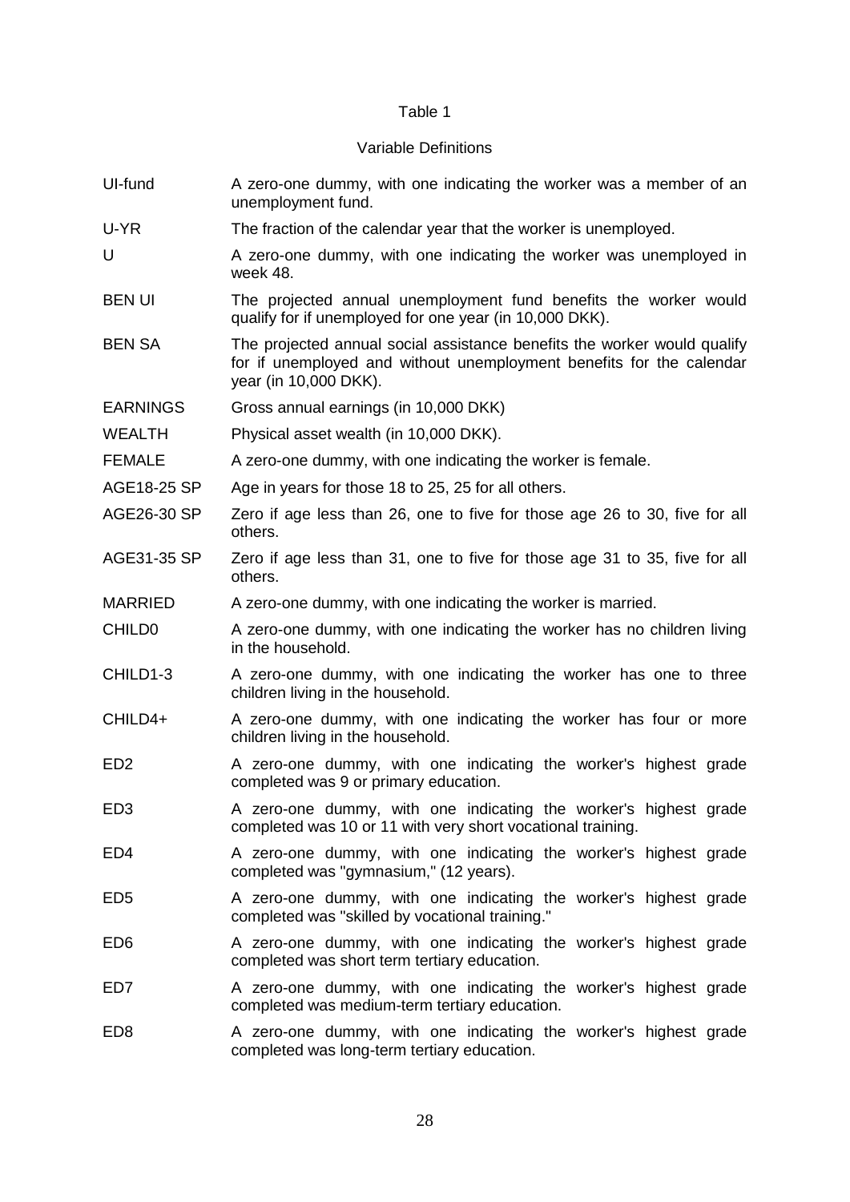Table 1

Variable Definitions

| Variable | Definition |
|---|---|
| UI-fund | A zero-one dummy, with one indicating the worker was a member of an unemployment fund. |
| U-YR | The fraction of the calendar year that the worker is unemployed. |
| U | A zero-one dummy, with one indicating the worker was unemployed in week 48. |
| BEN UI | The projected annual unemployment fund benefits the worker would qualify for if unemployed for one year (in 10,000 DKK). |
| BEN SA | The projected annual social assistance benefits the worker would qualify for if unemployed and without unemployment benefits for the calendar year (in 10,000 DKK). |
| EARNINGS | Gross annual earnings (in 10,000 DKK) |
| WEALTH | Physical asset wealth (in 10,000 DKK). |
| FEMALE | A zero-one dummy, with one indicating the worker is female. |
| AGE18-25 SP | Age in years for those 18 to 25, 25 for all others. |
| AGE26-30 SP | Zero if age less than 26, one to five for those age 26 to 30, five for all others. |
| AGE31-35 SP | Zero if age less than 31, one to five for those age 31 to 35, five for all others. |
| MARRIED | A zero-one dummy, with one indicating the worker is married. |
| CHILD0 | A zero-one dummy, with one indicating the worker has no children living in the household. |
| CHILD1-3 | A zero-one dummy, with one indicating the worker has one to three children living in the household. |
| CHILD4+ | A zero-one dummy, with one indicating the worker has four or more children living in the household. |
| ED2 | A zero-one dummy, with one indicating the worker's highest grade completed was 9 or primary education. |
| ED3 | A zero-one dummy, with one indicating the worker's highest grade completed was 10 or 11 with very short vocational training. |
| ED4 | A zero-one dummy, with one indicating the worker's highest grade completed was "gymnasium," (12 years). |
| ED5 | A zero-one dummy, with one indicating the worker's highest grade completed was "skilled by vocational training." |
| ED6 | A zero-one dummy, with one indicating the worker's highest grade completed was short term tertiary education. |
| ED7 | A zero-one dummy, with one indicating the worker's highest grade completed was medium-term tertiary education. |
| ED8 | A zero-one dummy, with one indicating the worker's highest grade completed was long-term tertiary education. |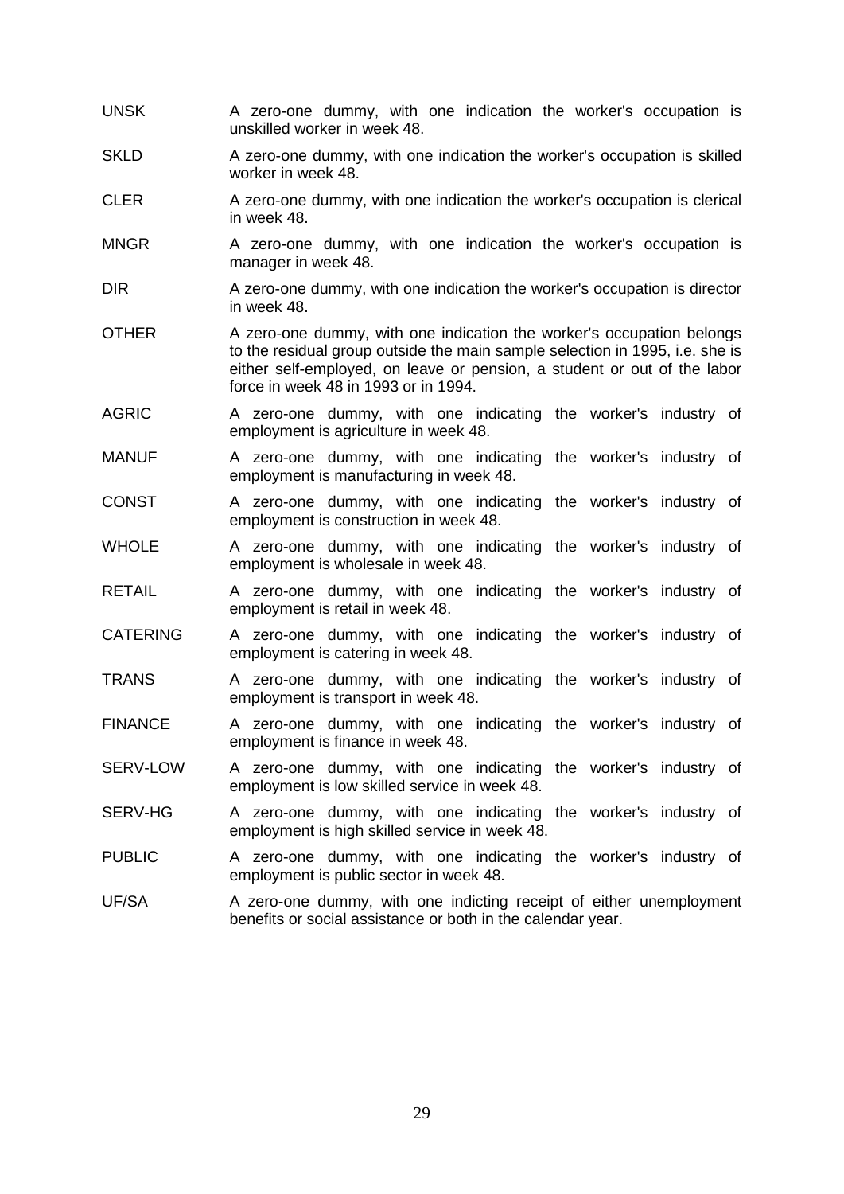| | |
|---|---|
| UNSK | A zero-one dummy, with one indication the worker's occupation is unskilled worker in week 48. |
| SKLD | A zero-one dummy, with one indication the worker's occupation is skilled worker in week 48. |
| CLER | A zero-one dummy, with one indication the worker's occupation is clerical in week 48. |
| MNGR | A zero-one dummy, with one indication the worker's occupation is manager in week 48. |
| DIR | A zero-one dummy, with one indication the worker's occupation is director in week 48. |
| OTHER | A zero-one dummy, with one indication the worker's occupation belongs to the residual group outside the main sample selection in 1995, i.e. she is either self-employed, on leave or pension, a student or out of the labor force in week 48 in 1993 or in 1994. |
| AGRIC | A zero-one dummy, with one indicating the worker's industry of employment is agriculture in week 48. |
| MANUF | A zero-one dummy, with one indicating the worker's industry of employment is manufacturing in week 48. |
| CONST | A zero-one dummy, with one indicating the worker's industry of employment is construction in week 48. |
| WHOLE | A zero-one dummy, with one indicating the worker's industry of employment is wholesale in week 48. |
| RETAIL | A zero-one dummy, with one indicating the worker's industry of employment is retail in week 48. |
| CATERING | A zero-one dummy, with one indicating the worker's industry of employment is catering in week 48. |
| TRANS | A zero-one dummy, with one indicating the worker's industry of employment is transport in week 48. |
| FINANCE | A zero-one dummy, with one indicating the worker's industry of employment is finance in week 48. |
| SERV-LOW | A zero-one dummy, with one indicating the worker's industry of employment is low skilled service in week 48. |
| SERV-HG | A zero-one dummy, with one indicating the worker's industry of employment is high skilled service in week 48. |
| PUBLIC | A zero-one dummy, with one indicating the worker's industry of employment is public sector in week 48. |
| UF/SA | A zero-one dummy, with one indicting receipt of either unemployment benefits or social assistance or both in the calendar year. |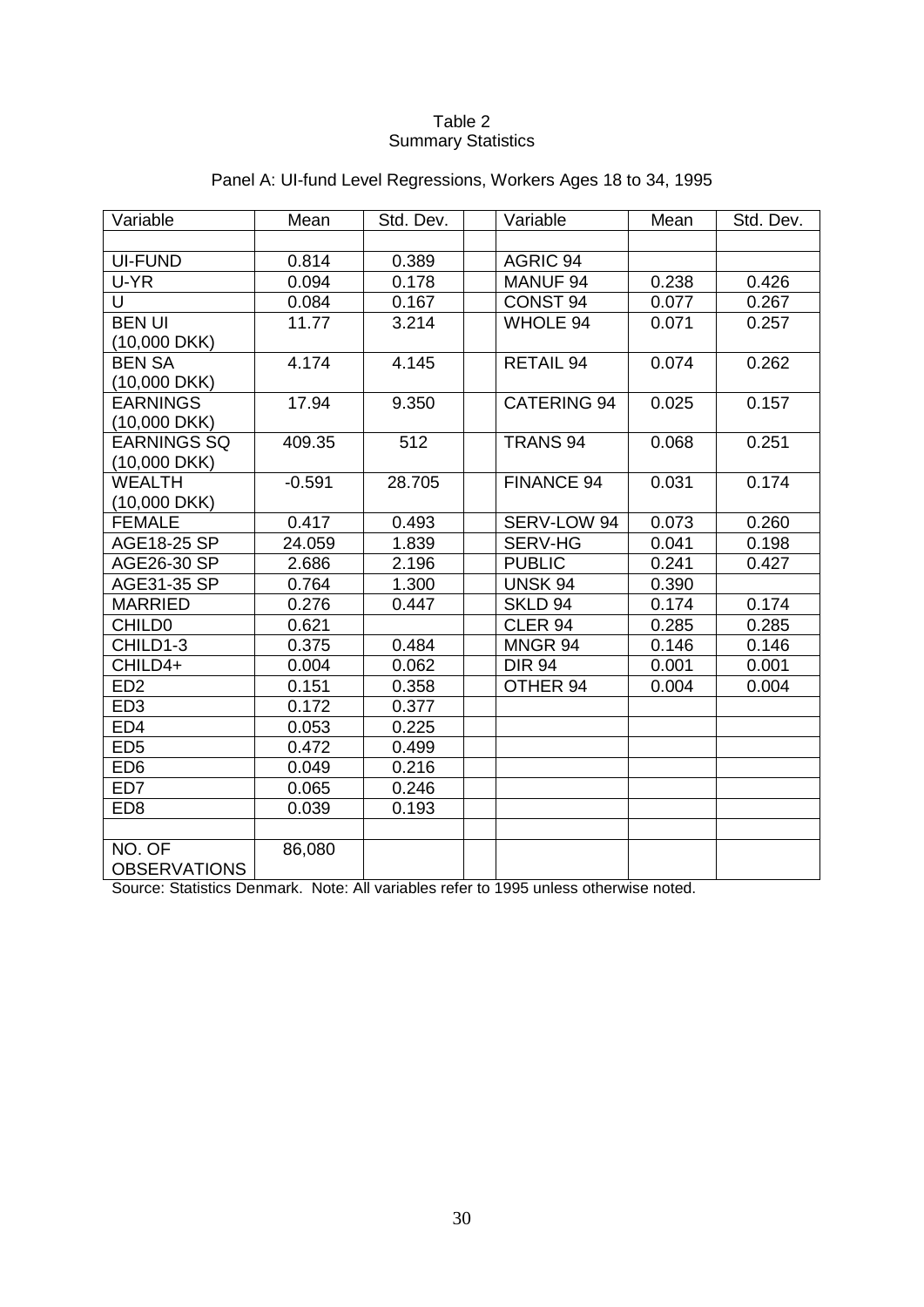Table 2
Summary Statistics

Panel A: UI-fund Level Regressions, Workers Ages 18 to 34, 1995

| Variable | Mean | Std. Dev. | | Variable | Mean | Std. Dev. |
|---|---|---|---|---|---|---|
| | | | | | | |
| UI-FUND | 0.814 | 0.389 | | AGRIC 94 | | |
| U-YR | 0.094 | 0.178 | | MANUF 94 | 0.238 | 0.426 |
| U | 0.084 | 0.167 | | CONST 94 | 0.077 | 0.267 |
| BEN UI (10,000 DKK) | 11.77 | 3.214 | | WHOLE 94 | 0.071 | 0.257 |
| BEN SA (10,000 DKK) | 4.174 | 4.145 | | RETAIL 94 | 0.074 | 0.262 |
| EARNINGS (10,000 DKK) | 17.94 | 9.350 | | CATERING 94 | 0.025 | 0.157 |
| EARNINGS SQ (10,000 DKK) | 409.35 | 512 | | TRANS 94 | 0.068 | 0.251 |
| WEALTH (10,000 DKK) | -0.591 | 28.705 | | FINANCE 94 | 0.031 | 0.174 |
| FEMALE | 0.417 | 0.493 | | SERV-LOW 94 | 0.073 | 0.260 |
| AGE18-25 SP | 24.059 | 1.839 | | SERV-HG | 0.041 | 0.198 |
| AGE26-30 SP | 2.686 | 2.196 | | PUBLIC | 0.241 | 0.427 |
| AGE31-35 SP | 0.764 | 1.300 | | UNSK 94 | 0.390 | |
| MARRIED | 0.276 | 0.447 | | SKLD 94 | 0.174 | 0.174 |
| CHILD0 | 0.621 | | | CLER 94 | 0.285 | 0.285 |
| CHILD1-3 | 0.375 | 0.484 | | MNGR 94 | 0.146 | 0.146 |
| CHILD4+ | 0.004 | 0.062 | | DIR 94 | 0.001 | 0.001 |
| ED2 | 0.151 | 0.358 | | OTHER 94 | 0.004 | 0.004 |
| ED3 | 0.172 | 0.377 | | | | |
| ED4 | 0.053 | 0.225 | | | | |
| ED5 | 0.472 | 0.499 | | | | |
| ED6 | 0.049 | 0.216 | | | | |
| ED7 | 0.065 | 0.246 | | | | |
| ED8 | 0.039 | 0.193 | | | | |
| | | | | | | |
| NO. OF OBSERVATIONS | 86,080 | | | | | |

Source: Statistics Denmark. Note: All variables refer to 1995 unless otherwise noted.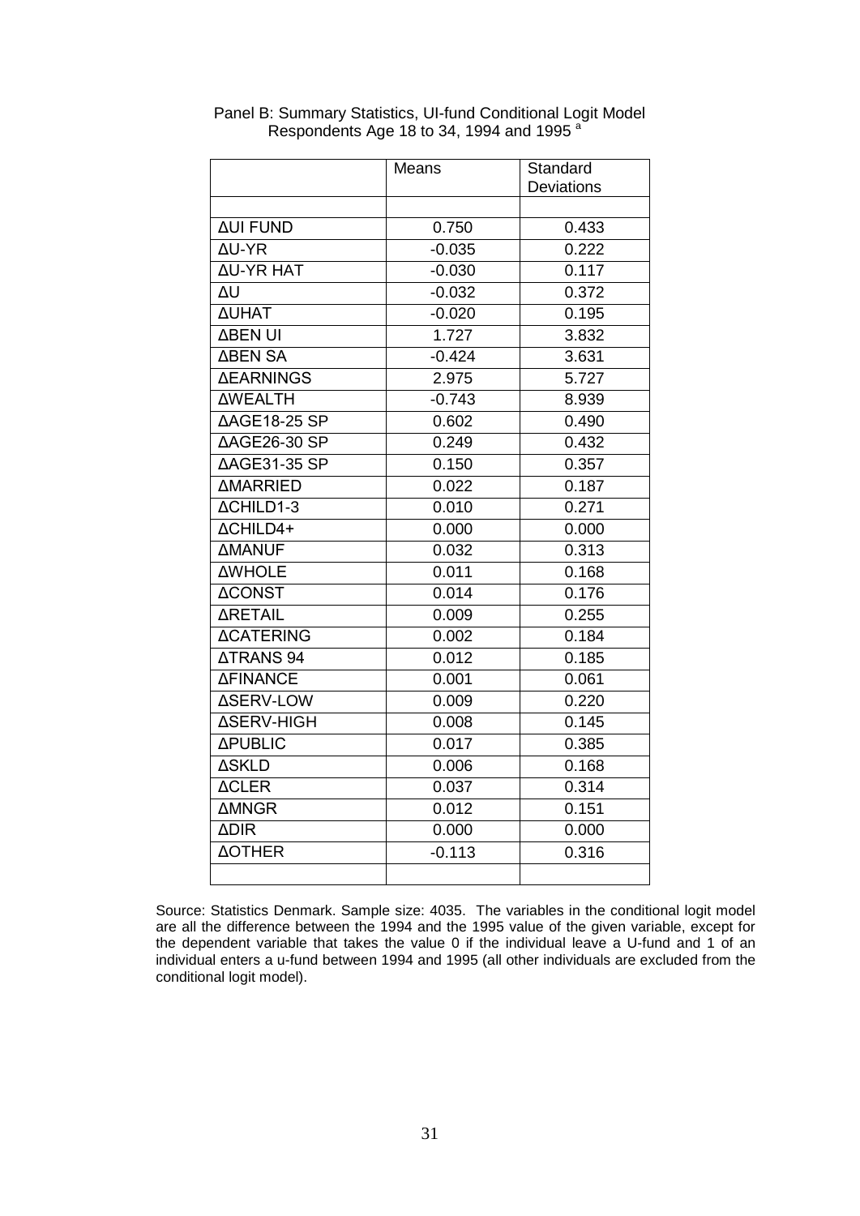Panel B: Summary Statistics, UI-fund Conditional Logit Model
Respondents Age 18 to 34, 1994 and 1995 [a]

| | Means | Standard Deviations |
|---|---|---|
| | | |
| ΔUI FUND | 0.750 | 0.433 |
| ΔU-YR | -0.035 | 0.222 |
| ΔU-YR HAT | -0.030 | 0.117 |
| ΔU | -0.032 | 0.372 |
| ΔUHAT | -0.020 | 0.195 |
| ΔBEN UI | 1.727 | 3.832 |
| ΔBEN SA | -0.424 | 3.631 |
| ΔEARNINGS | 2.975 | 5.727 |
| ΔWEALTH | -0.743 | 8.939 |
| ΔAGE18-25 SP | 0.602 | 0.490 |
| ΔAGE26-30 SP | 0.249 | 0.432 |
| ΔAGE31-35 SP | 0.150 | 0.357 |
| ΔMARRIED | 0.022 | 0.187 |
| ΔCHILD1-3 | 0.010 | 0.271 |
| ΔCHILD4+ | 0.000 | 0.000 |
| ΔMANUF | 0.032 | 0.313 |
| ΔWHOLE | 0.011 | 0.168 |
| ΔCONST | 0.014 | 0.176 |
| ΔRETAIL | 0.009 | 0.255 |
| ΔCATERING | 0.002 | 0.184 |
| ΔTRANS 94 | 0.012 | 0.185 |
| ΔFINANCE | 0.001 | 0.061 |
| ΔSERV-LOW | 0.009 | 0.220 |
| ΔSERV-HIGH | 0.008 | 0.145 |
| ΔPUBLIC | 0.017 | 0.385 |
| ΔSKLD | 0.006 | 0.168 |
| ΔCLER | 0.037 | 0.314 |
| ΔMNGR | 0.012 | 0.151 |
| ΔDIR | 0.000 | 0.000 |
| ΔOTHER | -0.113 | 0.316 |
| | | |

Source: Statistics Denmark. Sample size: 4035. The variables in the conditional logit model are all the difference between the 1994 and the 1995 value of the given variable, except for the dependent variable that takes the value 0 if the individual leave a U-fund and 1 of an individual enters a u-fund between 1994 and 1995 (all other individuals are excluded from the conditional logit model).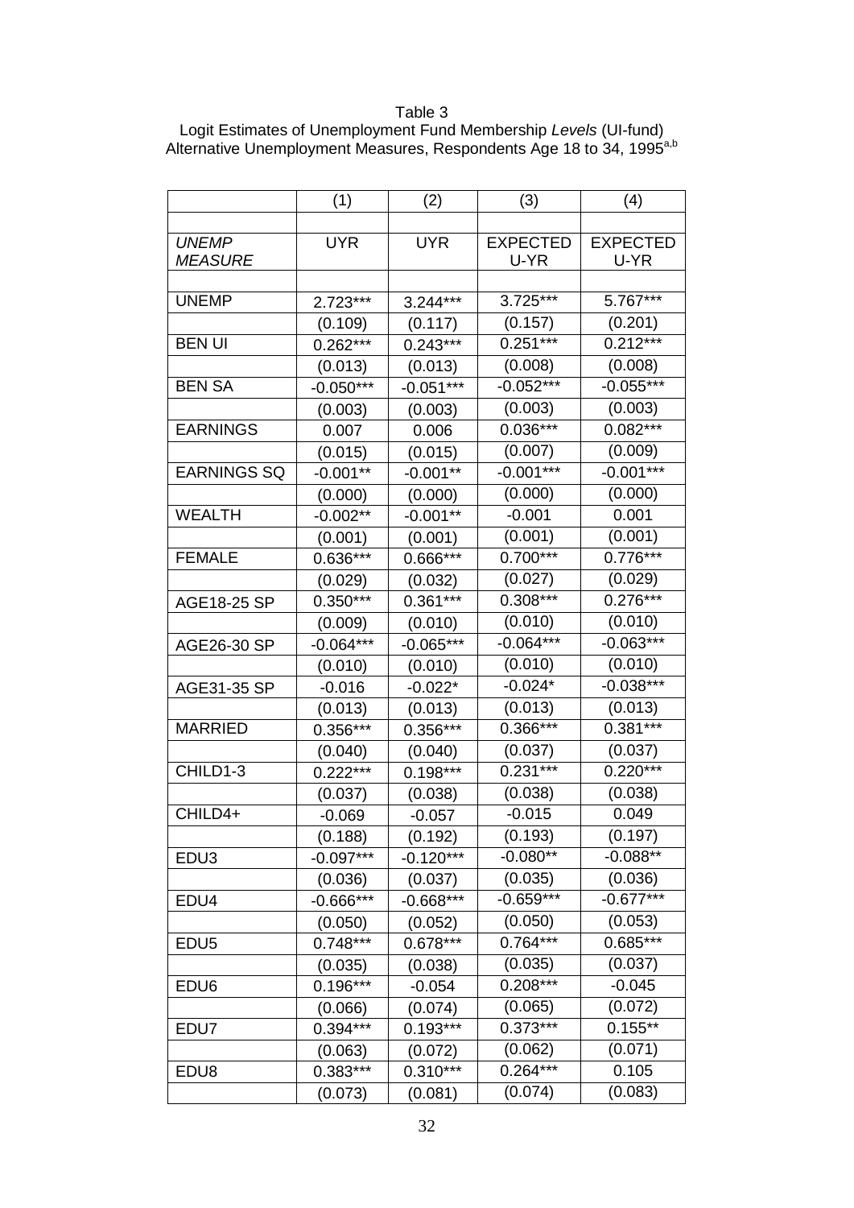Table 3
Logit Estimates of Unemployment Fund Membership *Levels* (UI-fund)
Alternative Unemployment Measures, Respondents Age 18 to 34, 1995[a,b]

| | (1) | (2) | (3) | (4) |
|---|---|---|---|---|
| | | | | |
| *UNEMP MEASURE* | UYR | UYR | EXPECTED U-YR | EXPECTED U-YR |
| | | | | |
| UNEMP | 2.723*** | 3.244*** | 3.725*** | 5.767*** |
| | (0.109) | (0.117) | (0.157) | (0.201) |
| BEN UI | 0.262*** | 0.243*** | 0.251*** | 0.212*** |
| | (0.013) | (0.013) | (0.008) | (0.008) |
| BEN SA | -0.050*** | -0.051*** | -0.052*** | -0.055*** |
| | (0.003) | (0.003) | (0.003) | (0.003) |
| EARNINGS | 0.007 | 0.006 | 0.036*** | 0.082*** |
| | (0.015) | (0.015) | (0.007) | (0.009) |
| EARNINGS SQ | -0.001** | -0.001** | -0.001*** | -0.001*** |
| | (0.000) | (0.000) | (0.000) | (0.000) |
| WEALTH | -0.002** | -0.001** | -0.001 | 0.001 |
| | (0.001) | (0.001) | (0.001) | (0.001) |
| FEMALE | 0.636*** | 0.666*** | 0.700*** | 0.776*** |
| | (0.029) | (0.032) | (0.027) | (0.029) |
| AGE18-25 SP | 0.350*** | 0.361*** | 0.308*** | 0.276*** |
| | (0.009) | (0.010) | (0.010) | (0.010) |
| AGE26-30 SP | -0.064*** | -0.065*** | -0.064*** | -0.063*** |
| | (0.010) | (0.010) | (0.010) | (0.010) |
| AGE31-35 SP | -0.016 | -0.022* | -0.024* | -0.038*** |
| | (0.013) | (0.013) | (0.013) | (0.013) |
| MARRIED | 0.356*** | 0.356*** | 0.366*** | 0.381*** |
| | (0.040) | (0.040) | (0.037) | (0.037) |
| CHILD1-3 | 0.222*** | 0.198*** | 0.231*** | 0.220*** |
| | (0.037) | (0.038) | (0.038) | (0.038) |
| CHILD4+ | -0.069 | -0.057 | -0.015 | 0.049 |
| | (0.188) | (0.192) | (0.193) | (0.197) |
| EDU3 | -0.097*** | -0.120*** | -0.080** | -0.088** |
| | (0.036) | (0.037) | (0.035) | (0.036) |
| EDU4 | -0.666*** | -0.668*** | -0.659*** | -0.677*** |
| | (0.050) | (0.052) | (0.050) | (0.053) |
| EDU5 | 0.748*** | 0.678*** | 0.764*** | 0.685*** |
| | (0.035) | (0.038) | (0.035) | (0.037) |
| EDU6 | 0.196*** | -0.054 | 0.208*** | -0.045 |
| | (0.066) | (0.074) | (0.065) | (0.072) |
| EDU7 | 0.394*** | 0.193*** | 0.373*** | 0.155** |
| | (0.063) | (0.072) | (0.062) | (0.071) |
| EDU8 | 0.383*** | 0.310*** | 0.264*** | 0.105 |
| | (0.073) | (0.081) | (0.074) | (0.083) |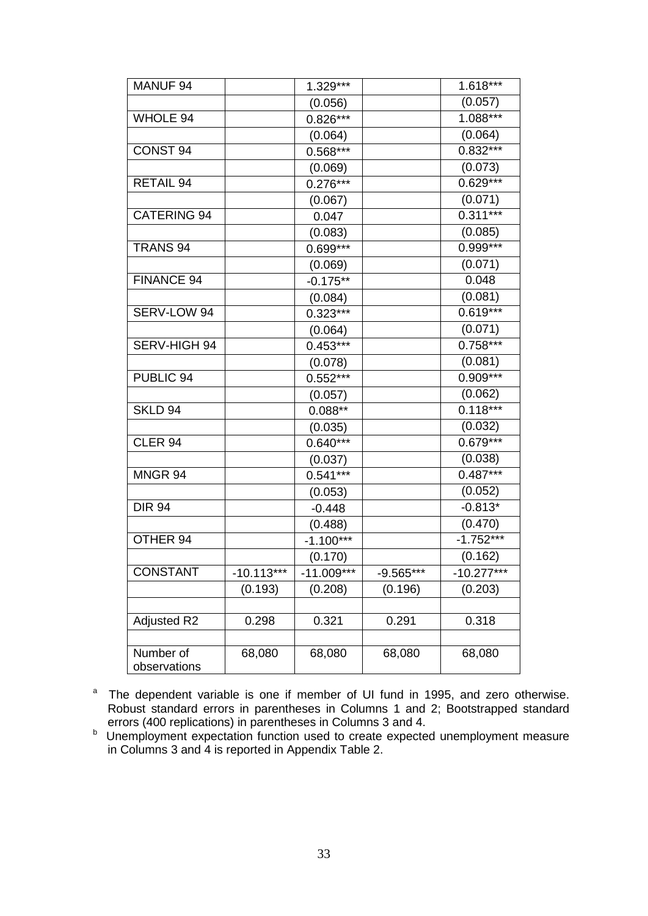| | | | | |
|---|---|---|---|---|
| MANUF 94 | | 1.329*** | | 1.618*** |
| | | (0.056) | | (0.057) |
| WHOLE 94 | | 0.826*** | | 1.088*** |
| | | (0.064) | | (0.064) |
| CONST 94 | | 0.568*** | | 0.832*** |
| | | (0.069) | | (0.073) |
| RETAIL 94 | | 0.276*** | | 0.629*** |
| | | (0.067) | | (0.071) |
| CATERING 94 | | 0.047 | | 0.311*** |
| | | (0.083) | | (0.085) |
| TRANS 94 | | 0.699*** | | 0.999*** |
| | | (0.069) | | (0.071) |
| FINANCE 94 | | -0.175** | | 0.048 |
| | | (0.084) | | (0.081) |
| SERV-LOW 94 | | 0.323*** | | 0.619*** |
| | | (0.064) | | (0.071) |
| SERV-HIGH 94 | | 0.453*** | | 0.758*** |
| | | (0.078) | | (0.081) |
| PUBLIC 94 | | 0.552*** | | 0.909*** |
| | | (0.057) | | (0.062) |
| SKLD 94 | | 0.088** | | 0.118*** |
| | | (0.035) | | (0.032) |
| CLER 94 | | 0.640*** | | 0.679*** |
| | | (0.037) | | (0.038) |
| MNGR 94 | | 0.541*** | | 0.487*** |
| | | (0.053) | | (0.052) |
| DIR 94 | | -0.448 | | -0.813* |
| | | (0.488) | | (0.470) |
| OTHER 94 | | -1.100*** | | -1.752*** |
| | | (0.170) | | (0.162) |
| CONSTANT | -10.113*** | -11.009*** | -9.565*** | -10.277*** |
| | (0.193) | (0.208) | (0.196) | (0.203) |
| | | | | |
| Adjusted R2 | 0.298 | 0.321 | 0.291 | 0.318 |
| | | | | |
| Number of observations | 68,080 | 68,080 | 68,080 | 68,080 |

[a] The dependent variable is one if member of UI fund in 1995, and zero otherwise. Robust standard errors in parentheses in Columns 1 and 2; Bootstrapped standard errors (400 replications) in parentheses in Columns 3 and 4.

[b] Unemployment expectation function used to create expected unemployment measure in Columns 3 and 4 is reported in Appendix Table 2.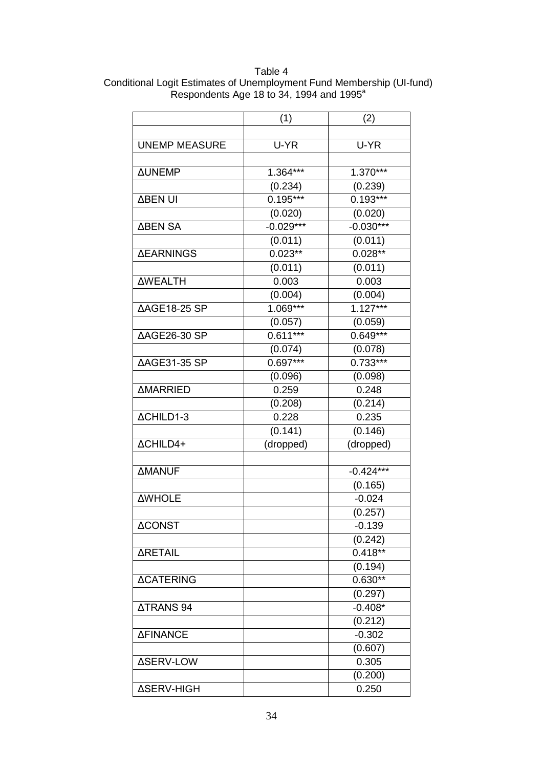Table 4
Conditional Logit Estimates of Unemployment Fund Membership (UI-fund)
Respondents Age 18 to 34, 1994 and 1995[a]

| | (1) | (2) |
|---|---|---|
| | | |
| UNEMP MEASURE | U-YR | U-YR |
| | | |
| ΔUNEMP | 1.364*** | 1.370*** |
| | (0.234) | (0.239) |
| ΔBEN UI | 0.195*** | 0.193*** |
| | (0.020) | (0.020) |
| ΔBEN SA | -0.029*** | -0.030*** |
| | (0.011) | (0.011) |
| ΔEARNINGS | 0.023** | 0.028** |
| | (0.011) | (0.011) |
| ΔWEALTH | 0.003 | 0.003 |
| | (0.004) | (0.004) |
| ΔAGE18-25 SP | 1.069*** | 1.127*** |
| | (0.057) | (0.059) |
| ΔAGE26-30 SP | 0.611*** | 0.649*** |
| | (0.074) | (0.078) |
| ΔAGE31-35 SP | 0.697*** | 0.733*** |
| | (0.096) | (0.098) |
| ΔMARRIED | 0.259 | 0.248 |
| | (0.208) | (0.214) |
| ΔCHILD1-3 | 0.228 | 0.235 |
| | (0.141) | (0.146) |
| ΔCHILD4+ | (dropped) | (dropped) |
| | | |
| ΔMANUF | | -0.424*** |
| | | (0.165) |
| ΔWHOLE | | -0.024 |
| | | (0.257) |
| ΔCONST | | -0.139 |
| | | (0.242) |
| ΔRETAIL | | 0.418** |
| | | (0.194) |
| ΔCATERING | | 0.630** |
| | | (0.297) |
| ΔTRANS 94 | | -0.408* |
| | | (0.212) |
| ΔFINANCE | | -0.302 |
| | | (0.607) |
| ΔSERV-LOW | | 0.305 |
| | | (0.200) |
| ΔSERV-HIGH | | 0.250 |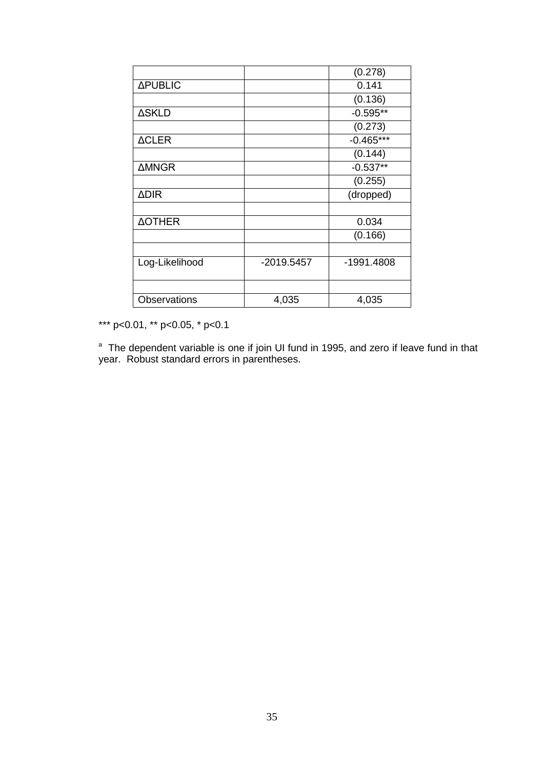| | | |
|---|---|---|
| | | (0.278) |
| ΔPUBLIC | | 0.141 |
| | | (0.136) |
| ΔSKLD | | -0.595** |
| | | (0.273) |
| ΔCLER | | -0.465*** |
| | | (0.144) |
| ΔMNGR | | -0.537** |
| | | (0.255) |
| ΔDIR | | (dropped) |
| | | |
| ΔOTHER | | 0.034 |
| | | (0.166) |
| | | |
| Log-Likelihood | -2019.5457 | -1991.4808 |
| | | |
| Observations | 4,035 | 4,035 |

*** p<0.01, ** p<0.05, * p<0.1

[a] The dependent variable is one if join UI fund in 1995, and zero if leave fund in that year. Robust standard errors in parentheses.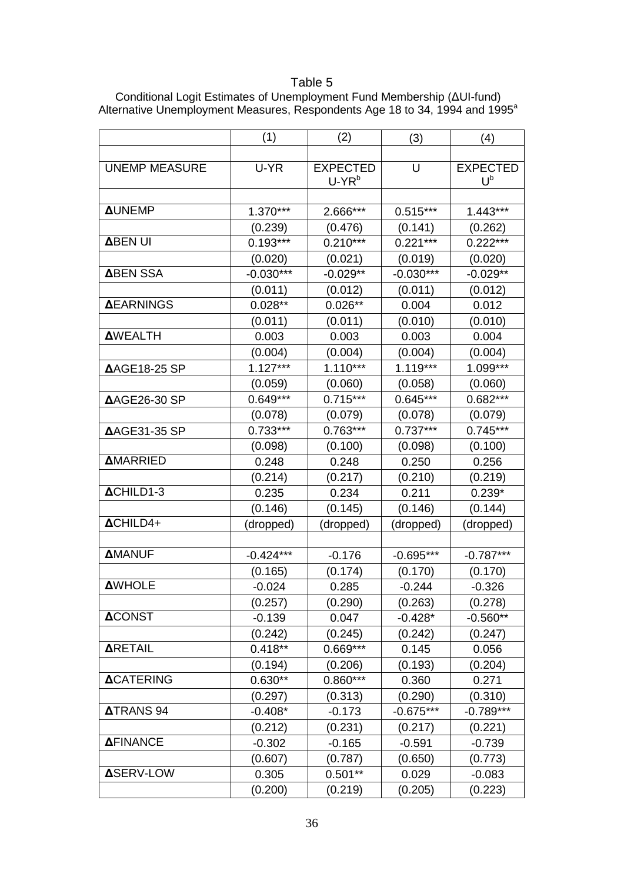Table 5

Conditional Logit Estimates of Unemployment Fund Membership (ΔUI-fund)
Alternative Unemployment Measures, Respondents Age 18 to 34, 1994 and 1995[a]

| | (1) | (2) | (3) | (4) |
|---|---|---|---|---|
| UNEMP MEASURE | U-YR | EXPECTED U-YR[b] | U | EXPECTED U[b] |
| **Δ**UNEMP | 1.370*** | 2.666*** | 0.515*** | 1.443*** |
| | (0.239) | (0.476) | (0.141) | (0.262) |
| **Δ**BEN UI | 0.193*** | 0.210*** | 0.221*** | 0.222*** |
| | (0.020) | (0.021) | (0.019) | (0.020) |
| **Δ**BEN SSA | -0.030*** | -0.029** | -0.030*** | -0.029** |
| | (0.011) | (0.012) | (0.011) | (0.012) |
| **Δ**EARNINGS | 0.028** | 0.026** | 0.004 | 0.012 |
| | (0.011) | (0.011) | (0.010) | (0.010) |
| **Δ**WEALTH | 0.003 | 0.003 | 0.003 | 0.004 |
| | (0.004) | (0.004) | (0.004) | (0.004) |
| **Δ**AGE18-25 SP | 1.127*** | 1.110*** | 1.119*** | 1.099*** |
| | (0.059) | (0.060) | (0.058) | (0.060) |
| **Δ**AGE26-30 SP | 0.649*** | 0.715*** | 0.645*** | 0.682*** |
| | (0.078) | (0.079) | (0.078) | (0.079) |
| **Δ**AGE31-35 SP | 0.733*** | 0.763*** | 0.737*** | 0.745*** |
| | (0.098) | (0.100) | (0.098) | (0.100) |
| **Δ**MARRIED | 0.248 | 0.248 | 0.250 | 0.256 |
| | (0.214) | (0.217) | (0.210) | (0.219) |
| **Δ**CHILD1-3 | 0.235 | 0.234 | 0.211 | 0.239* |
| | (0.146) | (0.145) | (0.146) | (0.144) |
| **Δ**CHILD4+ | (dropped) | (dropped) | (dropped) | (dropped) |
| **Δ**MANUF | -0.424*** | -0.176 | -0.695*** | -0.787*** |
| | (0.165) | (0.174) | (0.170) | (0.170) |
| **Δ**WHOLE | -0.024 | 0.285 | -0.244 | -0.326 |
| | (0.257) | (0.290) | (0.263) | (0.278) |
| **Δ**CONST | -0.139 | 0.047 | -0.428* | -0.560** |
| | (0.242) | (0.245) | (0.242) | (0.247) |
| **Δ**RETAIL | 0.418** | 0.669*** | 0.145 | 0.056 |
| | (0.194) | (0.206) | (0.193) | (0.204) |
| **Δ**CATERING | 0.630** | 0.860*** | 0.360 | 0.271 |
| | (0.297) | (0.313) | (0.290) | (0.310) |
| **Δ**TRANS 94 | -0.408* | -0.173 | -0.675*** | -0.789*** |
| | (0.212) | (0.231) | (0.217) | (0.221) |
| **Δ**FINANCE | -0.302 | -0.165 | -0.591 | -0.739 |
| | (0.607) | (0.787) | (0.650) | (0.773) |
| **Δ**SERV-LOW | 0.305 | 0.501** | 0.029 | -0.083 |
| | (0.200) | (0.219) | (0.205) | (0.223) |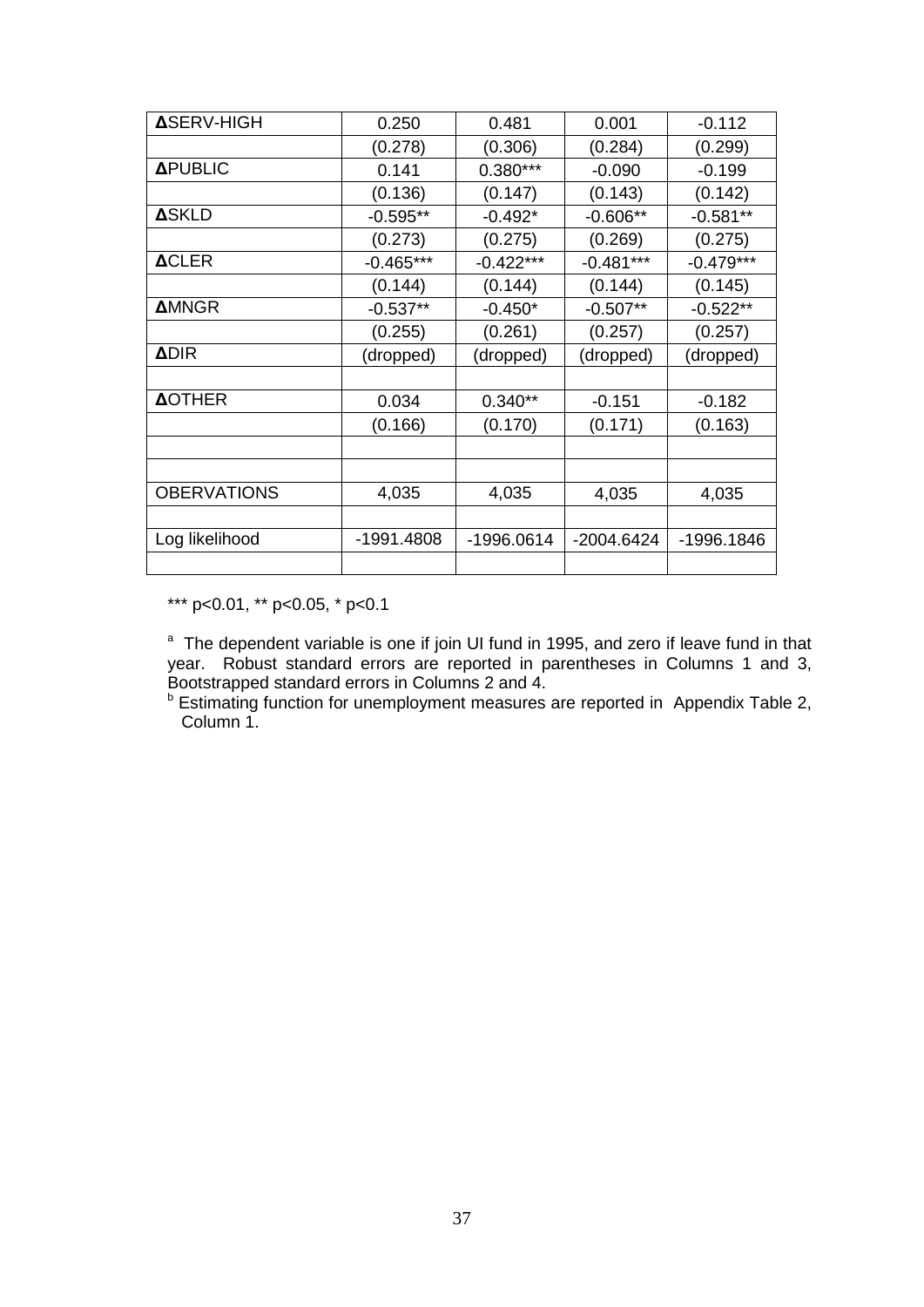| **Δ**SERV-HIGH | 0.250 | 0.481 | 0.001 | -0.112 |
|---|---|---|---|---|
| | (0.278) | (0.306) | (0.284) | (0.299) |
| **Δ**PUBLIC | 0.141 | 0.380*** | -0.090 | -0.199 |
| | (0.136) | (0.147) | (0.143) | (0.142) |
| **Δ**SKLD | -0.595** | -0.492* | -0.606** | -0.581** |
| | (0.273) | (0.275) | (0.269) | (0.275) |
| **Δ**CLER | -0.465*** | -0.422*** | -0.481*** | -0.479*** |
| | (0.144) | (0.144) | (0.144) | (0.145) |
| **Δ**MNGR | -0.537** | -0.450* | -0.507** | -0.522** |
| | (0.255) | (0.261) | (0.257) | (0.257) |
| **Δ**DIR | (dropped) | (dropped) | (dropped) | (dropped) |
| | | | | |
| **Δ**OTHER | 0.034 | 0.340** | -0.151 | -0.182 |
| | (0.166) | (0.170) | (0.171) | (0.163) |
| | | | | |
| | | | | |
| OBERVATIONS | 4,035 | 4,035 | 4,035 | 4,035 |
| | | | | |
| Log likelihood | -1991.4808 | -1996.0614 | -2004.6424 | -1996.1846 |
| | | | | |

*** p<0.01, ** p<0.05, * p<0.1

[a] The dependent variable is one if join UI fund in 1995, and zero if leave fund in that year. Robust standard errors are reported in parentheses in Columns 1 and 3, Bootstrapped standard errors in Columns 2 and 4.

[b] Estimating function for unemployment measures are reported in Appendix Table 2, Column 1.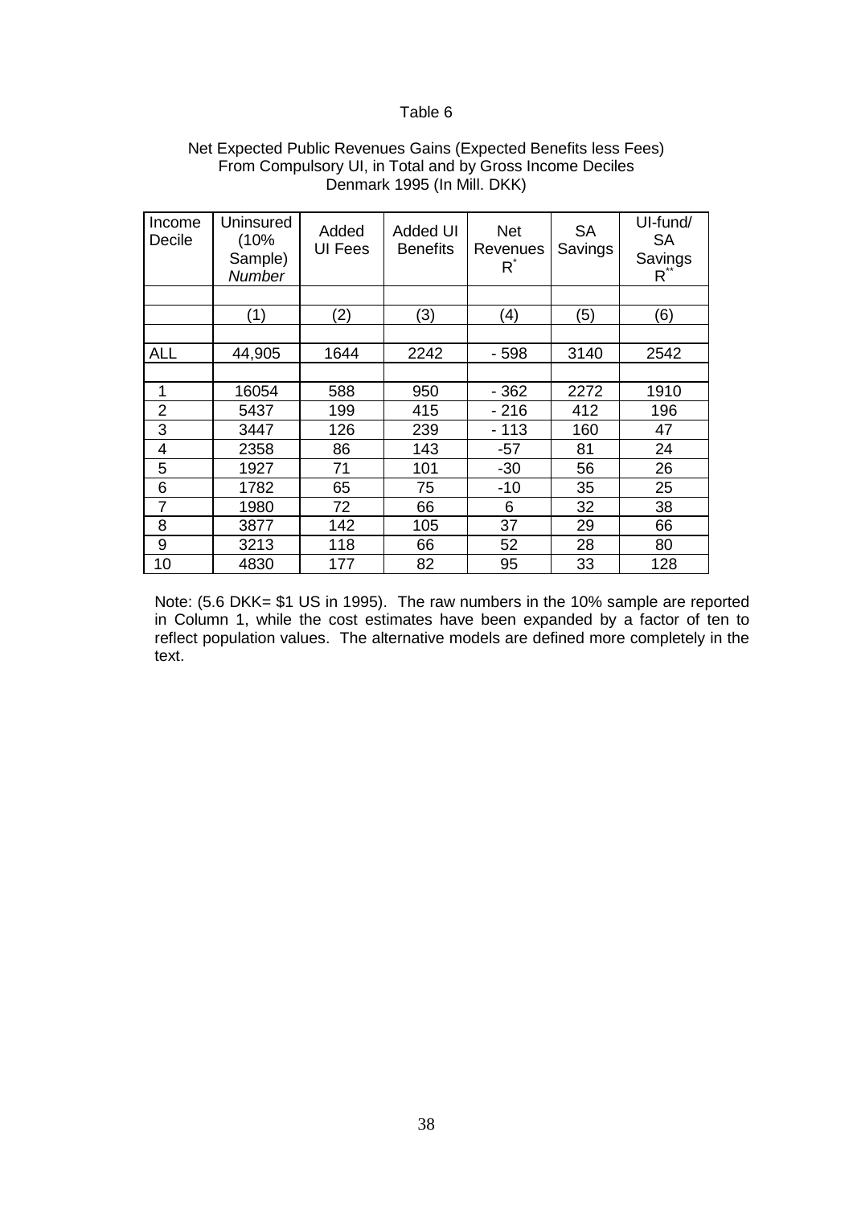Table 6

Net Expected Public Revenues Gains (Expected Benefits less Fees)
From Compulsory UI, in Total and by Gross Income Deciles
Denmark 1995 (In Mill. DKK)

| Income Decile | Uninsured (10% Sample) *Number* | Added UI Fees | Added UI Benefits | Net Revenues $R^{*}$ | SA Savings | UI-fund/ SA Savings $R^{**}$ |
|---|---|---|---|---|---|---|
| | | | | | | |
| | (1) | (2) | (3) | (4) | (5) | (6) |
| | | | | | | |
| ALL | 44,905 | 1644 | 2242 | - 598 | 3140 | 2542 |
| | | | | | | |
| 1 | 16054 | 588 | 950 | - 362 | 2272 | 1910 |
| 2 | 5437 | 199 | 415 | - 216 | 412 | 196 |
| 3 | 3447 | 126 | 239 | - 113 | 160 | 47 |
| 4 | 2358 | 86 | 143 | -57 | 81 | 24 |
| 5 | 1927 | 71 | 101 | -30 | 56 | 26 |
| 6 | 1782 | 65 | 75 | -10 | 35 | 25 |
| 7 | 1980 | 72 | 66 | 6 | 32 | 38 |
| 8 | 3877 | 142 | 105 | 37 | 29 | 66 |
| 9 | 3213 | 118 | 66 | 52 | 28 | 80 |
| 10 | 4830 | 177 | 82 | 95 | 33 | 128 |

Note: (5.6 DKK= $1 US in 1995). The raw numbers in the 10% sample are reported in Column 1, while the cost estimates have been expanded by a factor of ten to reflect population values. The alternative models are defined more completely in the text.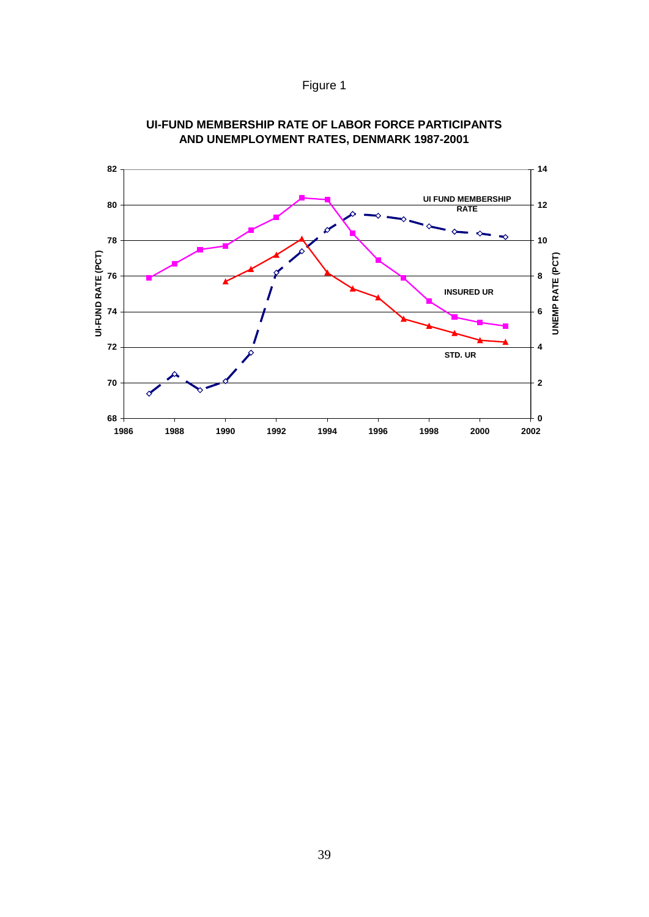Figure 1

**UI-FUND MEMBERSHIP RATE OF LABOR FORCE PARTICIPANTS AND UNEMPLOYMENT RATES, DENMARK 1987-2001**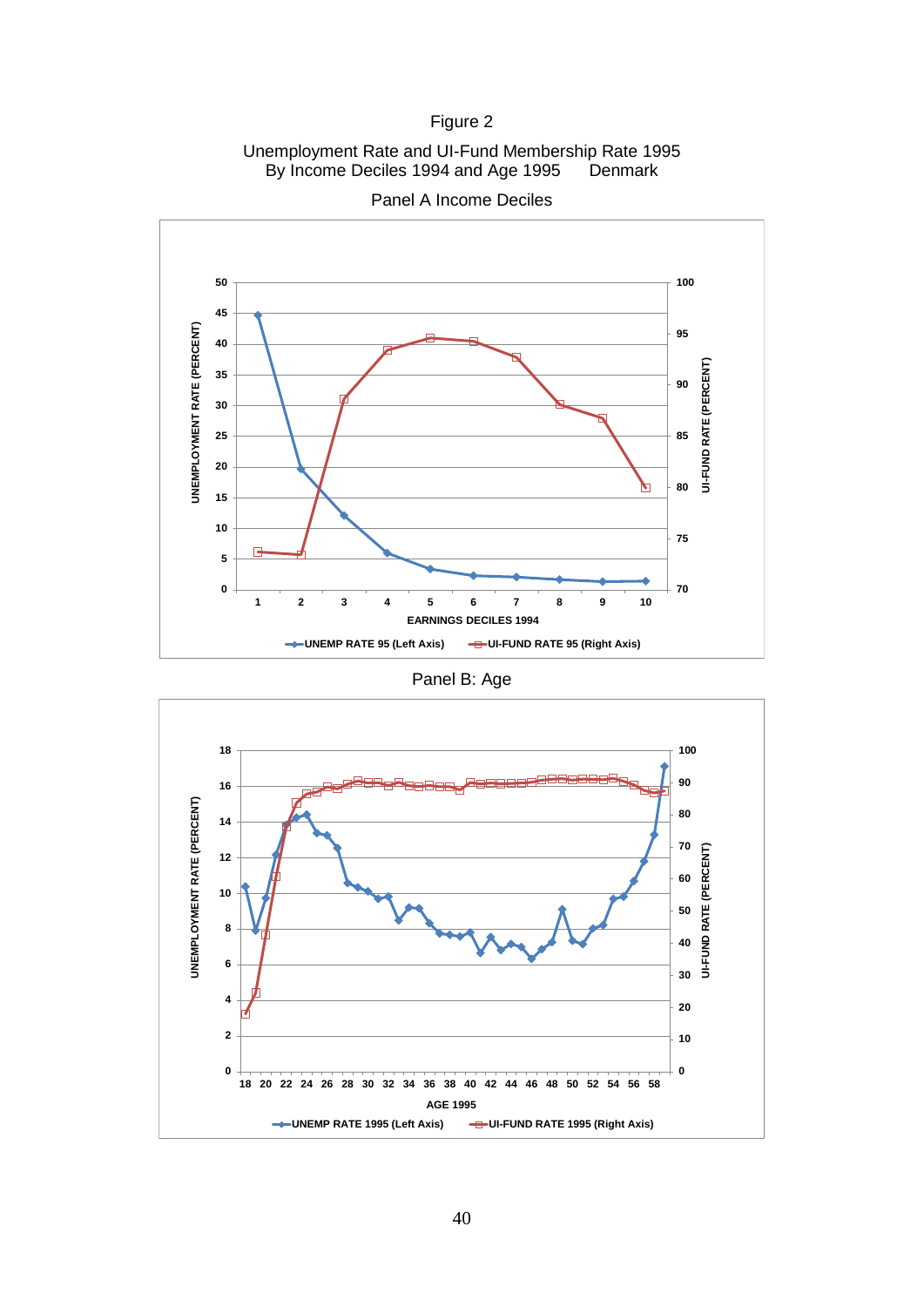Figure 2

Unemployment Rate and UI-Fund Membership Rate 1995
By Income Deciles 1994 and Age 1995 Denmark

Panel A Income Deciles

Panel B: Age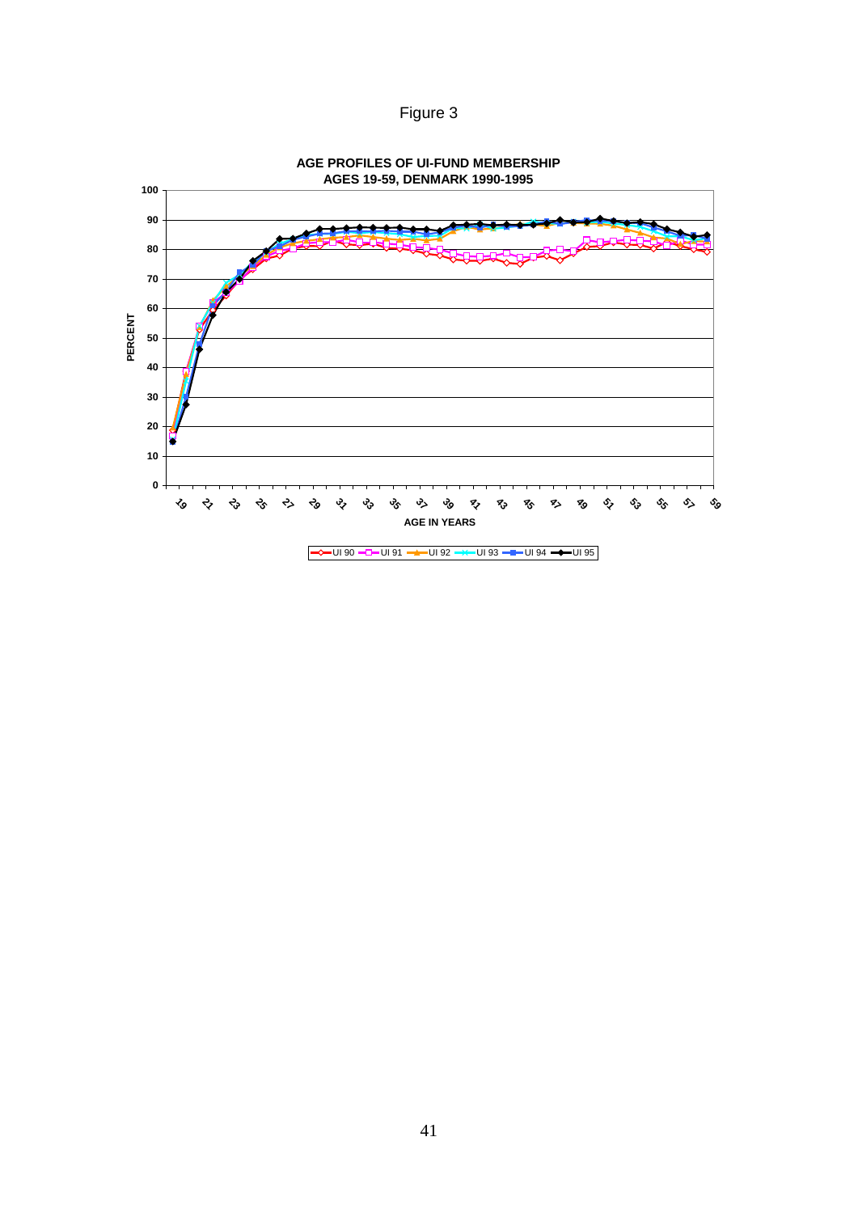Figure 3

**AGE PROFILES OF UI-FUND MEMBERSHIP**
**AGES 19-59, DENMARK 1990-1995**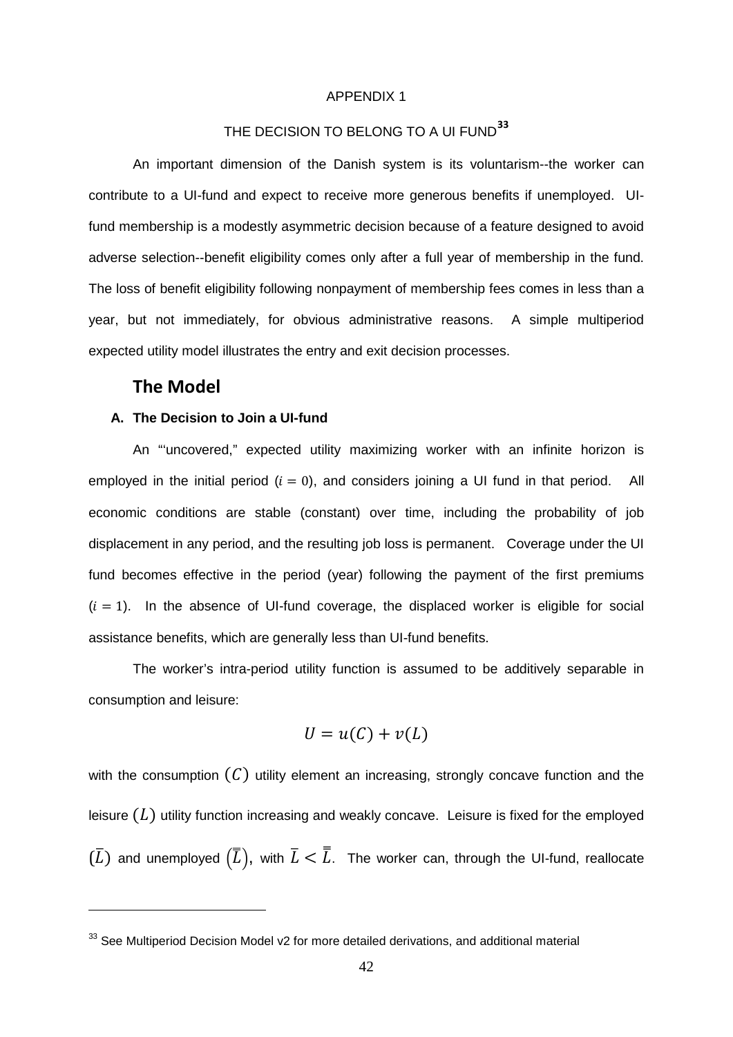APPENDIX 1

# THE DECISION TO BELONG TO A UI FUND[33]

An important dimension of the Danish system is its voluntarism--the worker can contribute to a UI-fund and expect to receive more generous benefits if unemployed. UI-fund membership is a modestly asymmetric decision because of a feature designed to avoid adverse selection--benefit eligibility comes only after a full year of membership in the fund. The loss of benefit eligibility following nonpayment of membership fees comes in less than a year, but not immediately, for obvious administrative reasons. A simple multiperiod expected utility model illustrates the entry and exit decision processes.

## The Model

### A. The Decision to Join a UI-fund

An "'uncovered," expected utility maximizing worker with an infinite horizon is employed in the initial period ($i = 0$), and considers joining a UI fund in that period. All economic conditions are stable (constant) over time, including the probability of job displacement in any period, and the resulting job loss is permanent. Coverage under the UI fund becomes effective in the period (year) following the payment of the first premiums ($i = 1$). In the absence of UI-fund coverage, the displaced worker is eligible for social assistance benefits, which are generally less than UI-fund benefits.

The worker's intra-period utility function is assumed to be additively separable in consumption and leisure:

$$U = u(C) + v(L)$$

with the consumption $(C)$ utility element an increasing, strongly concave function and the leisure $(L)$ utility function increasing and weakly concave. Leisure is fixed for the employed $(\bar{L})$ and unemployed $(\bar{\bar{L}})$, with $\bar{L} < \bar{\bar{L}}$. The worker can, through the UI-fund, reallocate

[33] See Multiperiod Decision Model v2 for more detailed derivations, and additional material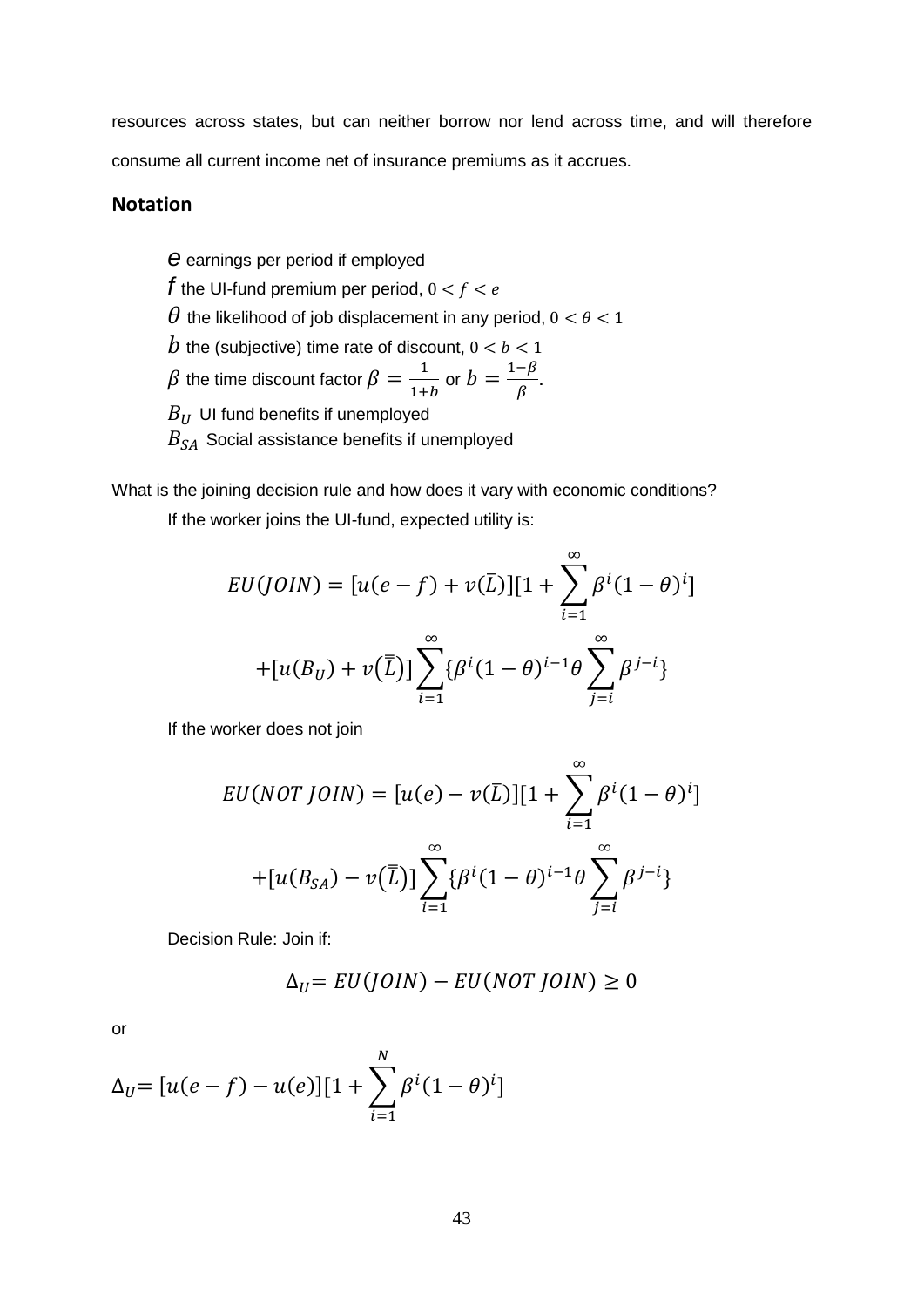resources across states, but can neither borrow nor lend across time, and will therefore consume all current income net of insurance premiums as it accrues.

## Notation

$e$ earnings per period if employed

$f$ the UI-fund premium per period, $0 < f < e$

$\theta$ the likelihood of job displacement in any period, $0 < \theta < 1$

$b$ the (subjective) time rate of discount, $0 < b < 1$

$\beta$ the time discount factor $\beta = \frac{1}{1+b}$ or $b = \frac{1-\beta}{\beta}$.

$B_U$ UI fund benefits if unemployed

$B_{SA}$ Social assistance benefits if unemployed

What is the joining decision rule and how does it vary with economic conditions?

If the worker joins the UI-fund, expected utility is:

$$EU(JOIN) = [u(e-f) + v(\bar{L})][1 + \sum_{i=1}^{\infty} \beta^i (1-\theta)^i]$$

$$+[u(B_U) + v(\bar{\bar{L}})] \sum_{i=1}^{\infty} \{\beta^i (1-\theta)^{i-1} \theta \sum_{j=i}^{\infty} \beta^{j-i}\}$$

If the worker does not join

$$EU(NOT\ JOIN) = [u(e) - v(\bar{L})][1 + \sum_{i=1}^{\infty} \beta^i (1-\theta)^i]$$

$$+[u(B_{SA}) - v(\bar{\bar{L}})] \sum_{i=1}^{\infty} \{\beta^i (1-\theta)^{i-1} \theta \sum_{j=i}^{\infty} \beta^{j-i}\}$$

Decision Rule: Join if:

$$\Delta_U = EU(JOIN) - EU(NOT\ JOIN) \geq 0$$

or

$$\Delta_U = [u(e-f) - u(e)][1 + \sum_{i=1}^{N} \beta^i (1-\theta)^i]$$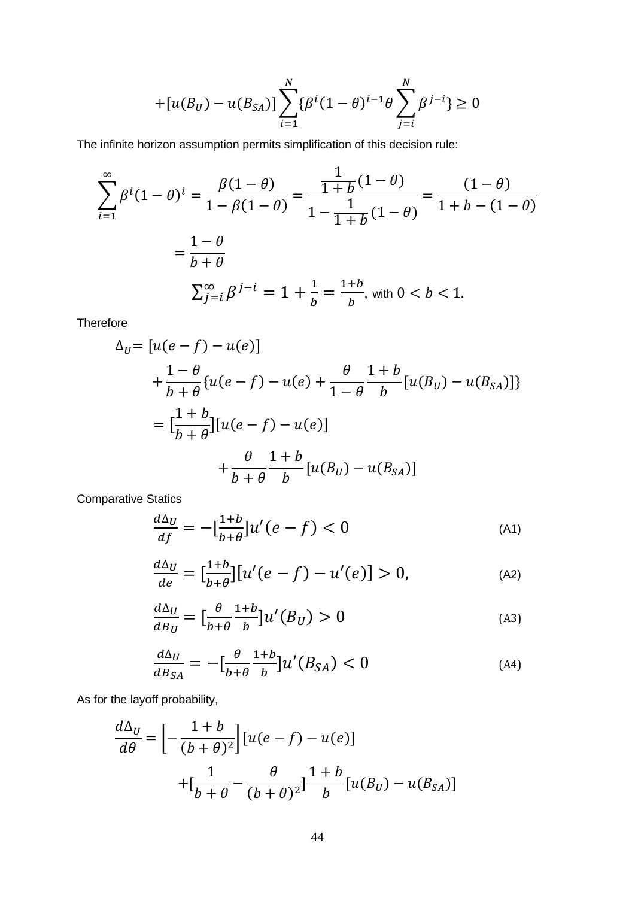$$+[u(B_U) - u(B_{SA})] \sum_{i=1}^{N} \{\beta^i (1-\theta)^{i-1} \theta \sum_{j=i}^{N} \beta^{j-i}\} \geq 0$$

The infinite horizon assumption permits simplification of this decision rule:

$$\sum_{i=1}^{\infty} \beta^i (1-\theta)^i = \frac{\beta(1-\theta)}{1-\beta(1-\theta)} = \frac{\frac{1}{1+b}(1-\theta)}{1-\frac{1}{1+b}(1-\theta)} = \frac{(1-\theta)}{1+b-(1-\theta)}$$

$$= \frac{1-\theta}{b+\theta}$$

$\sum_{j=i}^{\infty} \beta^{j-i} = 1 + \frac{1}{b} = \frac{1+b}{b}$, with $0 < b < 1$.

Therefore

$$\Delta_U = [u(e-f) - u(e)]$$
$$+ \frac{1-\theta}{b+\theta} \{u(e-f) - u(e) + \frac{\theta}{1-\theta} \frac{1+b}{b} [u(B_U) - u(B_{SA})]\}$$
$$= [\frac{1+b}{b+\theta}][u(e-f) - u(e)]$$
$$+ \frac{\theta}{b+\theta} \frac{1+b}{b} [u(B_U) - u(B_{SA})]$$

Comparative Statics

$$\frac{d\Delta_U}{df} = -[\frac{1+b}{b+\theta}] u'(e-f) < 0 \qquad \text{(A1)}$$

$$\frac{d\Delta_U}{de} = [\frac{1+b}{b+\theta}][u'(e-f) - u'(e)] > 0, \qquad \text{(A2)}$$

$$\frac{d\Delta_U}{dB_U} = [\frac{\theta}{b+\theta} \frac{1+b}{b}] u'(B_U) > 0 \qquad \text{(A3)}$$

$$\frac{d\Delta_U}{dB_{SA}} = -[\frac{\theta}{b+\theta} \frac{1+b}{b}] u'(B_{SA}) < 0 \qquad \text{(A4)}$$

As for the layoff probability,

$$\frac{d\Delta_U}{d\theta} = \left[-\frac{1+b}{(b+\theta)^2}\right][u(e-f) - u(e)]$$
$$+ [\frac{1}{b+\theta} - \frac{\theta}{(b+\theta)^2}] \frac{1+b}{b} [u(B_U) - u(B_{SA})]$$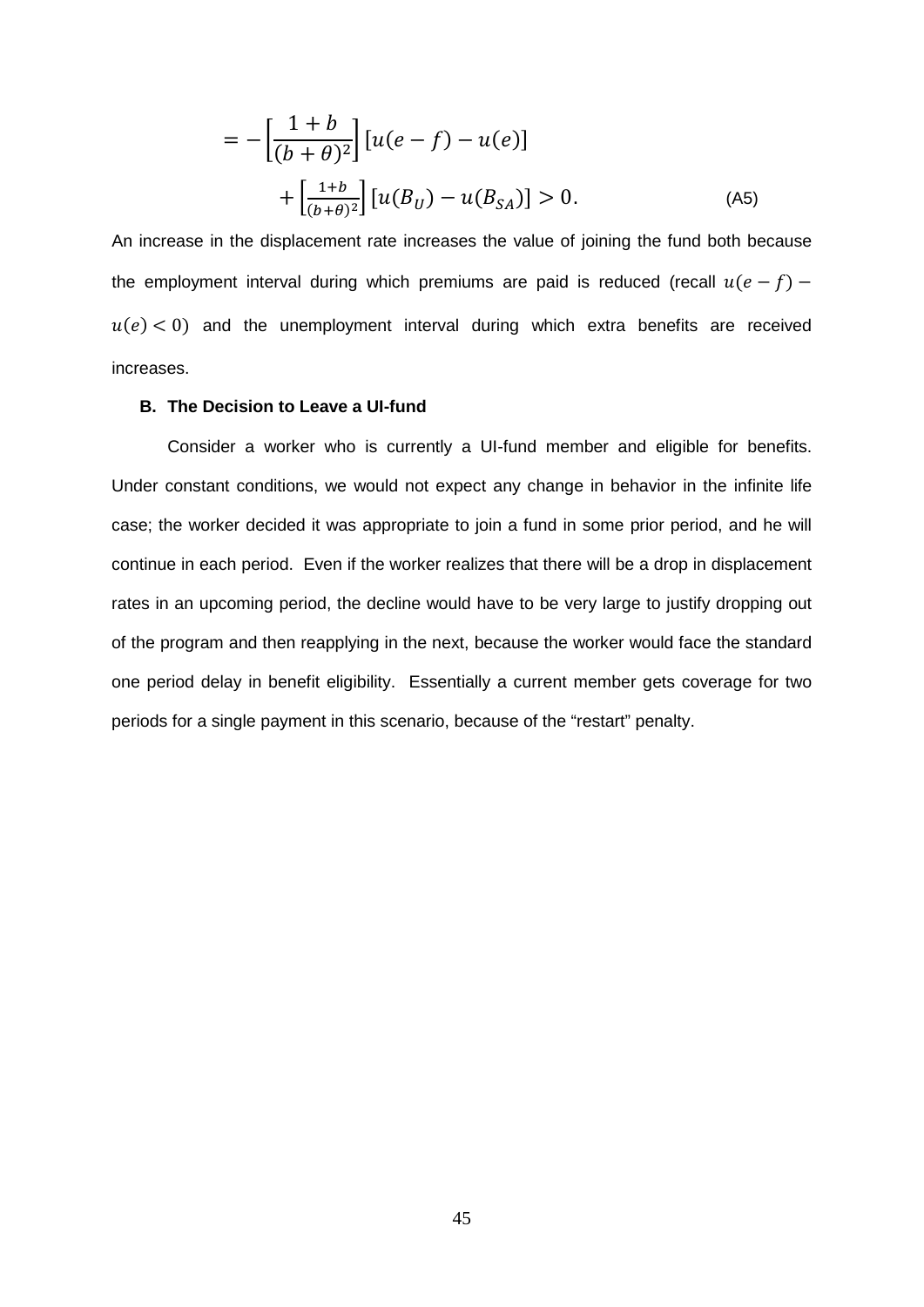$$= -\left[\frac{1+b}{(b+\theta)^2}\right][u(e-f)-u(e)]$$
$$+\left[\frac{1+b}{(b+\theta)^2}\right][u(B_U)-u(B_{SA})] > 0. \qquad \text{(A5)}$$

An increase in the displacement rate increases the value of joining the fund both because the employment interval during which premiums are paid is reduced (recall $u(e-f) - u(e) < 0$) and the unemployment interval during which extra benefits are received increases.

### B. The Decision to Leave a UI-fund

Consider a worker who is currently a UI-fund member and eligible for benefits. Under constant conditions, we would not expect any change in behavior in the infinite life case; the worker decided it was appropriate to join a fund in some prior period, and he will continue in each period. Even if the worker realizes that there will be a drop in displacement rates in an upcoming period, the decline would have to be very large to justify dropping out of the program and then reapplying in the next, because the worker would face the standard one period delay in benefit eligibility. Essentially a current member gets coverage for two periods for a single payment in this scenario, because of the "restart" penalty.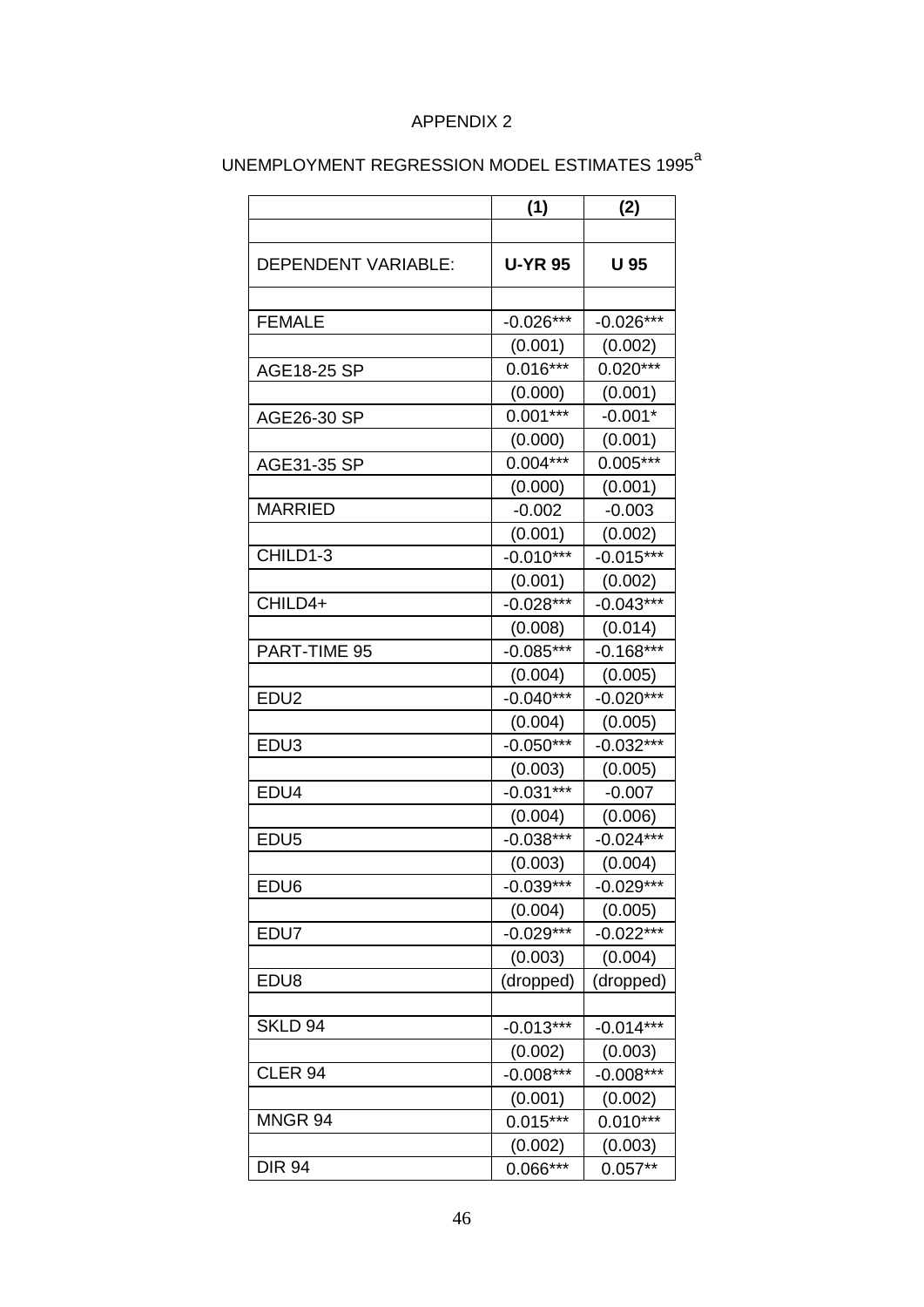APPENDIX 2

UNEMPLOYMENT REGRESSION MODEL ESTIMATES 1995[a]

| | (1) | (2) |
|---|---|---|
| | | |
| DEPENDENT VARIABLE: | **U-YR 95** | **U 95** |
| | | |
| FEMALE | -0.026*** | -0.026*** |
| | (0.001) | (0.002) |
| AGE18-25 SP | 0.016*** | 0.020*** |
| | (0.000) | (0.001) |
| AGE26-30 SP | 0.001*** | -0.001* |
| | (0.000) | (0.001) |
| AGE31-35 SP | 0.004*** | 0.005*** |
| | (0.000) | (0.001) |
| MARRIED | -0.002 | -0.003 |
| | (0.001) | (0.002) |
| CHILD1-3 | -0.010*** | -0.015*** |
| | (0.001) | (0.002) |
| CHILD4+ | -0.028*** | -0.043*** |
| | (0.008) | (0.014) |
| PART-TIME 95 | -0.085*** | -0.168*** |
| | (0.004) | (0.005) |
| EDU2 | -0.040*** | -0.020*** |
| | (0.004) | (0.005) |
| EDU3 | -0.050*** | -0.032*** |
| | (0.003) | (0.005) |
| EDU4 | -0.031*** | -0.007 |
| | (0.004) | (0.006) |
| EDU5 | -0.038*** | -0.024*** |
| | (0.003) | (0.004) |
| EDU6 | -0.039*** | -0.029*** |
| | (0.004) | (0.005) |
| EDU7 | -0.029*** | -0.022*** |
| | (0.003) | (0.004) |
| EDU8 | (dropped) | (dropped) |
| | | |
| SKLD 94 | -0.013*** | -0.014*** |
| | (0.002) | (0.003) |
| CLER 94 | -0.008*** | -0.008*** |
| | (0.001) | (0.002) |
| MNGR 94 | 0.015*** | 0.010*** |
| | (0.002) | (0.003) |
| DIR 94 | 0.066*** | 0.057** |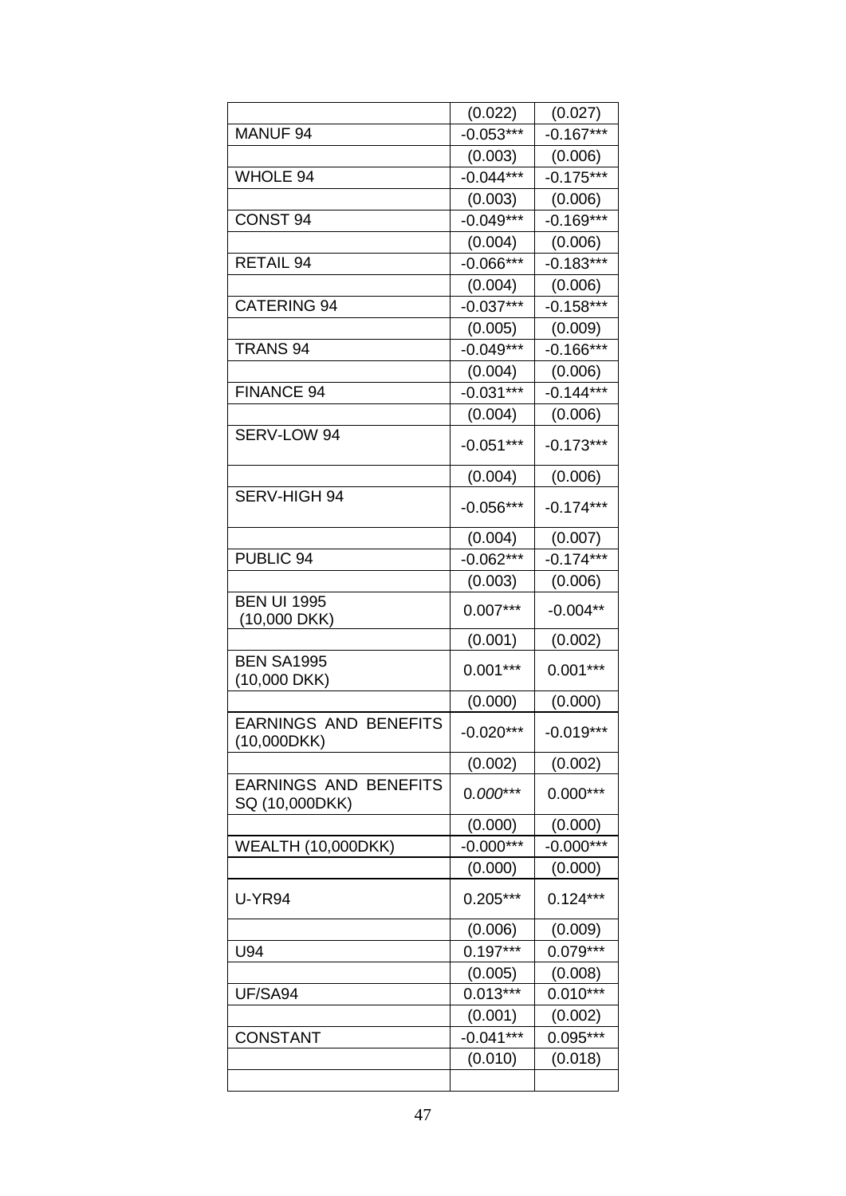| | | |
|---|---|---|
| | (0.022) | (0.027) |
| MANUF 94 | -0.053*** | -0.167*** |
| | (0.003) | (0.006) |
| WHOLE 94 | -0.044*** | -0.175*** |
| | (0.003) | (0.006) |
| CONST 94 | -0.049*** | -0.169*** |
| | (0.004) | (0.006) |
| RETAIL 94 | -0.066*** | -0.183*** |
| | (0.004) | (0.006) |
| CATERING 94 | -0.037*** | -0.158*** |
| | (0.005) | (0.009) |
| TRANS 94 | -0.049*** | -0.166*** |
| | (0.004) | (0.006) |
| FINANCE 94 | -0.031*** | -0.144*** |
| | (0.004) | (0.006) |
| SERV-LOW 94 | -0.051*** | -0.173*** |
| | (0.004) | (0.006) |
| SERV-HIGH 94 | -0.056*** | -0.174*** |
| | (0.004) | (0.007) |
| PUBLIC 94 | -0.062*** | -0.174*** |
| | (0.003) | (0.006) |
| BEN UI 1995 (10,000 DKK) | 0.007*** | -0.004** |
| | (0.001) | (0.002) |
| BEN SA1995 (10,000 DKK) | 0.001*** | 0.001*** |
| | (0.000) | (0.000) |
| EARNINGS AND BENEFITS (10,000DKK) | -0.020*** | -0.019*** |
| | (0.002) | (0.002) |
| EARNINGS AND BENEFITS SQ (10,000DKK) | *0.000**** | 0.000*** |
| | (0.000) | (0.000) |
| WEALTH (10,000DKK) | -0.000*** | -0.000*** |
| | (0.000) | (0.000) |
| U-YR94 | 0.205*** | 0.124*** |
| | (0.006) | (0.009) |
| U94 | 0.197*** | 0.079*** |
| | (0.005) | (0.008) |
| UF/SA94 | 0.013*** | 0.010*** |
| | (0.001) | (0.002) |
| CONSTANT | -0.041*** | 0.095*** |
| | (0.010) | (0.018) |
| | | |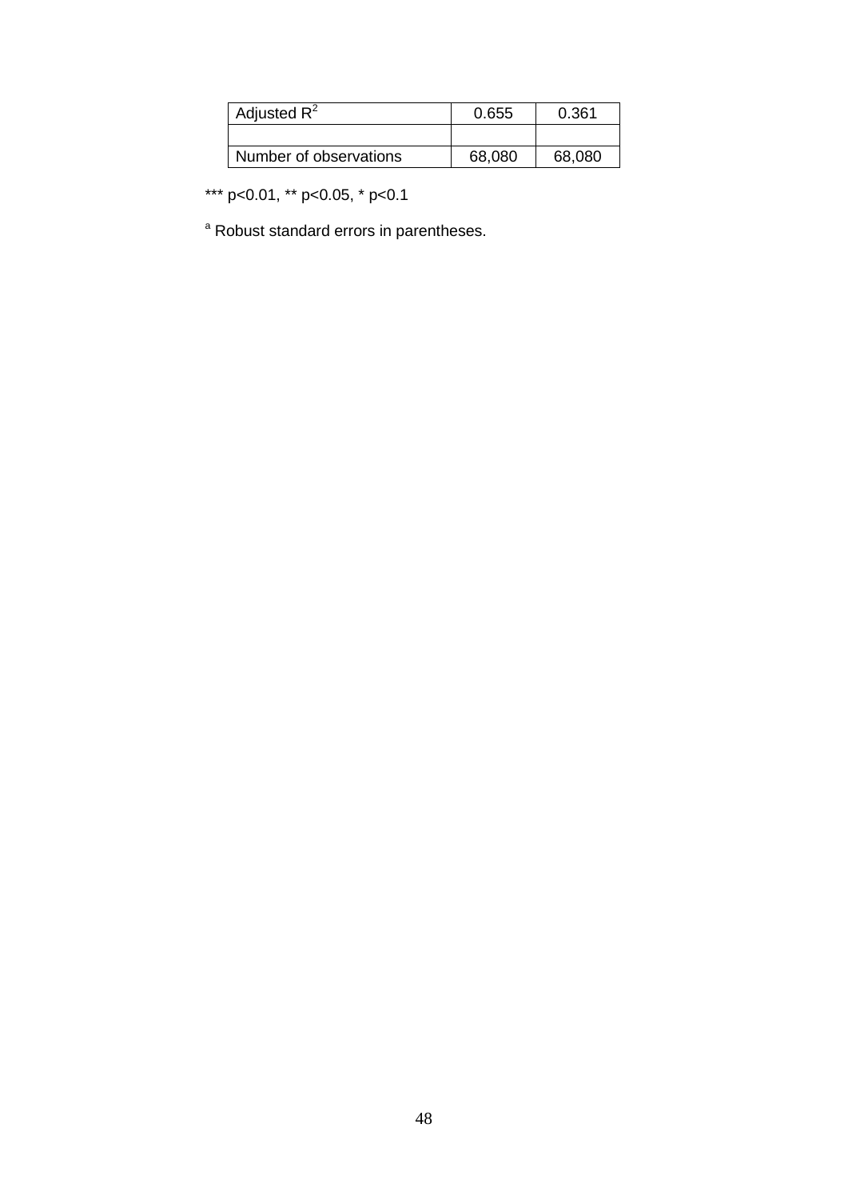| | | |
|---|---|---|
| Adjusted $R^2$ | 0.655 | 0.361 |
| | | |
| Number of observations | 68,080 | 68,080 |

*** p<0.01, ** p<0.05, * p<0.1

[a] Robust standard errors in parentheses.